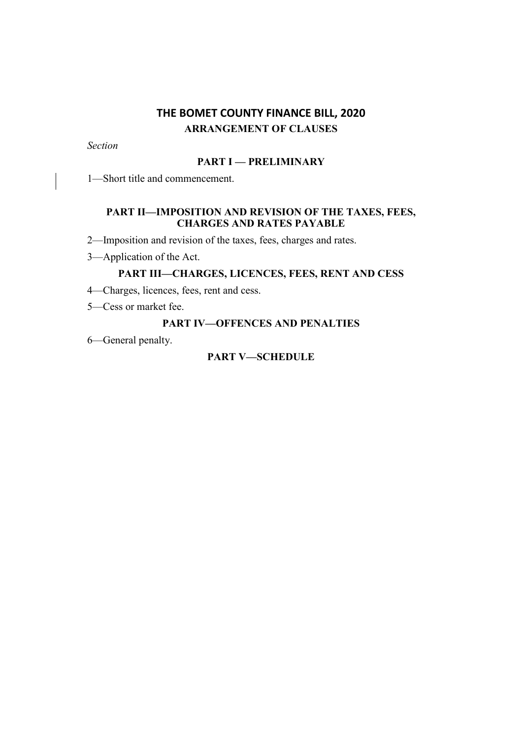# THE BOMET COUNTY FINANCE BILL, 2020

## ARRANGEMENT OF CLAUSES

*Section*

### PART I — PRELIMINARY

1—Short title and commencement.

### PART II—IMPOSITION AND REVISION OF THE TAXES, FEES, CHARGES AND RATES PAYABLE

2—Imposition and revision of the taxes, fees, charges and rates.

3—Application of the Act.

### PART III—CHARGES, LICENCES, FEES, RENT AND CESS

4—Charges, licences, fees, rent and cess.

5—Cess or market fee.

### PART IV—OFFENCES AND PENALTIES

6—General penalty.

### PART V—SCHEDULE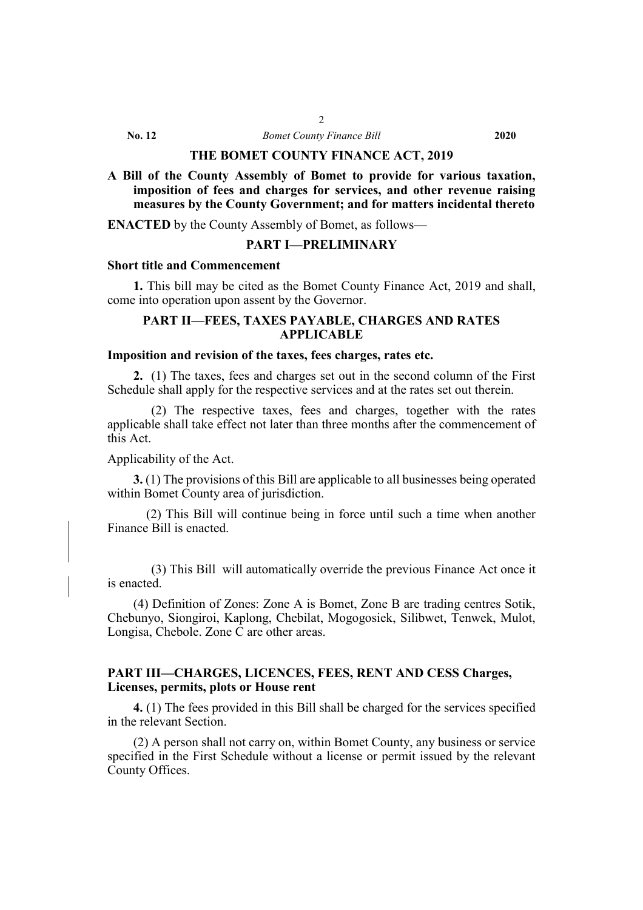# THE BOMET COUNTY FINANCE ACT, 2019

**A Bill of the County Assembly of Bomet to provide for various taxation, imposition of fees and charges for services, and other revenue raising measures by the County Government; and for matters incidental thereto**

**ENACTED** by the County Assembly of Bomet, as follows—

## PART I—PRELIMINARY

**Short title and Commencement**

**1.** This bill may be cited as the Bomet County Finance Act, 2019 and shall, come into operation upon assent by the Governor.

## PART II—FEES, TAXES PAYABLE, CHARGES AND RATES APPLICABLE

**Imposition and revision of the taxes, fees charges, rates etc.**

**2.** (1) The taxes, fees and charges set out in the second column of the First Schedule shall apply for the respective services and at the rates set out therein.

(2) The respective taxes, fees and charges, together with the rates applicable shall take effect not later than three months after the commencement of this Act.

Applicability of the Act.

**3.** (1) The provisions of this Bill are applicable to all businesses being operated within Bomet County area of jurisdiction.

(2) This Bill will continue being in force until such a time when another Finance Bill is enacted.

(3) This Bill will automatically override the previous Finance Act once it is enacted.

(4) Definition of Zones: Zone A is Bomet, Zone B are trading centres Sotik, Chebunyo, Siongiroi, Kaplong, Chebilat, Mogogosiek, Silibwet, Tenwek, Mulot, Longisa, Chebole. Zone C are other areas.

## PART III—CHARGES, LICENCES, FEES, RENT AND CESS Charges, Licenses, permits, plots or House rent

**4.** (1) The fees provided in this Bill shall be charged for the services specified in the relevant Section.

(2) A person shall not carry on, within Bomet County, any business or service specified in the First Schedule without a license or permit issued by the relevant County Offices.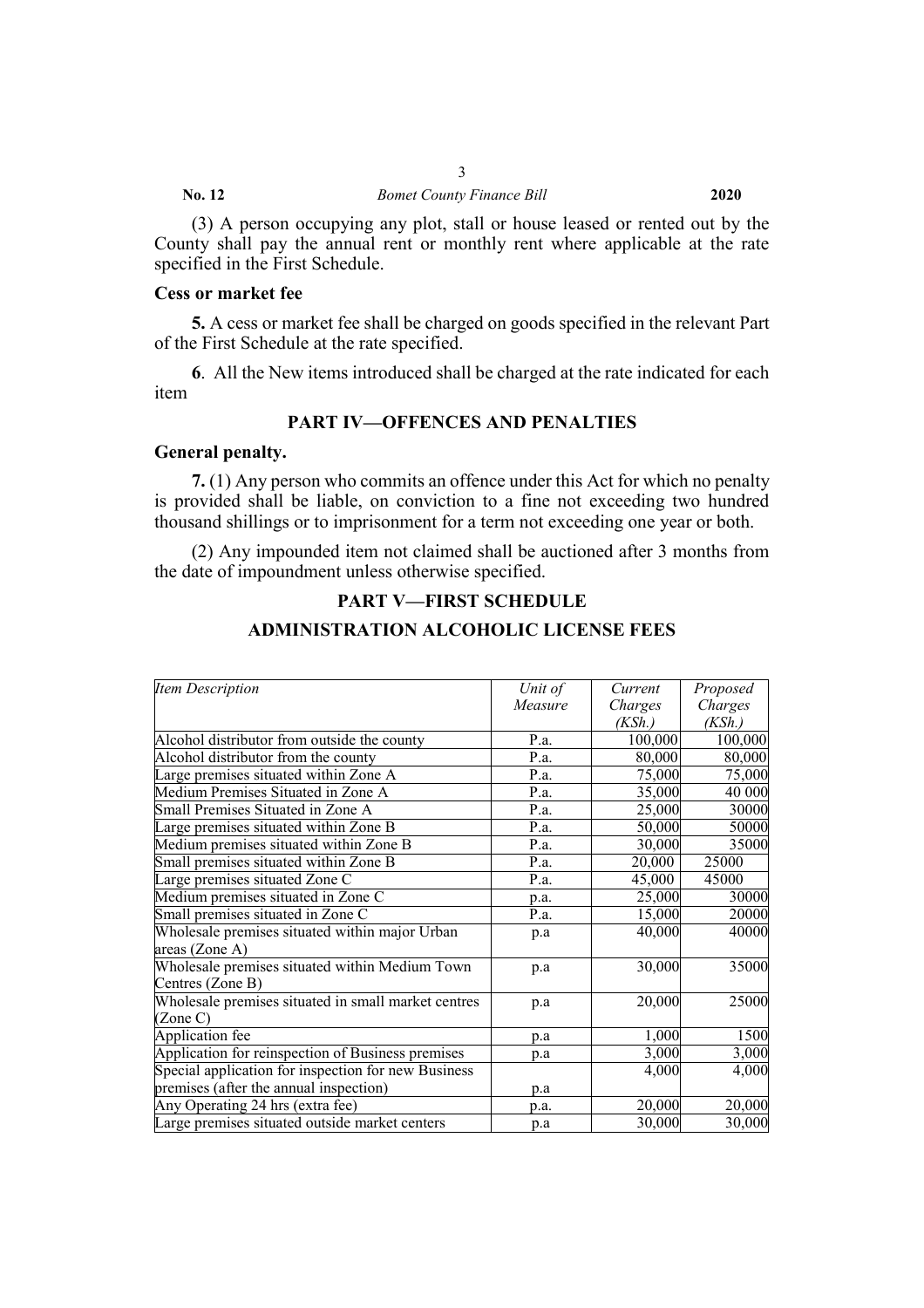(3) A person occupying any plot, stall or house leased or rented out by the County shall pay the annual rent or monthly rent where applicable at the rate specified in the First Schedule.

### Cess or market fee

**5.** A cess or market fee shall be charged on goods specified in the relevant Part of the First Schedule at the rate specified.

**6**. All the New items introduced shall be charged at the rate indicated for each item

## PART IV—OFFENCES AND PENALTIES

### General penalty.

**7.** (1) Any person who commits an offence under this Act for which no penalty is provided shall be liable, on conviction to a fine not exceeding two hundred thousand shillings or to imprisonment for a term not exceeding one year or both.

(2) Any impounded item not claimed shall be auctioned after 3 months from the date of impoundment unless otherwise specified.

## PART V—FIRST SCHEDULE

## ADMINISTRATION ALCOHOLIC LICENSE FEES

| *Item Description* | *Unit of Measure* | *Current Charges (KSh.)* | *Proposed Charges (KSh.)* |
|---|---|---|---|
| Alcohol distributor from outside the county | P.a. | 100,000 | 100,000 |
| Alcohol distributor from the county | P.a. | 80,000 | 80,000 |
| Large premises situated within Zone A | P.a. | 75,000 | 75,000 |
| Medium Premises Situated in Zone A | P.a. | 35,000 | 40 000 |
| Small Premises Situated in Zone A | P.a. | 25,000 | 30000 |
| Large premises situated within Zone B | P.a. | 50,000 | 50000 |
| Medium premises situated within Zone B | P.a. | 30,000 | 35000 |
| Small premises situated within Zone B | P.a. | 20,000 | 25000 |
| Large premises situated Zone C | P.a. | 45,000 | 45000 |
| Medium premises situated in Zone C | p.a. | 25,000 | 30000 |
| Small premises situated in Zone C | P.a. | 15,000 | 20000 |
| Wholesale premises situated within major Urban areas (Zone A) | p.a | 40,000 | 40000 |
| Wholesale premises situated within Medium Town Centres (Zone B) | p.a | 30,000 | 35000 |
| Wholesale premises situated in small market centres (Zone C) | p.a | 20,000 | 25000 |
| Application fee | p.a | 1,000 | 1500 |
| Application for reinspection of Business premises | p.a | 3,000 | 3,000 |
| Special application for inspection for new Business premises (after the annual inspection) | p.a | 4,000 | 4,000 |
| Any Operating 24 hrs (extra fee) | p.a. | 20,000 | 20,000 |
| Large premises situated outside market centers | p.a | 30,000 | 30,000 |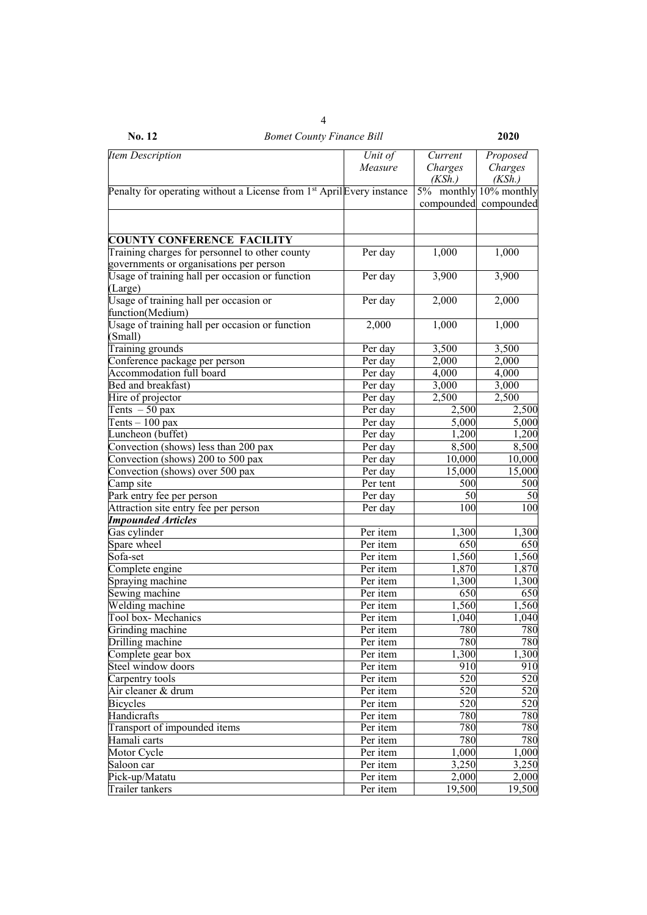| *Item Description* | *Unit of Measure* | *Current Charges (KSh.)* | *Proposed Charges (KSh.)* |
|---|---|---|---|
| Penalty for operating without a License from 1st April | Every instance | 5% monthly compounded | 10% monthly compounded |
| | | | |
| **COUNTY CONFERENCE FACILITY** | | | |
| Training charges for personnel to other county governments or organisations per person | Per day | 1,000 | 1,000 |
| Usage of training hall per occasion or function (Large) | Per day | 3,900 | 3,900 |
| Usage of training hall per occasion or function(Medium) | Per day | 2,000 | 2,000 |
| Usage of training hall per occasion or function (Small) | 2,000 | 1,000 | 1,000 |
| Training grounds | Per day | 3,500 | 3,500 |
| Conference package per person | Per day | 2,000 | 2,000 |
| Accommodation full board | Per day | 4,000 | 4,000 |
| Bed and breakfast) | Per day | 3,000 | 3,000 |
| Hire of projector | Per day | 2,500 | 2,500 |
| Tents – 50 pax | Per day | 2,500 | 2,500 |
| Tents – 100 pax | Per day | 5,000 | 5,000 |
| Luncheon (buffet) | Per day | 1,200 | 1,200 |
| Convection (shows) less than 200 pax | Per day | 8,500 | 8,500 |
| Convection (shows) 200 to 500 pax | Per day | 10,000 | 10,000 |
| Convection (shows) over 500 pax | Per day | 15,000 | 15,000 |
| Camp site | Per tent | 500 | 500 |
| Park entry fee per person | Per day | 50 | 50 |
| Attraction site entry fee per person | Per day | 100 | 100 |
| ***Impounded Articles*** | | | |
| Gas cylinder | Per item | 1,300 | 1,300 |
| Spare wheel | Per item | 650 | 650 |
| Sofa-set | Per item | 1,560 | 1,560 |
| Complete engine | Per item | 1,870 | 1,870 |
| Spraying machine | Per item | 1,300 | 1,300 |
| Sewing machine | Per item | 650 | 650 |
| Welding machine | Per item | 1,560 | 1,560 |
| Tool box- Mechanics | Per item | 1,040 | 1,040 |
| Grinding machine | Per item | 780 | 780 |
| Drilling machine | Per item | 780 | 780 |
| Complete gear box | Per item | 1,300 | 1,300 |
| Steel window doors | Per item | 910 | 910 |
| Carpentry tools | Per item | 520 | 520 |
| Air cleaner & drum | Per item | 520 | 520 |
| Bicycles | Per item | 520 | 520 |
| Handicrafts | Per item | 780 | 780 |
| Transport of impounded items | Per item | 780 | 780 |
| Hamali carts | Per item | 780 | 780 |
| Motor Cycle | Per item | 1,000 | 1,000 |
| Saloon car | Per item | 3,250 | 3,250 |
| Pick-up/Matatu | Per item | 2,000 | 2,000 |
| Trailer tankers | Per item | 19,500 | 19,500 |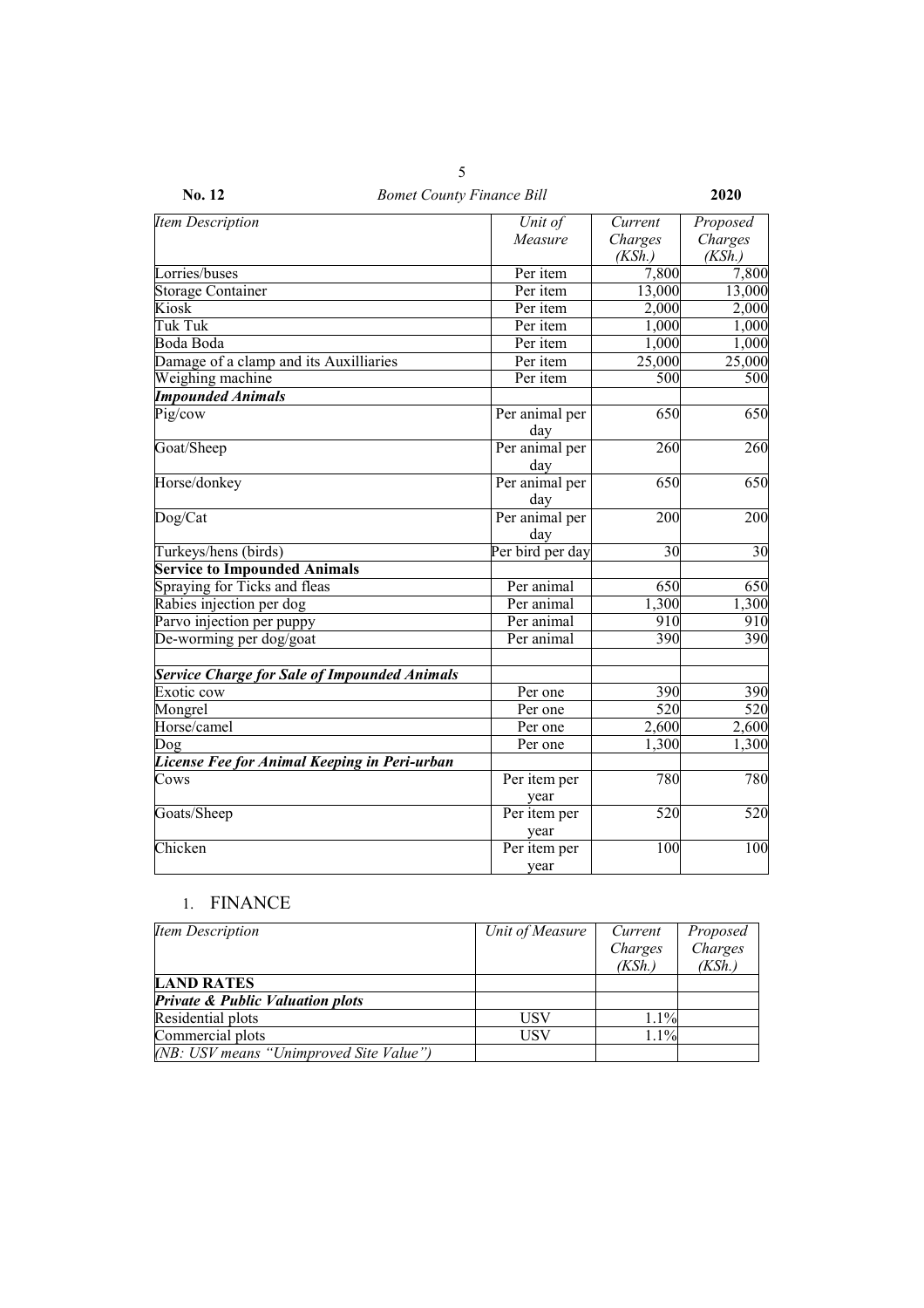| *Item Description* | *Unit of Measure* | *Current Charges (KSh.)* | *Proposed Charges (KSh.)* |
|---|---|---|---|
| Lorries/buses | Per item | 7,800 | 7,800 |
| Storage Container | Per item | 13,000 | 13,000 |
| Kiosk | Per item | 2,000 | 2,000 |
| Tuk Tuk | Per item | 1,000 | 1,000 |
| Boda Boda | Per item | 1,000 | 1,000 |
| Damage of a clamp and its Auxilliaries | Per item | 25,000 | 25,000 |
| Weighing machine | Per item | 500 | 500 |
| ***Impounded Animals*** | | | |
| Pig/cow | Per animal per day | 650 | 650 |
| Goat/Sheep | Per animal per day | 260 | 260 |
| Horse/donkey | Per animal per day | 650 | 650 |
| Dog/Cat | Per animal per day | 200 | 200 |
| Turkeys/hens (birds) | Per bird per day | 30 | 30 |
| **Service to Impounded Animals** | | | |
| Spraying for Ticks and fleas | Per animal | 650 | 650 |
| Rabies injection per dog | Per animal | 1,300 | 1,300 |
| Parvo injection per puppy | Per animal | 910 | 910 |
| De-worming per dog/goat | Per animal | 390 | 390 |
| | | | |
| ***Service Charge for Sale of Impounded Animals*** | | | |
| Exotic cow | Per one | 390 | 390 |
| Mongrel | Per one | 520 | 520 |
| Horse/camel | Per one | 2,600 | 2,600 |
| Dog | Per one | 1,300 | 1,300 |
| ***License Fee for Animal Keeping in Peri-urban*** | | | |
| Cows | Per item per year | 780 | 780 |
| Goats/Sheep | Per item per year | 520 | 520 |
| Chicken | Per item per year | 100 | 100 |

1. FINANCE

| *Item Description* | *Unit of Measure* | *Current Charges (KSh.)* | *Proposed Charges (KSh.)* |
|---|---|---|---|
| **LAND RATES** | | | |
| ***Private & Public Valuation plots*** | | | |
| Residential plots | USV | 1.1% | |
| Commercial plots | USV | 1.1% | |
| *(NB: USV means "Unimproved Site Value")* | | | |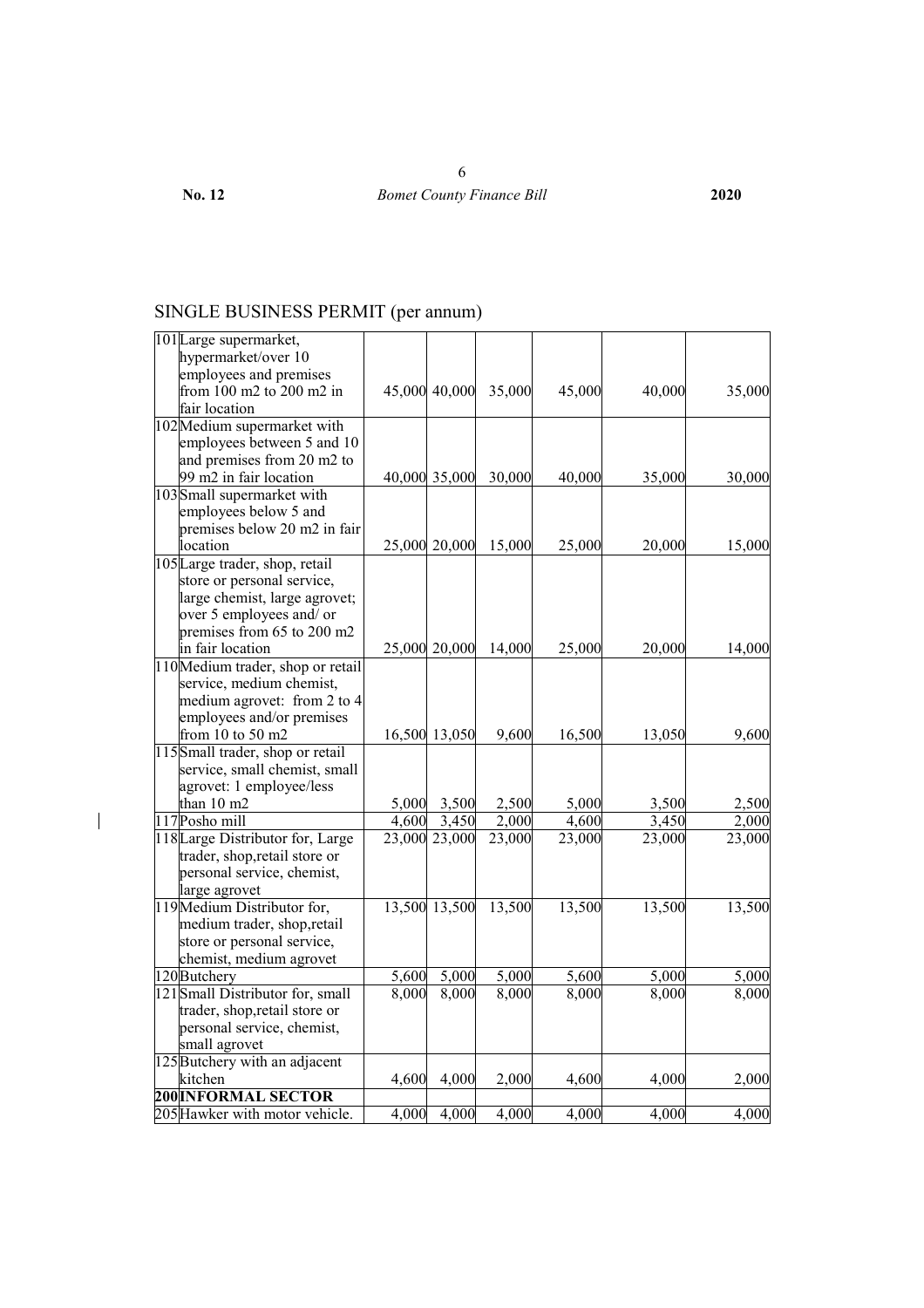## SINGLE BUSINESS PERMIT (per annum)

| | | | | | | | |
|---|---|---|---|---|---|---|---|
| 101 | Large supermarket, hypermarket/over 10 employees and premises from 100 m2 to 200 m2 in fair location | 45,000 | 40,000 | 35,000 | 45,000 | 40,000 | 35,000 |
| 102 | Medium supermarket with employees between 5 and 10 and premises from 20 m2 to 99 m2 in fair location | 40,000 | 35,000 | 30,000 | 40,000 | 35,000 | 30,000 |
| 103 | Small supermarket with employees below 5 and premises below 20 m2 in fair location | 25,000 | 20,000 | 15,000 | 25,000 | 20,000 | 15,000 |
| 105 | Large trader, shop, retail store or personal service, large chemist, large agrovet; over 5 employees and/ or premises from 65 to 200 m2 in fair location | 25,000 | 20,000 | 14,000 | 25,000 | 20,000 | 14,000 |
| 110 | Medium trader, shop or retail service, medium chemist, medium agrovet: from 2 to 4 employees and/or premises from 10 to 50 m2 | 16,500 | 13,050 | 9,600 | 16,500 | 13,050 | 9,600 |
| 115 | Small trader, shop or retail service, small chemist, small agrovet: 1 employee/less than 10 m2 | 5,000 | 3,500 | 2,500 | 5,000 | 3,500 | 2,500 |
| 117 | Posho mill | 4,600 | 3,450 | 2,000 | 4,600 | 3,450 | 2,000 |
| 118 | Large Distributor for, Large trader, shop,retail store or personal service, chemist, large agrovet | 23,000 | 23,000 | 23,000 | 23,000 | 23,000 | 23,000 |
| 119 | Medium Distributor for, medium trader, shop,retail store or personal service, chemist, medium agrovet | 13,500 | 13,500 | 13,500 | 13,500 | 13,500 | 13,500 |
| 120 | Butchery | 5,600 | 5,000 | 5,000 | 5,600 | 5,000 | 5,000 |
| 121 | Small Distributor for, small trader, shop,retail store or personal service, chemist, small agrovet | 8,000 | 8,000 | 8,000 | 8,000 | 8,000 | 8,000 |
| 125 | Butchery with an adjacent kitchen | 4,600 | 4,000 | 2,000 | 4,600 | 4,000 | 2,000 |
| **200** | **INFORMAL SECTOR** | | | | | | |
| 205 | Hawker with motor vehicle. | 4,000 | 4,000 | 4,000 | 4,000 | 4,000 | 4,000 |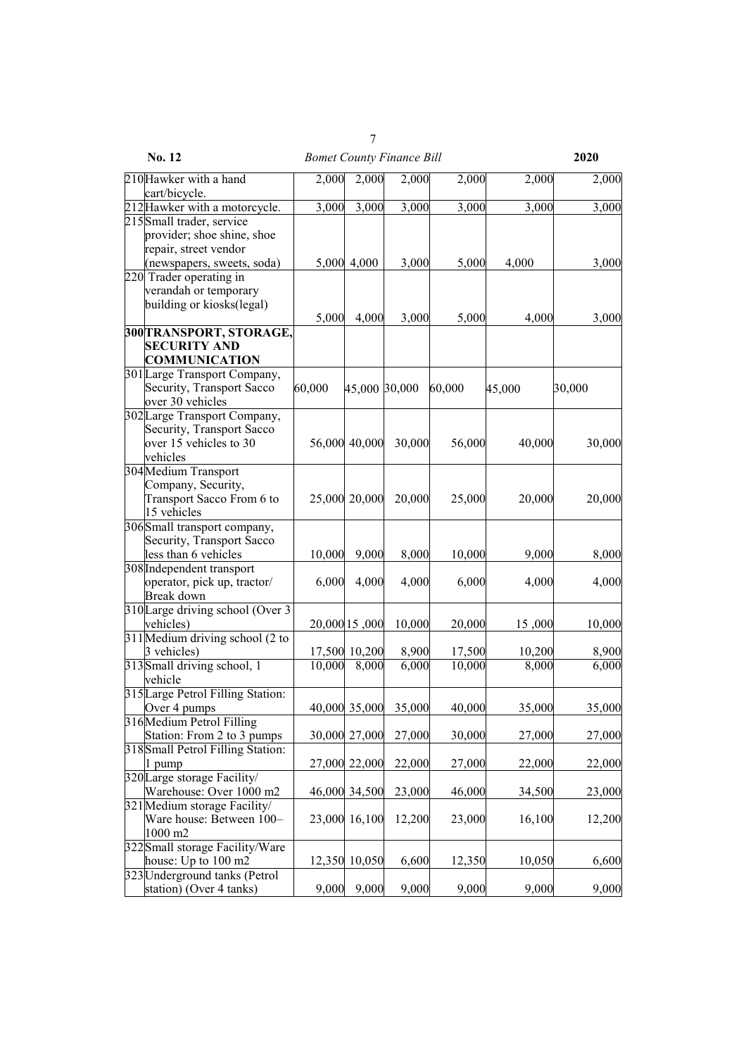| | | | | | | | |
|---|---|---|---|---|---|---|---|
| 210 | Hawker with a hand cart/bicycle. | 2,000 | 2,000 | 2,000 | 2,000 | 2,000 | 2,000 |
| 212 | Hawker with a motorcycle. | 3,000 | 3,000 | 3,000 | 3,000 | 3,000 | 3,000 |
| 215 | Small trader, service provider; shoe shine, shoe repair, street vendor (newspapers, sweets, soda) | 5,000 | 4,000 | 3,000 | 5,000 | 4,000 | 3,000 |
| 220 | Trader operating in verandah or temporary building or kiosks(legal) | 5,000 | 4,000 | 3,000 | 5,000 | 4,000 | 3,000 |
| **300** | **TRANSPORT, STORAGE, SECURITY AND COMMUNICATION** | | | | | | |
| 301 | Large Transport Company, Security, Transport Sacco over 30 vehicles | 60,000 | 45,000 | 30,000 | 60,000 | 45,000 | 30,000 |
| 302 | Large Transport Company, Security, Transport Sacco over 15 vehicles to 30 vehicles | 56,000 | 40,000 | 30,000 | 56,000 | 40,000 | 30,000 |
| 304 | Medium Transport Company, Security, Transport Sacco From 6 to 15 vehicles | 25,000 | 20,000 | 20,000 | 25,000 | 20,000 | 20,000 |
| 306 | Small transport company, Security, Transport Sacco less than 6 vehicles | 10,000 | 9,000 | 8,000 | 10,000 | 9,000 | 8,000 |
| 308 | Independent transport operator, pick up, tractor/ Break down | 6,000 | 4,000 | 4,000 | 6,000 | 4,000 | 4,000 |
| 310 | Large driving school (Over 3 vehicles) | 20,000 | 15 ,000 | 10,000 | 20,000 | 15 ,000 | 10,000 |
| 311 | Medium driving school (2 to 3 vehicles) | 17,500 | 10,200 | 8,900 | 17,500 | 10,200 | 8,900 |
| 313 | Small driving school, 1 vehicle | 10,000 | 8,000 | 6,000 | 10,000 | 8,000 | 6,000 |
| 315 | Large Petrol Filling Station: Over 4 pumps | 40,000 | 35,000 | 35,000 | 40,000 | 35,000 | 35,000 |
| 316 | Medium Petrol Filling Station: From 2 to 3 pumps | 30,000 | 27,000 | 27,000 | 30,000 | 27,000 | 27,000 |
| 318 | Small Petrol Filling Station: 1 pump | 27,000 | 22,000 | 22,000 | 27,000 | 22,000 | 22,000 |
| 320 | Large storage Facility/ Warehouse: Over 1000 m2 | 46,000 | 34,500 | 23,000 | 46,000 | 34,500 | 23,000 |
| 321 | Medium storage Facility/ Ware house: Between 100–1000 m2 | 23,000 | 16,100 | 12,200 | 23,000 | 16,100 | 12,200 |
| 322 | Small storage Facility/Ware house: Up to 100 m2 | 12,350 | 10,050 | 6,600 | 12,350 | 10,050 | 6,600 |
| 323 | Underground tanks (Petrol station) (Over 4 tanks) | 9,000 | 9,000 | 9,000 | 9,000 | 9,000 | 9,000 |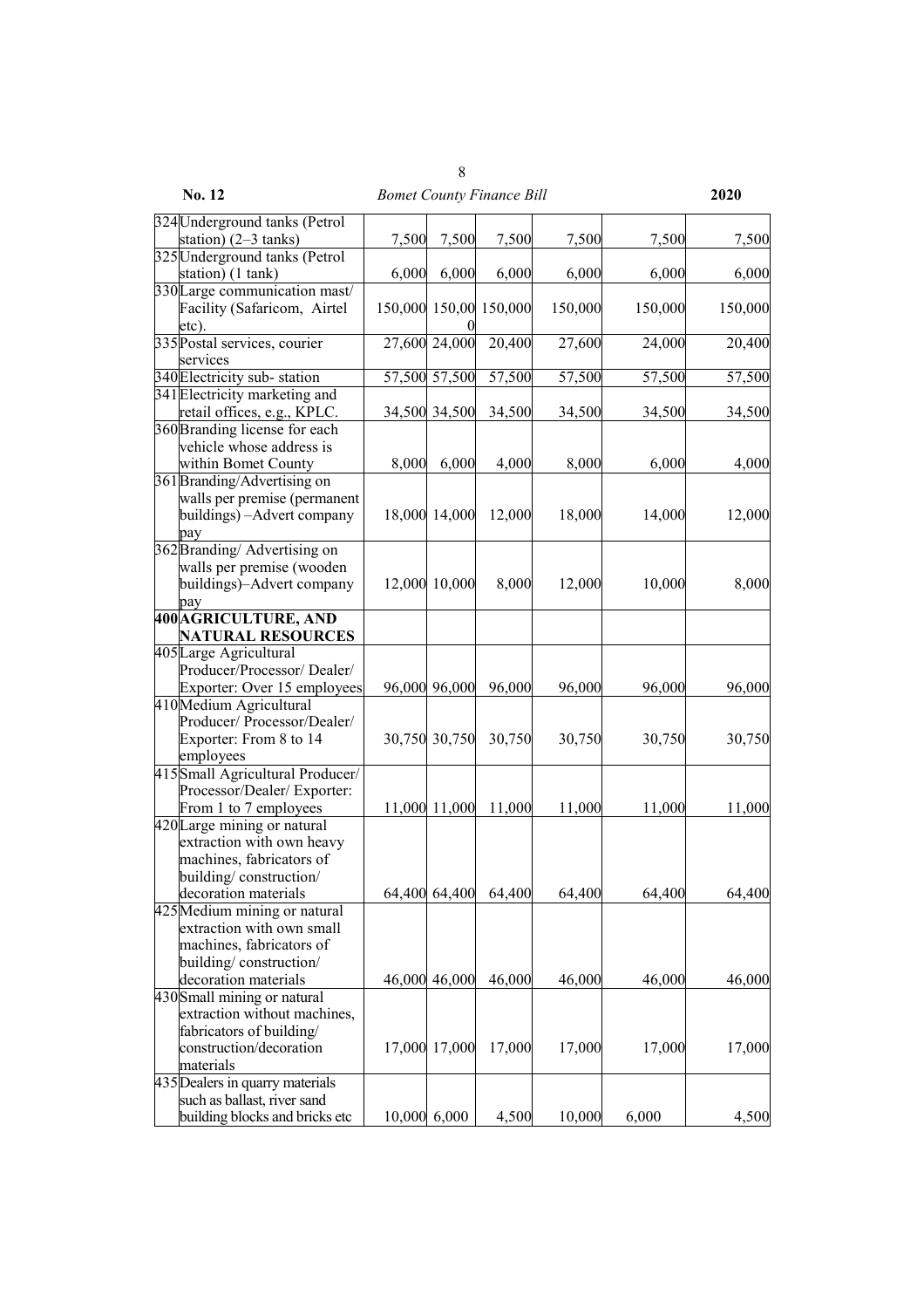| | | | | | | | |
|---|---|---|---|---|---|---|---|
| 324 | Underground tanks (Petrol station) (2–3 tanks) | 7,500 | 7,500 | 7,500 | 7,500 | 7,500 | 7,500 |
| 325 | Underground tanks (Petrol station) (1 tank) | 6,000 | 6,000 | 6,000 | 6,000 | 6,000 | 6,000 |
| 330 | Large communication mast/ Facility (Safaricom, Airtel etc). | 150,000 | 150,000 | 150,000 | 150,000 | 150,000 | 150,000 |
| 335 | Postal services, courier services | 27,600 | 24,000 | 20,400 | 27,600 | 24,000 | 20,400 |
| 340 | Electricity sub- station | 57,500 | 57,500 | 57,500 | 57,500 | 57,500 | 57,500 |
| 341 | Electricity marketing and retail offices, e.g., KPLC. | 34,500 | 34,500 | 34,500 | 34,500 | 34,500 | 34,500 |
| 360 | Branding license for each vehicle whose address is within Bomet County | 8,000 | 6,000 | 4,000 | 8,000 | 6,000 | 4,000 |
| 361 | Branding/Advertising on walls per premise (permanent buildings) –Advert company pay | 18,000 | 14,000 | 12,000 | 18,000 | 14,000 | 12,000 |
| 362 | Branding/ Advertising on walls per premise (wooden buildings)–Advert company pay | 12,000 | 10,000 | 8,000 | 12,000 | 10,000 | 8,000 |
| **400** | **AGRICULTURE, AND NATURAL RESOURCES** | | | | | | |
| 405 | Large Agricultural Producer/Processor/ Dealer/ Exporter: Over 15 employees | 96,000 | 96,000 | 96,000 | 96,000 | 96,000 | 96,000 |
| 410 | Medium Agricultural Producer/ Processor/Dealer/ Exporter: From 8 to 14 employees | 30,750 | 30,750 | 30,750 | 30,750 | 30,750 | 30,750 |
| 415 | Small Agricultural Producer/ Processor/Dealer/ Exporter: From 1 to 7 employees | 11,000 | 11,000 | 11,000 | 11,000 | 11,000 | 11,000 |
| 420 | Large mining or natural extraction with own heavy machines, fabricators of building/ construction/ decoration materials | 64,400 | 64,400 | 64,400 | 64,400 | 64,400 | 64,400 |
| 425 | Medium mining or natural extraction with own small machines, fabricators of building/ construction/ decoration materials | 46,000 | 46,000 | 46,000 | 46,000 | 46,000 | 46,000 |
| 430 | Small mining or natural extraction without machines, fabricators of building/ construction/decoration materials | 17,000 | 17,000 | 17,000 | 17,000 | 17,000 | 17,000 |
| 435 | Dealers in quarry materials such as ballast, river sand building blocks and bricks etc | 10,000 | 6,000 | 4,500 | 10,000 | 6,000 | 4,500 |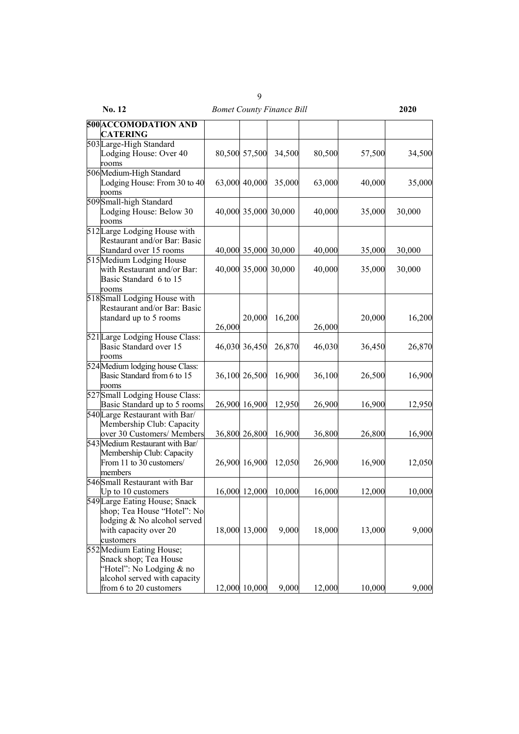| | | | | | | | |
|---|---|---|---|---|---|---|---|
| **500** | **ACCOMODATION AND CATERING** | | | | | | |
| 503 | Large-High Standard Lodging House: Over 40 rooms | 80,500 | 57,500 | 34,500 | 80,500 | 57,500 | 34,500 |
| 506 | Medium-High Standard Lodging House: From 30 to 40 rooms | 63,000 | 40,000 | 35,000 | 63,000 | 40,000 | 35,000 |
| 509 | Small-high Standard Lodging House: Below 30 rooms | 40,000 | 35,000 | 30,000 | 40,000 | 35,000 | 30,000 |
| 512 | Large Lodging House with Restaurant and/or Bar: Basic Standard over 15 rooms | 40,000 | 35,000 | 30,000 | 40,000 | 35,000 | 30,000 |
| 515 | Medium Lodging House with Restaurant and/or Bar: Basic Standard 6 to 15 rooms | 40,000 | 35,000 | 30,000 | 40,000 | 35,000 | 30,000 |
| 518 | Small Lodging House with Restaurant and/or Bar: Basic standard up to 5 rooms | 26,000 | 20,000 | 16,200 | 26,000 | 20,000 | 16,200 |
| 521 | Large Lodging House Class: Basic Standard over 15 rooms | 46,030 | 36,450 | 26,870 | 46,030 | 36,450 | 26,870 |
| 524 | Medium lodging house Class: Basic Standard from 6 to 15 rooms | 36,100 | 26,500 | 16,900 | 36,100 | 26,500 | 16,900 |
| 527 | Small Lodging House Class: Basic Standard up to 5 rooms | 26,900 | 16,900 | 12,950 | 26,900 | 16,900 | 12,950 |
| 540 | Large Restaurant with Bar/ Membership Club: Capacity over 30 Customers/ Members | 36,800 | 26,800 | 16,900 | 36,800 | 26,800 | 16,900 |
| 543 | Medium Restaurant with Bar/ Membership Club: Capacity From 11 to 30 customers/ members | 26,900 | 16,900 | 12,050 | 26,900 | 16,900 | 12,050 |
| 546 | Small Restaurant with Bar Up to 10 customers | 16,000 | 12,000 | 10,000 | 16,000 | 12,000 | 10,000 |
| 549 | Large Eating House; Snack shop; Tea House "Hotel": No lodging & No alcohol served with capacity over 20 customers | 18,000 | 13,000 | 9,000 | 18,000 | 13,000 | 9,000 |
| 552 | Medium Eating House; Snack shop; Tea House "Hotel": No Lodging & no alcohol served with capacity from 6 to 20 customers | 12,000 | 10,000 | 9,000 | 12,000 | 10,000 | 9,000 |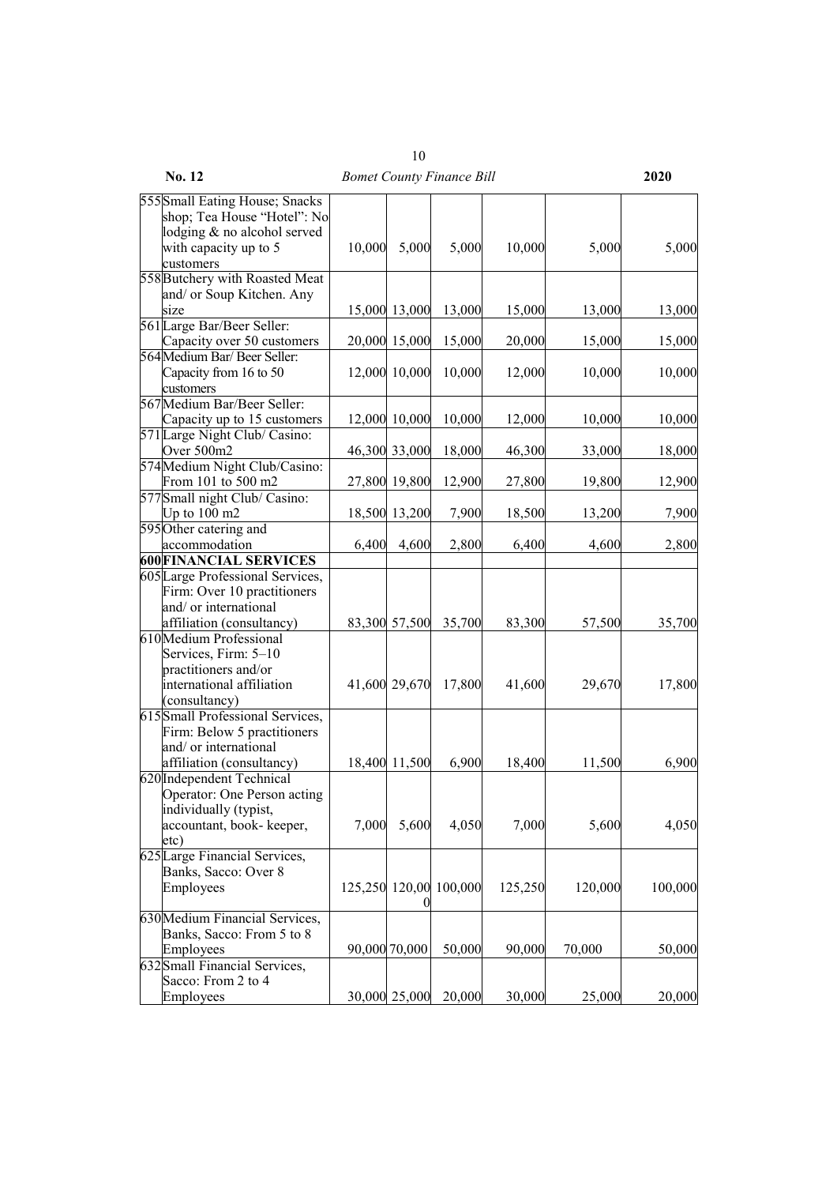| | | | | | | | |
|---|---|---|---|---|---|---|---|
| 555 | Small Eating House; Snacks shop; Tea House "Hotel": No lodging & no alcohol served with capacity up to 5 customers | 10,000 | 5,000 | 5,000 | 10,000 | 5,000 | 5,000 |
| 558 | Butchery with Roasted Meat and/ or Soup Kitchen. Any size | 15,000 | 13,000 | 13,000 | 15,000 | 13,000 | 13,000 |
| 561 | Large Bar/Beer Seller: Capacity over 50 customers | 20,000 | 15,000 | 15,000 | 20,000 | 15,000 | 15,000 |
| 564 | Medium Bar/ Beer Seller: Capacity from 16 to 50 customers | 12,000 | 10,000 | 10,000 | 12,000 | 10,000 | 10,000 |
| 567 | Medium Bar/Beer Seller: Capacity up to 15 customers | 12,000 | 10,000 | 10,000 | 12,000 | 10,000 | 10,000 |
| 571 | Large Night Club/ Casino: Over 500m2 | 46,300 | 33,000 | 18,000 | 46,300 | 33,000 | 18,000 |
| 574 | Medium Night Club/Casino: From 101 to 500 m2 | 27,800 | 19,800 | 12,900 | 27,800 | 19,800 | 12,900 |
| 577 | Small night Club/ Casino: Up to 100 m2 | 18,500 | 13,200 | 7,900 | 18,500 | 13,200 | 7,900 |
| 595 | Other catering and accommodation | 6,400 | 4,600 | 2,800 | 6,400 | 4,600 | 2,800 |
| **600** | **FINANCIAL SERVICES** | | | | | | |
| 605 | Large Professional Services, Firm: Over 10 practitioners and/ or international affiliation (consultancy) | 83,300 | 57,500 | 35,700 | 83,300 | 57,500 | 35,700 |
| 610 | Medium Professional Services, Firm: 5–10 practitioners and/or international affiliation (consultancy) | 41,600 | 29,670 | 17,800 | 41,600 | 29,670 | 17,800 |
| 615 | Small Professional Services, Firm: Below 5 practitioners and/ or international affiliation (consultancy) | 18,400 | 11,500 | 6,900 | 18,400 | 11,500 | 6,900 |
| 620 | Independent Technical Operator: One Person acting individually (typist, accountant, book- keeper, etc) | 7,000 | 5,600 | 4,050 | 7,000 | 5,600 | 4,050 |
| 625 | Large Financial Services, Banks, Sacco: Over 8 Employees | 125,250 | 120,000 | 100,000 | 125,250 | 120,000 | 100,000 |
| 630 | Medium Financial Services, Banks, Sacco: From 5 to 8 Employees | 90,000 | 70,000 | 50,000 | 90,000 | 70,000 | 50,000 |
| 632 | Small Financial Services, Sacco: From 2 to 4 Employees | 30,000 | 25,000 | 20,000 | 30,000 | 25,000 | 20,000 |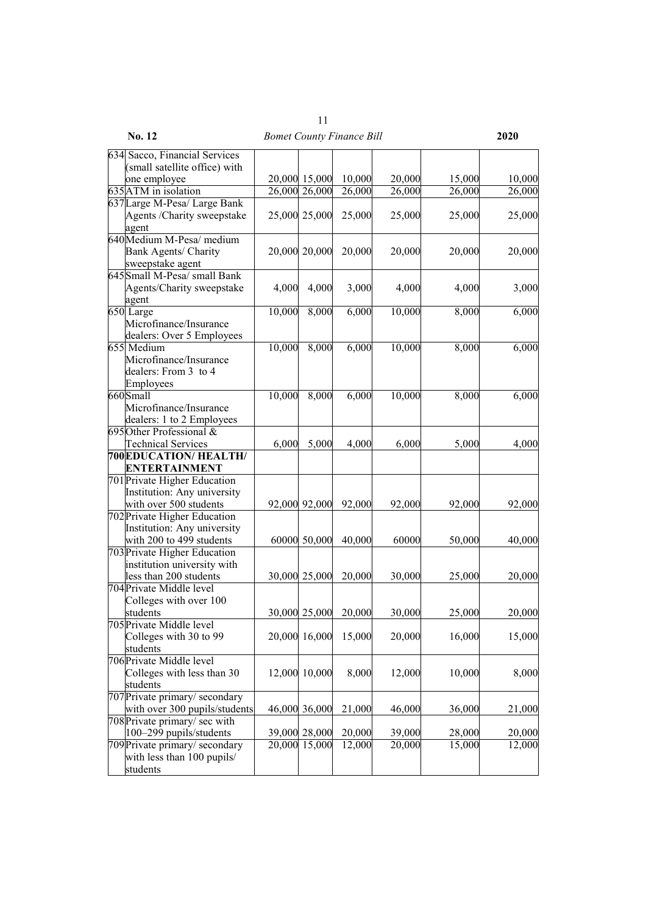| | | | | | | | |
|---|---|---|---|---|---|---|---|
| 634 | Sacco, Financial Services (small satellite office) with one employee | 20,000 | 15,000 | 10,000 | 20,000 | 15,000 | 10,000 |
| 635 | ATM in isolation | 26,000 | 26,000 | 26,000 | 26,000 | 26,000 | 26,000 |
| 637 | Large M-Pesa/ Large Bank Agents /Charity sweepstake agent | 25,000 | 25,000 | 25,000 | 25,000 | 25,000 | 25,000 |
| 640 | Medium M-Pesa/ medium Bank Agents/ Charity sweepstake agent | 20,000 | 20,000 | 20,000 | 20,000 | 20,000 | 20,000 |
| 645 | Small M-Pesa/ small Bank Agents/Charity sweepstake agent | 4,000 | 4,000 | 3,000 | 4,000 | 4,000 | 3,000 |
| 650 | Large Microfinance/Insurance dealers: Over 5 Employees | 10,000 | 8,000 | 6,000 | 10,000 | 8,000 | 6,000 |
| 655 | Medium Microfinance/Insurance dealers: From 3 to 4 Employees | 10,000 | 8,000 | 6,000 | 10,000 | 8,000 | 6,000 |
| 660 | Small Microfinance/Insurance dealers: 1 to 2 Employees | 10,000 | 8,000 | 6,000 | 10,000 | 8,000 | 6,000 |
| 695 | Other Professional & Technical Services | 6,000 | 5,000 | 4,000 | 6,000 | 5,000 | 4,000 |
| **700** | **EDUCATION/ HEALTH/ ENTERTAINMENT** | | | | | | |
| 701 | Private Higher Education Institution: Any university with over 500 students | 92,000 | 92,000 | 92,000 | 92,000 | 92,000 | 92,000 |
| 702 | Private Higher Education Institution: Any university with 200 to 499 students | 60000 | 50,000 | 40,000 | 60000 | 50,000 | 40,000 |
| 703 | Private Higher Education institution university with less than 200 students | 30,000 | 25,000 | 20,000 | 30,000 | 25,000 | 20,000 |
| 704 | Private Middle level Colleges with over 100 students | 30,000 | 25,000 | 20,000 | 30,000 | 25,000 | 20,000 |
| 705 | Private Middle level Colleges with 30 to 99 students | 20,000 | 16,000 | 15,000 | 20,000 | 16,000 | 15,000 |
| 706 | Private Middle level Colleges with less than 30 students | 12,000 | 10,000 | 8,000 | 12,000 | 10,000 | 8,000 |
| 707 | Private primary/ secondary with over 300 pupils/students | 46,000 | 36,000 | 21,000 | 46,000 | 36,000 | 21,000 |
| 708 | Private primary/ sec with 100–299 pupils/students | 39,000 | 28,000 | 20,000 | 39,000 | 28,000 | 20,000 |
| 709 | Private primary/ secondary with less than 100 pupils/ students | 20,000 | 15,000 | 12,000 | 20,000 | 15,000 | 12,000 |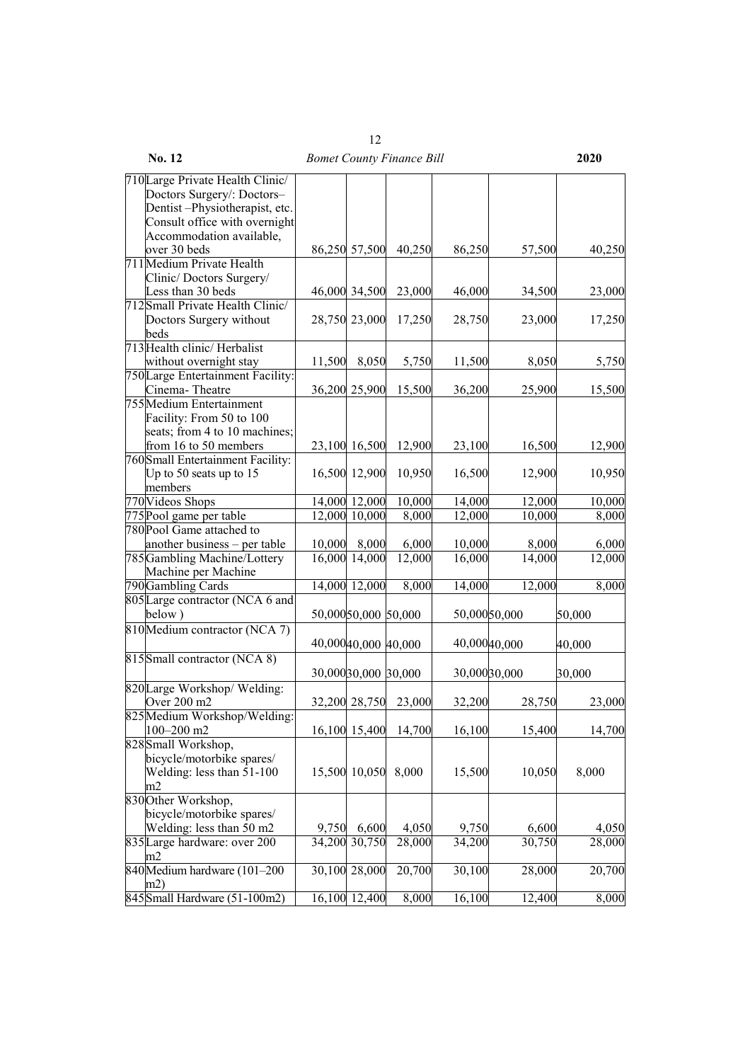| | | | | | | | |
|---|---|---|---|---|---|---|---|
| 710 | Large Private Health Clinic/ Doctors Surgery/: Doctors– Dentist –Physiotherapist, etc. Consult office with overnight Accommodation available, over 30 beds | 86,250 | 57,500 | 40,250 | 86,250 | 57,500 | 40,250 |
| 711 | Medium Private Health Clinic/ Doctors Surgery/ Less than 30 beds | 46,000 | 34,500 | 23,000 | 46,000 | 34,500 | 23,000 |
| 712 | Small Private Health Clinic/ Doctors Surgery without beds | 28,750 | 23,000 | 17,250 | 28,750 | 23,000 | 17,250 |
| 713 | Health clinic/ Herbalist without overnight stay | 11,500 | 8,050 | 5,750 | 11,500 | 8,050 | 5,750 |
| 750 | Large Entertainment Facility: Cinema- Theatre | 36,200 | 25,900 | 15,500 | 36,200 | 25,900 | 15,500 |
| 755 | Medium Entertainment Facility: From 50 to 100 seats; from 4 to 10 machines; from 16 to 50 members | 23,100 | 16,500 | 12,900 | 23,100 | 16,500 | 12,900 |
| 760 | Small Entertainment Facility: Up to 50 seats up to 15 members | 16,500 | 12,900 | 10,950 | 16,500 | 12,900 | 10,950 |
| 770 | Videos Shops | 14,000 | 12,000 | 10,000 | 14,000 | 12,000 | 10,000 |
| 775 | Pool game per table | 12,000 | 10,000 | 8,000 | 12,000 | 10,000 | 8,000 |
| 780 | Pool Game attached to another business – per table | 10,000 | 8,000 | 6,000 | 10,000 | 8,000 | 6,000 |
| 785 | Gambling Machine/Lottery Machine per Machine | 16,000 | 14,000 | 12,000 | 16,000 | 14,000 | 12,000 |
| 790 | Gambling Cards | 14,000 | 12,000 | 8,000 | 14,000 | 12,000 | 8,000 |
| 805 | Large contractor (NCA 6 and below ) | 50,000 | 50,000 | 50,000 | 50,000 | 50,000 | 50,000 |
| 810 | Medium contractor (NCA 7) | 40,000 | 40,000 | 40,000 | 40,000 | 40,000 | 40,000 |
| 815 | Small contractor (NCA 8) | 30,000 | 30,000 | 30,000 | 30,000 | 30,000 | 30,000 |
| 820 | Large Workshop/ Welding: Over 200 m2 | 32,200 | 28,750 | 23,000 | 32,200 | 28,750 | 23,000 |
| 825 | Medium Workshop/Welding: 100–200 m2 | 16,100 | 15,400 | 14,700 | 16,100 | 15,400 | 14,700 |
| 828 | Small Workshop, bicycle/motorbike spares/ Welding: less than 51-100 m2 | 15,500 | 10,050 | 8,000 | 15,500 | 10,050 | 8,000 |
| 830 | Other Workshop, bicycle/motorbike spares/ Welding: less than 50 m2 | 9,750 | 6,600 | 4,050 | 9,750 | 6,600 | 4,050 |
| 835 | Large hardware: over 200 m2 | 34,200 | 30,750 | 28,000 | 34,200 | 30,750 | 28,000 |
| 840 | Medium hardware (101–200 m2) | 30,100 | 28,000 | 20,700 | 30,100 | 28,000 | 20,700 |
| 845 | Small Hardware (51-100m2) | 16,100 | 12,400 | 8,000 | 16,100 | 12,400 | 8,000 |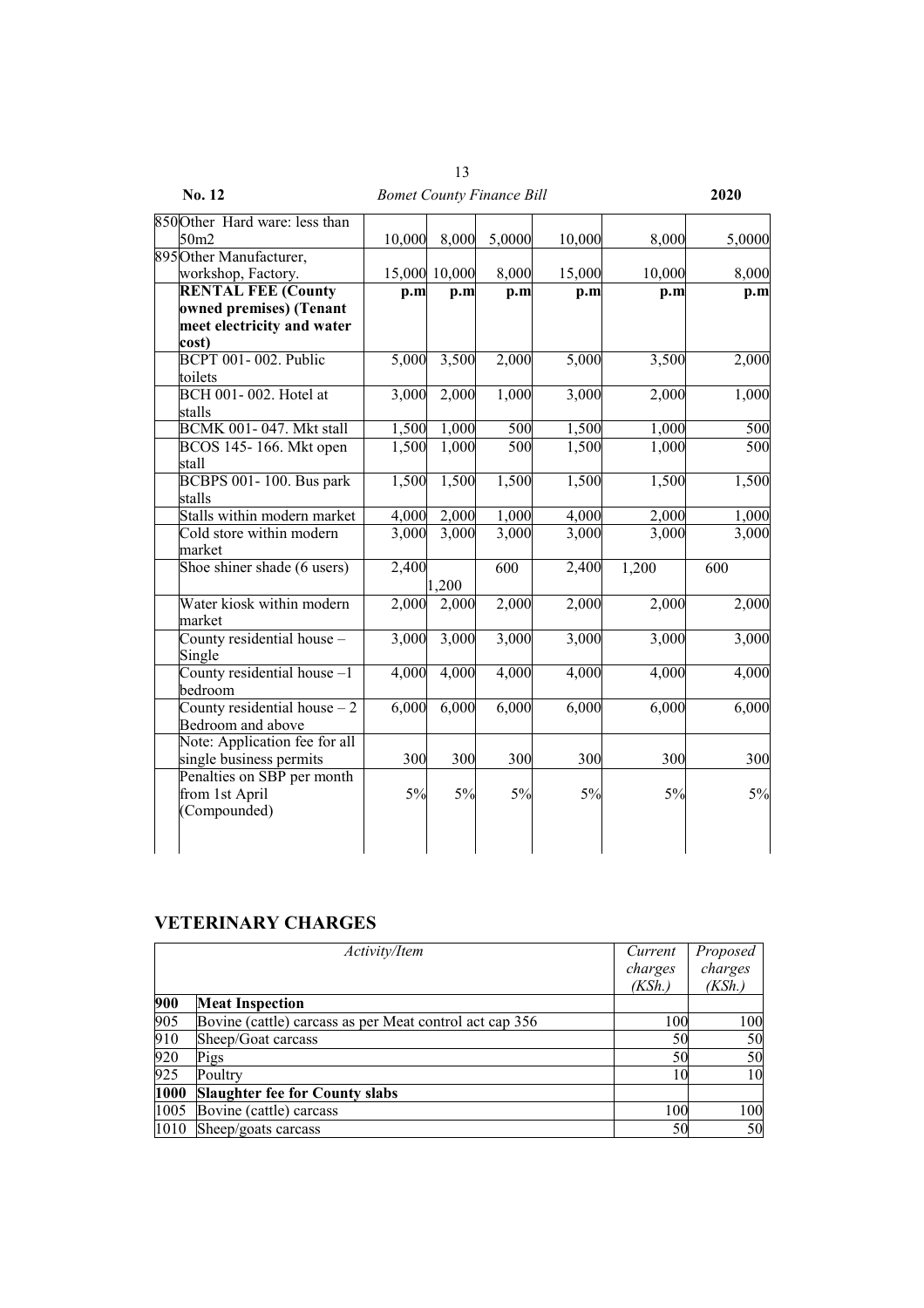| | | | | | | | |
|---|---|---|---|---|---|---|---|
| 850 | Other Hard ware: less than 50m2 | 10,000 | 8,000 | 5,0000 | 10,000 | 8,000 | 5,0000 |
| 895 | Other Manufacturer, workshop, Factory. | 15,000 | 10,000 | 8,000 | 15,000 | 10,000 | 8,000 |
| | **RENTAL FEE (County owned premises) (Tenant meet electricity and water cost)** | **p.m** | **p.m** | **p.m** | **p.m** | **p.m** | **p.m** |
| | BCPT 001- 002. Public toilets | 5,000 | 3,500 | 2,000 | 5,000 | 3,500 | 2,000 |
| | BCH 001- 002. Hotel at stalls | 3,000 | 2,000 | 1,000 | 3,000 | 2,000 | 1,000 |
| | BCMK 001- 047. Mkt stall | 1,500 | 1,000 | 500 | 1,500 | 1,000 | 500 |
| | BCOS 145- 166. Mkt open stall | 1,500 | 1,000 | 500 | 1,500 | 1,000 | 500 |
| | BCBPS 001- 100. Bus park stalls | 1,500 | 1,500 | 1,500 | 1,500 | 1,500 | 1,500 |
| | Stalls within modern market | 4,000 | 2,000 | 1,000 | 4,000 | 2,000 | 1,000 |
| | Cold store within modern market | 3,000 | 3,000 | 3,000 | 3,000 | 3,000 | 3,000 |
| | Shoe shiner shade (6 users) | 2,400 | 1,200 | 600 | 2,400 | 1,200 | 600 |
| | Water kiosk within modern market | 2,000 | 2,000 | 2,000 | 2,000 | 2,000 | 2,000 |
| | County residential house – Single | 3,000 | 3,000 | 3,000 | 3,000 | 3,000 | 3,000 |
| | County residential house –1 bedroom | 4,000 | 4,000 | 4,000 | 4,000 | 4,000 | 4,000 |
| | County residential house – 2 Bedroom and above | 6,000 | 6,000 | 6,000 | 6,000 | 6,000 | 6,000 |
| | Note: Application fee for all single business permits | 300 | 300 | 300 | 300 | 300 | 300 |
| | Penalties on SBP per month from 1st April (Compounded) | 5% | 5% | 5% | 5% | 5% | 5% |

## VETERINARY CHARGES

| | *Activity/Item* | *Current charges (KSh.)* | *Proposed charges (KSh.)* |
|---|---|---|---|
| **900** | **Meat Inspection** | | |
| 905 | Bovine (cattle) carcass as per Meat control act cap 356 | 100 | 100 |
| 910 | Sheep/Goat carcass | 50 | 50 |
| 920 | Pigs | 50 | 50 |
| 925 | Poultry | 10 | 10 |
| **1000** | **Slaughter fee for County slabs** | | |
| 1005 | Bovine (cattle) carcass | 100 | 100 |
| 1010 | Sheep/goats carcass | 50 | 50 |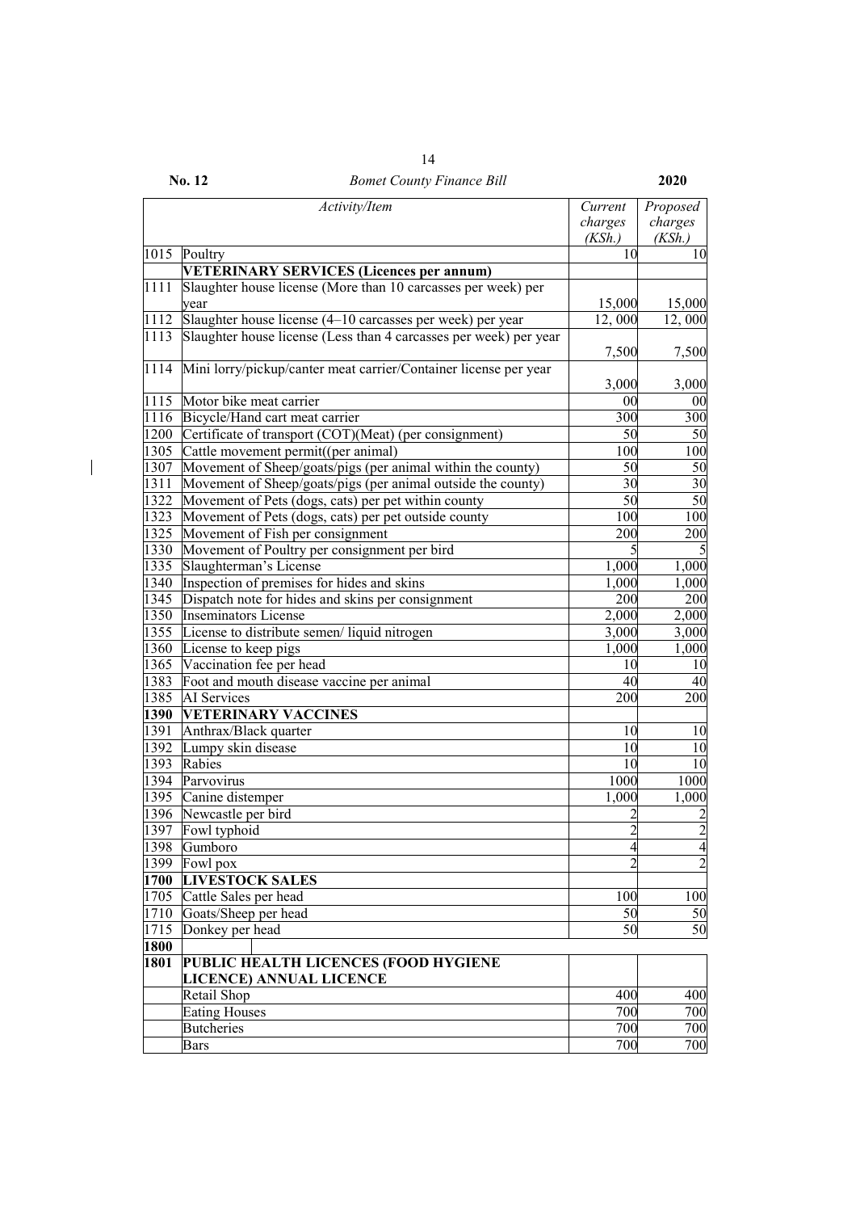| | Activity/Item | Current charges (KSh.) | Proposed charges (KSh.) |
|---|---|---|---|
| 1015 | Poultry | 10 | 10 |
| | **VETERINARY SERVICES (Licences per annum)** | | |
| 1111 | Slaughter house license (More than 10 carcasses per week) per year | 15,000 | 15,000 |
| 1112 | Slaughter house license (4–10 carcasses per week) per year | 12, 000 | 12, 000 |
| 1113 | Slaughter house license (Less than 4 carcasses per week) per year | 7,500 | 7,500 |
| 1114 | Mini lorry/pickup/canter meat carrier/Container license per year | 3,000 | 3,000 |
| 1115 | Motor bike meat carrier | 00 | 00 |
| 1116 | Bicycle/Hand cart meat carrier | 300 | 300 |
| 1200 | Certificate of transport (COT)(Meat) (per consignment) | 50 | 50 |
| 1305 | Cattle movement permit((per animal) | 100 | 100 |
| 1307 | Movement of Sheep/goats/pigs (per animal within the county) | 50 | 50 |
| 1311 | Movement of Sheep/goats/pigs (per animal outside the county) | 30 | 30 |
| 1322 | Movement of Pets (dogs, cats) per pet within county | 50 | 50 |
| 1323 | Movement of Pets (dogs, cats) per pet outside county | 100 | 100 |
| 1325 | Movement of Fish per consignment | 200 | 200 |
| 1330 | Movement of Poultry per consignment per bird | 5 | 5 |
| 1335 | Slaughterman's License | 1,000 | 1,000 |
| 1340 | Inspection of premises for hides and skins | 1,000 | 1,000 |
| 1345 | Dispatch note for hides and skins per consignment | 200 | 200 |
| 1350 | Inseminators License | 2,000 | 2,000 |
| 1355 | License to distribute semen/ liquid nitrogen | 3,000 | 3,000 |
| 1360 | License to keep pigs | 1,000 | 1,000 |
| 1365 | Vaccination fee per head | 10 | 10 |
| 1383 | Foot and mouth disease vaccine per animal | 40 | 40 |
| 1385 | AI Services | 200 | 200 |
| **1390** | **VETERINARY VACCINES** | | |
| 1391 | Anthrax/Black quarter | 10 | 10 |
| 1392 | Lumpy skin disease | 10 | 10 |
| 1393 | Rabies | 10 | 10 |
| 1394 | Parvovirus | 1000 | 1000 |
| 1395 | Canine distemper | 1,000 | 1,000 |
| 1396 | Newcastle per bird | 2 | 2 |
| 1397 | Fowl typhoid | 2 | 2 |
| 1398 | Gumboro | 4 | 4 |
| 1399 | Fowl pox | 2 | 2 |
| **1700** | **LIVESTOCK SALES** | | |
| 1705 | Cattle Sales per head | 100 | 100 |
| 1710 | Goats/Sheep per head | 50 | 50 |
| 1715 | Donkey per head | 50 | 50 |
| **1800** | | | |
| **1801** | **PUBLIC HEALTH LICENCES (FOOD HYGIENE LICENCE) ANNUAL LICENCE** | | |
| | Retail Shop | 400 | 400 |
| | Eating Houses | 700 | 700 |
| | Butcheries | 700 | 700 |
| | Bars | 700 | 700 |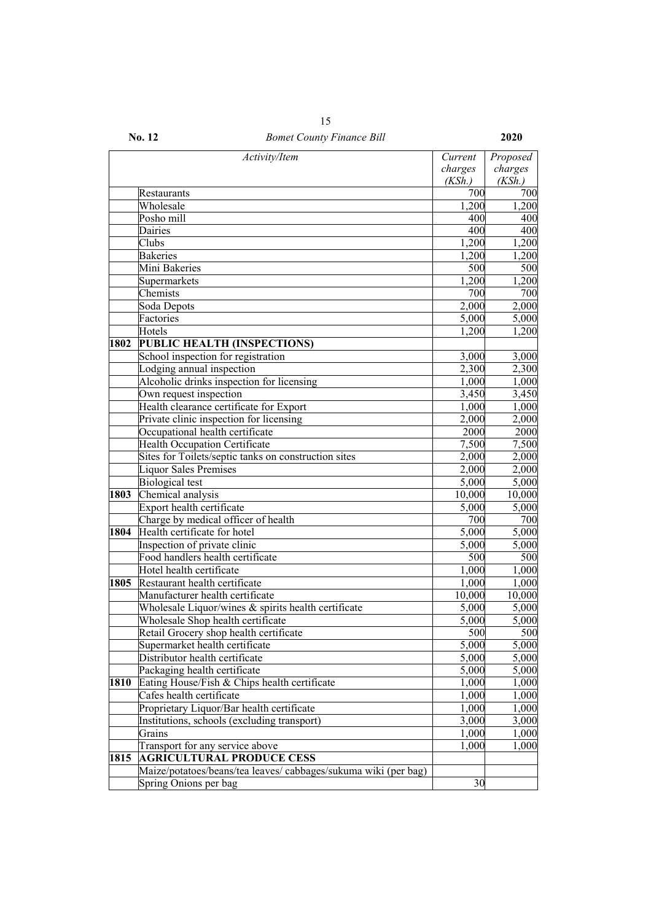| | Activity/Item | Current charges (KSh.) | Proposed charges (KSh.) |
|---|---|---|---|
| | Restaurants | 700 | 700 |
| | Wholesale | 1,200 | 1,200 |
| | Posho mill | 400 | 400 |
| | Dairies | 400 | 400 |
| | Clubs | 1,200 | 1,200 |
| | Bakeries | 1,200 | 1,200 |
| | Mini Bakeries | 500 | 500 |
| | Supermarkets | 1,200 | 1,200 |
| | Chemists | 700 | 700 |
| | Soda Depots | 2,000 | 2,000 |
| | Factories | 5,000 | 5,000 |
| | Hotels | 1,200 | 1,200 |
| **1802** | **PUBLIC HEALTH (INSPECTIONS)** | | |
| | School inspection for registration | 3,000 | 3,000 |
| | Lodging annual inspection | 2,300 | 2,300 |
| | Alcoholic drinks inspection for licensing | 1,000 | 1,000 |
| | Own request inspection | 3,450 | 3,450 |
| | Health clearance certificate for Export | 1,000 | 1,000 |
| | Private clinic inspection for licensing | 2,000 | 2,000 |
| | Occupational health certificate | 2000 | 2000 |
| | Health Occupation Certificate | 7,500 | 7,500 |
| | Sites for Toilets/septic tanks on construction sites | 2,000 | 2,000 |
| | Liquor Sales Premises | 2,000 | 2,000 |
| | Biological test | 5,000 | 5,000 |
| **1803** | Chemical analysis | 10,000 | 10,000 |
| | Export health certificate | 5,000 | 5,000 |
| | Charge by medical officer of health | 700 | 700 |
| **1804** | Health certificate for hotel | 5,000 | 5,000 |
| | Inspection of private clinic | 5,000 | 5,000 |
| | Food handlers health certificate | 500 | 500 |
| | Hotel health certificate | 1,000 | 1,000 |
| **1805** | Restaurant health certificate | 1,000 | 1,000 |
| | Manufacturer health certificate | 10,000 | 10,000 |
| | Wholesale Liquor/wines & spirits health certificate | 5,000 | 5,000 |
| | Wholesale Shop health certificate | 5,000 | 5,000 |
| | Retail Grocery shop health certificate | 500 | 500 |
| | Supermarket health certificate | 5,000 | 5,000 |
| | Distributor health certificate | 5,000 | 5,000 |
| | Packaging health certificate | 5,000 | 5,000 |
| **1810** | Eating House/Fish & Chips health certificate | 1,000 | 1,000 |
| | Cafes health certificate | 1,000 | 1,000 |
| | Proprietary Liquor/Bar health certificate | 1,000 | 1,000 |
| | Institutions, schools (excluding transport) | 3,000 | 3,000 |
| | Grains | 1,000 | 1,000 |
| | Transport for any service above | 1,000 | 1,000 |
| **1815** | **AGRICULTURAL PRODUCE CESS** | | |
| | Maize/potatoes/beans/tea leaves/ cabbages/sukuma wiki (per bag) | | |
| | Spring Onions per bag | 30 | |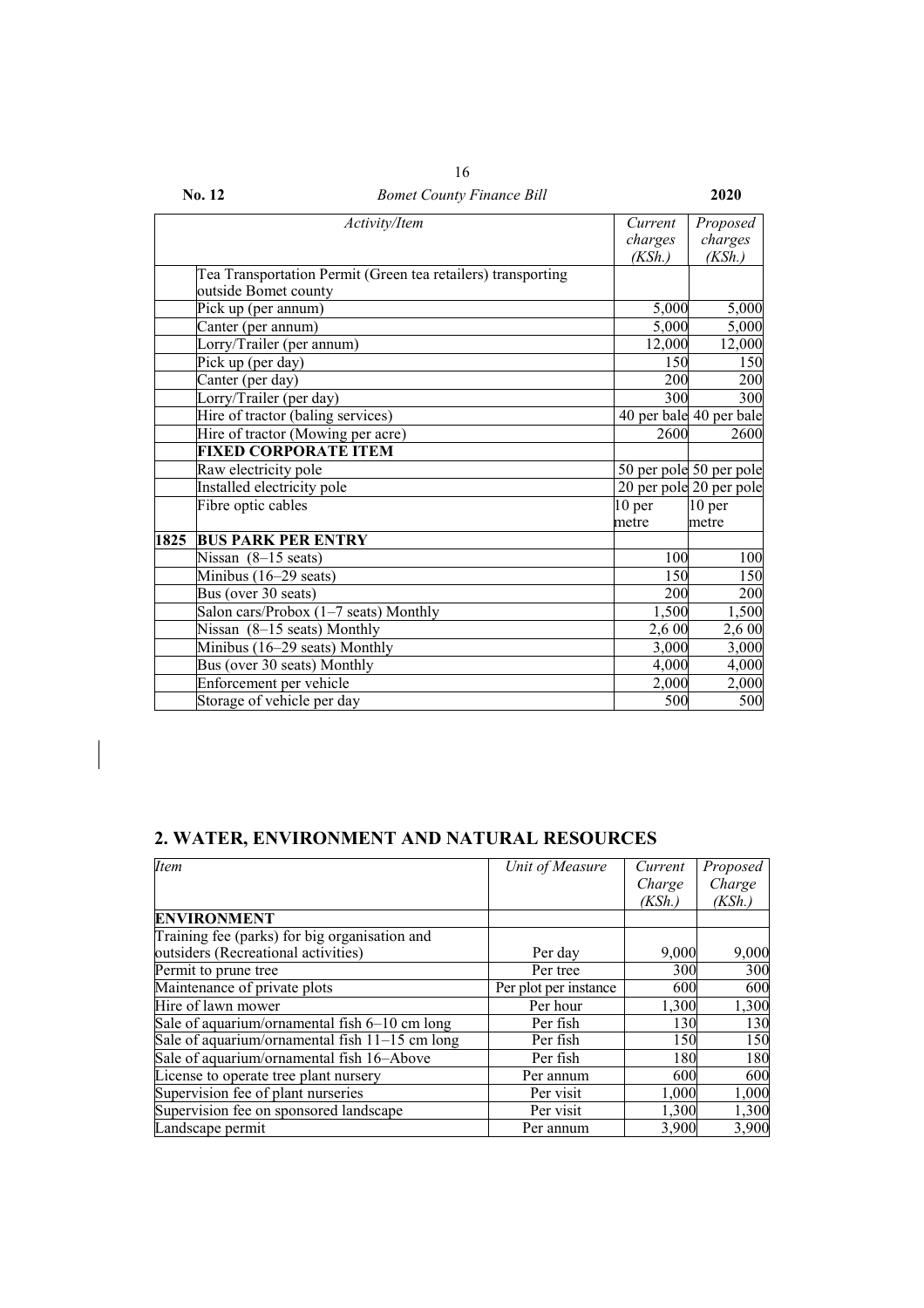| | Activity/Item | Current charges (KSh.) | Proposed charges (KSh.) |
|---|---|---|---|
| | Tea Transportation Permit (Green tea retailers) transporting outside Bomet county | | |
| | Pick up (per annum) | 5,000 | 5,000 |
| | Canter (per annum) | 5,000 | 5,000 |
| | Lorry/Trailer (per annum) | 12,000 | 12,000 |
| | Pick up (per day) | 150 | 150 |
| | Canter (per day) | 200 | 200 |
| | Lorry/Trailer (per day) | 300 | 300 |
| | Hire of tractor (baling services) | 40 per bale | 40 per bale |
| | Hire of tractor (Mowing per acre) | 2600 | 2600 |
| | **FIXED CORPORATE ITEM** | | |
| | Raw electricity pole | 50 per pole | 50 per pole |
| | Installed electricity pole | 20 per pole | 20 per pole |
| | Fibre optic cables | 10 per metre | 10 per metre |
| **1825** | **BUS PARK PER ENTRY** | | |
| | Nissan (8–15 seats) | 100 | 100 |
| | Minibus (16–29 seats) | 150 | 150 |
| | Bus (over 30 seats) | 200 | 200 |
| | Salon cars/Probox (1–7 seats) Monthly | 1,500 | 1,500 |
| | Nissan (8–15 seats) Monthly | 2,6 00 | 2,6 00 |
| | Minibus (16–29 seats) Monthly | 3,000 | 3,000 |
| | Bus (over 30 seats) Monthly | 4,000 | 4,000 |
| | Enforcement per vehicle | 2,000 | 2,000 |
| | Storage of vehicle per day | 500 | 500 |

## 2. WATER, ENVIRONMENT AND NATURAL RESOURCES

| Item | Unit of Measure | Current Charge (KSh.) | Proposed Charge (KSh.) |
|---|---|---|---|
| **ENVIRONMENT** | | | |
| Training fee (parks) for big organisation and outsiders (Recreational activities) | Per day | 9,000 | 9,000 |
| Permit to prune tree | Per tree | 300 | 300 |
| Maintenance of private plots | Per plot per instance | 600 | 600 |
| Hire of lawn mower | Per hour | 1,300 | 1,300 |
| Sale of aquarium/ornamental fish 6–10 cm long | Per fish | 130 | 130 |
| Sale of aquarium/ornamental fish 11–15 cm long | Per fish | 150 | 150 |
| Sale of aquarium/ornamental fish 16–Above | Per fish | 180 | 180 |
| License to operate tree plant nursery | Per annum | 600 | 600 |
| Supervision fee of plant nurseries | Per visit | 1,000 | 1,000 |
| Supervision fee on sponsored landscape | Per visit | 1,300 | 1,300 |
| Landscape permit | Per annum | 3,900 | 3,900 |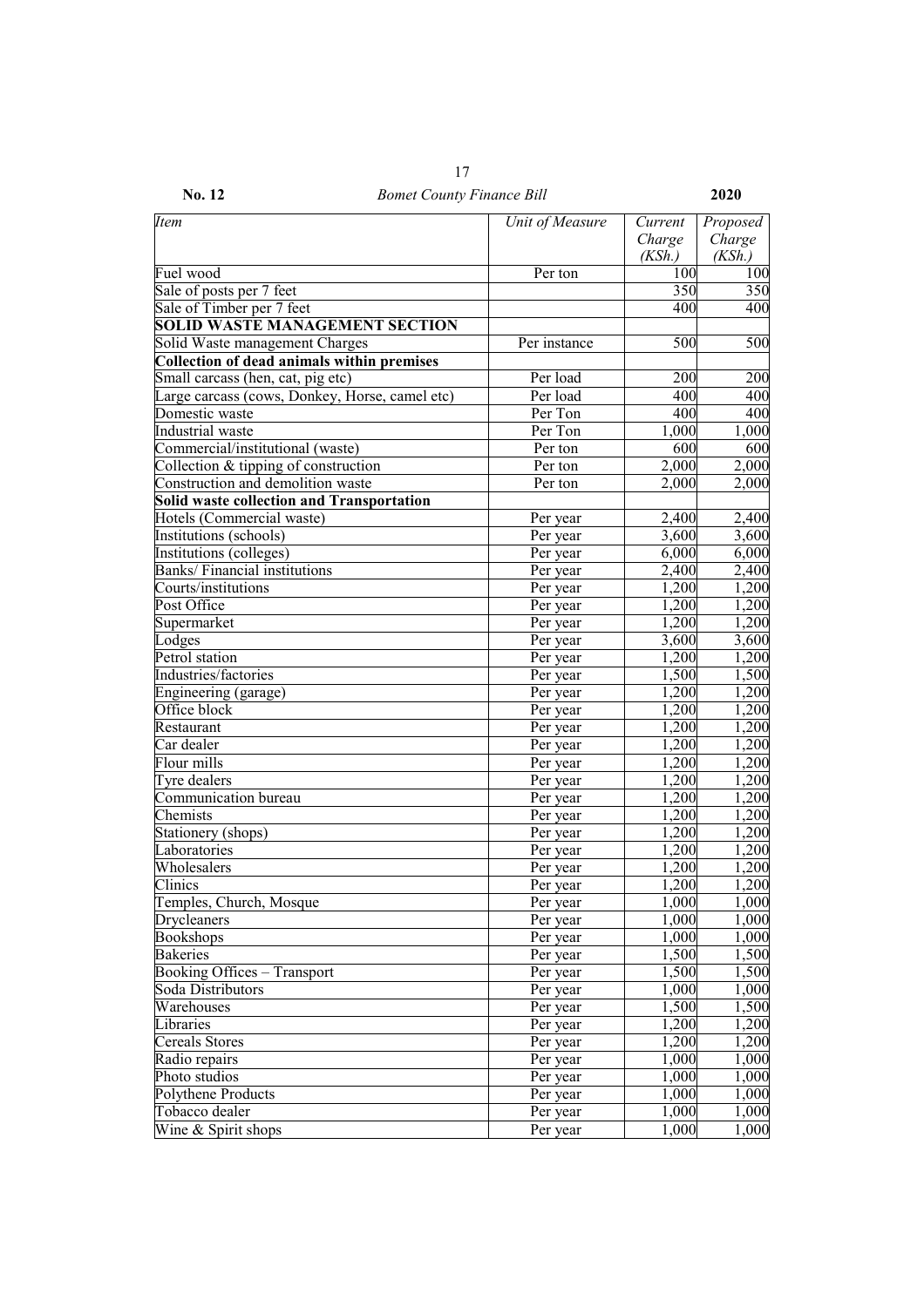| *Item* | *Unit of Measure* | *Current Charge (KSh.)* | *Proposed Charge (KSh.)* |
|---|---|---|---|
| Fuel wood | Per ton | 100 | 100 |
| Sale of posts per 7 feet | | 350 | 350 |
| Sale of Timber per 7 feet | | 400 | 400 |
| **SOLID WASTE MANAGEMENT SECTION** | | | |
| Solid Waste management Charges | Per instance | 500 | 500 |
| **Collection of dead animals within premises** | | | |
| Small carcass (hen, cat, pig etc) | Per load | 200 | 200 |
| Large carcass (cows, Donkey, Horse, camel etc) | Per load | 400 | 400 |
| Domestic waste | Per Ton | 400 | 400 |
| Industrial waste | Per Ton | 1,000 | 1,000 |
| Commercial/institutional (waste) | Per ton | 600 | 600 |
| Collection & tipping of construction | Per ton | 2,000 | 2,000 |
| Construction and demolition waste | Per ton | 2,000 | 2,000 |
| **Solid waste collection and Transportation** | | | |
| Hotels (Commercial waste) | Per year | 2,400 | 2,400 |
| Institutions (schools) | Per year | 3,600 | 3,600 |
| Institutions (colleges) | Per year | 6,000 | 6,000 |
| Banks/ Financial institutions | Per year | 2,400 | 2,400 |
| Courts/institutions | Per year | 1,200 | 1,200 |
| Post Office | Per year | 1,200 | 1,200 |
| Supermarket | Per year | 1,200 | 1,200 |
| Lodges | Per year | 3,600 | 3,600 |
| Petrol station | Per year | 1,200 | 1,200 |
| Industries/factories | Per year | 1,500 | 1,500 |
| Engineering (garage) | Per year | 1,200 | 1,200 |
| Office block | Per year | 1,200 | 1,200 |
| Restaurant | Per year | 1,200 | 1,200 |
| Car dealer | Per year | 1,200 | 1,200 |
| Flour mills | Per year | 1,200 | 1,200 |
| Tyre dealers | Per year | 1,200 | 1,200 |
| Communication bureau | Per year | 1,200 | 1,200 |
| Chemists | Per year | 1,200 | 1,200 |
| Stationery (shops) | Per year | 1,200 | 1,200 |
| Laboratories | Per year | 1,200 | 1,200 |
| Wholesalers | Per year | 1,200 | 1,200 |
| Clinics | Per year | 1,200 | 1,200 |
| Temples, Church, Mosque | Per year | 1,000 | 1,000 |
| Drycleaners | Per year | 1,000 | 1,000 |
| Bookshops | Per year | 1,000 | 1,000 |
| Bakeries | Per year | 1,500 | 1,500 |
| Booking Offices – Transport | Per year | 1,500 | 1,500 |
| Soda Distributors | Per year | 1,000 | 1,000 |
| Warehouses | Per year | 1,500 | 1,500 |
| Libraries | Per year | 1,200 | 1,200 |
| Cereals Stores | Per year | 1,200 | 1,200 |
| Radio repairs | Per year | 1,000 | 1,000 |
| Photo studios | Per year | 1,000 | 1,000 |
| Polythene Products | Per year | 1,000 | 1,000 |
| Tobacco dealer | Per year | 1,000 | 1,000 |
| Wine & Spirit shops | Per year | 1,000 | 1,000 |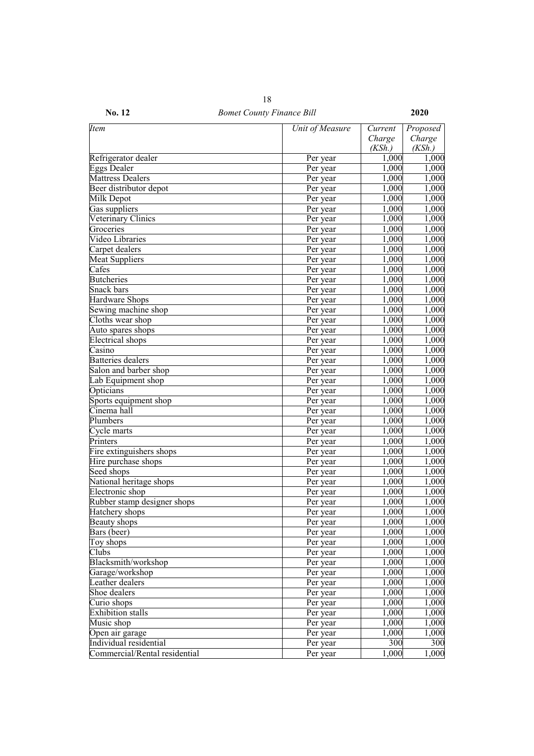| *Item* | *Unit of Measure* | *Current Charge (KSh.)* | *Proposed Charge (KSh.)* |
|---|---|---|---|
| Refrigerator dealer | Per year | 1,000 | 1,000 |
| Eggs Dealer | Per year | 1,000 | 1,000 |
| Mattress Dealers | Per year | 1,000 | 1,000 |
| Beer distributor depot | Per year | 1,000 | 1,000 |
| Milk Depot | Per year | 1,000 | 1,000 |
| Gas suppliers | Per year | 1,000 | 1,000 |
| Veterinary Clinics | Per year | 1,000 | 1,000 |
| Groceries | Per year | 1,000 | 1,000 |
| Video Libraries | Per year | 1,000 | 1,000 |
| Carpet dealers | Per year | 1,000 | 1,000 |
| Meat Suppliers | Per year | 1,000 | 1,000 |
| Cafes | Per year | 1,000 | 1,000 |
| Butcheries | Per year | 1,000 | 1,000 |
| Snack bars | Per year | 1,000 | 1,000 |
| Hardware Shops | Per year | 1,000 | 1,000 |
| Sewing machine shop | Per year | 1,000 | 1,000 |
| Cloths wear shop | Per year | 1,000 | 1,000 |
| Auto spares shops | Per year | 1,000 | 1,000 |
| Electrical shops | Per year | 1,000 | 1,000 |
| Casino | Per year | 1,000 | 1,000 |
| Batteries dealers | Per year | 1,000 | 1,000 |
| Salon and barber shop | Per year | 1,000 | 1,000 |
| Lab Equipment shop | Per year | 1,000 | 1,000 |
| Opticians | Per year | 1,000 | 1,000 |
| Sports equipment shop | Per year | 1,000 | 1,000 |
| Cinema hall | Per year | 1,000 | 1,000 |
| Plumbers | Per year | 1,000 | 1,000 |
| Cycle marts | Per year | 1,000 | 1,000 |
| Printers | Per year | 1,000 | 1,000 |
| Fire extinguishers shops | Per year | 1,000 | 1,000 |
| Hire purchase shops | Per year | 1,000 | 1,000 |
| Seed shops | Per year | 1,000 | 1,000 |
| National heritage shops | Per year | 1,000 | 1,000 |
| Electronic shop | Per year | 1,000 | 1,000 |
| Rubber stamp designer shops | Per year | 1,000 | 1,000 |
| Hatchery shops | Per year | 1,000 | 1,000 |
| Beauty shops | Per year | 1,000 | 1,000 |
| Bars (beer) | Per year | 1,000 | 1,000 |
| Toy shops | Per year | 1,000 | 1,000 |
| Clubs | Per year | 1,000 | 1,000 |
| Blacksmith/workshop | Per year | 1,000 | 1,000 |
| Garage/workshop | Per year | 1,000 | 1,000 |
| Leather dealers | Per year | 1,000 | 1,000 |
| Shoe dealers | Per year | 1,000 | 1,000 |
| Curio shops | Per year | 1,000 | 1,000 |
| Exhibition stalls | Per year | 1,000 | 1,000 |
| Music shop | Per year | 1,000 | 1,000 |
| Open air garage | Per year | 1,000 | 1,000 |
| Individual residential | Per year | 300 | 300 |
| Commercial/Rental residential | Per year | 1,000 | 1,000 |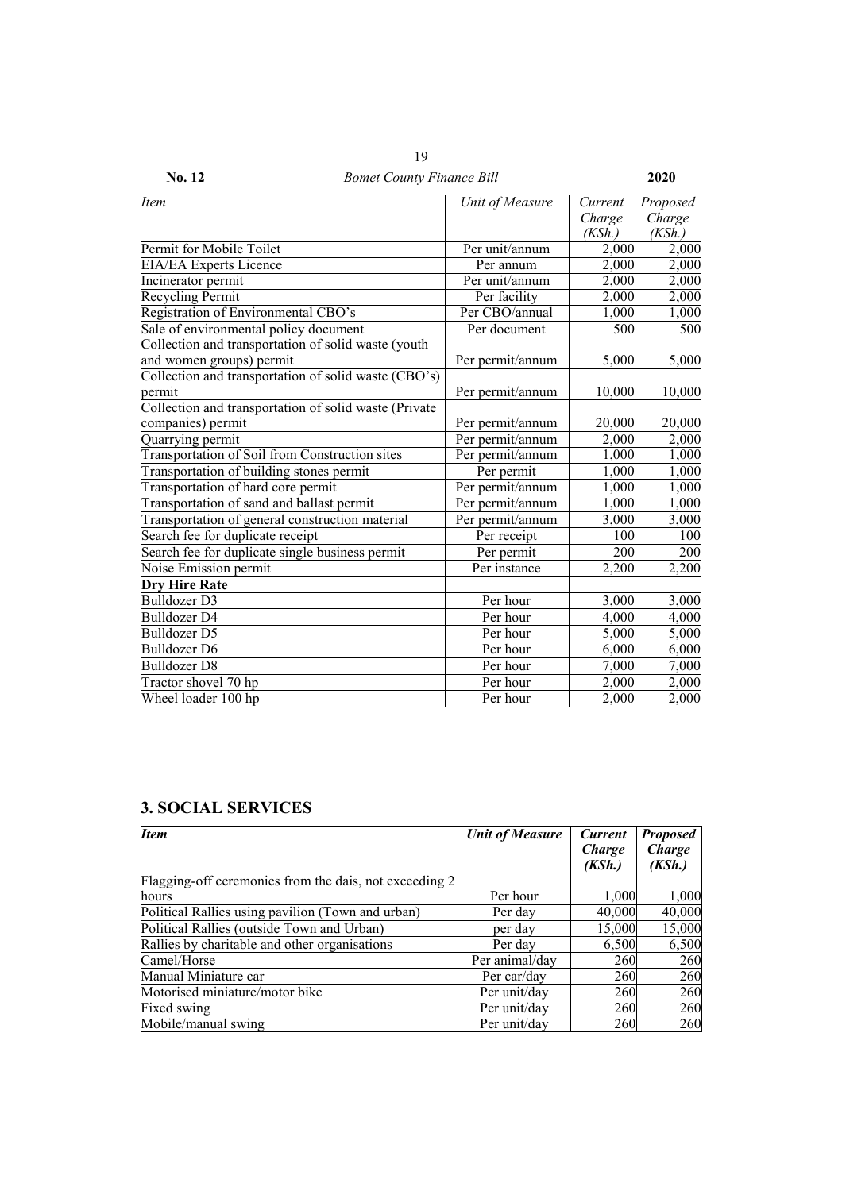| *Item* | *Unit of Measure* | *Current Charge (KSh.)* | *Proposed Charge (KSh.)* |
|---|---|---|---|
| Permit for Mobile Toilet | Per unit/annum | 2,000 | 2,000 |
| EIA/EA Experts Licence | Per annum | 2,000 | 2,000 |
| Incinerator permit | Per unit/annum | 2,000 | 2,000 |
| Recycling Permit | Per facility | 2,000 | 2,000 |
| Registration of Environmental CBO's | Per CBO/annual | 1,000 | 1,000 |
| Sale of environmental policy document | Per document | 500 | 500 |
| Collection and transportation of solid waste (youth and women groups) permit | Per permit/annum | 5,000 | 5,000 |
| Collection and transportation of solid waste (CBO's) permit | Per permit/annum | 10,000 | 10,000 |
| Collection and transportation of solid waste (Private companies) permit | Per permit/annum | 20,000 | 20,000 |
| Quarrying permit | Per permit/annum | 2,000 | 2,000 |
| Transportation of Soil from Construction sites | Per permit/annum | 1,000 | 1,000 |
| Transportation of building stones permit | Per permit | 1,000 | 1,000 |
| Transportation of hard core permit | Per permit/annum | 1,000 | 1,000 |
| Transportation of sand and ballast permit | Per permit/annum | 1,000 | 1,000 |
| Transportation of general construction material | Per permit/annum | 3,000 | 3,000 |
| Search fee for duplicate receipt | Per receipt | 100 | 100 |
| Search fee for duplicate single business permit | Per permit | 200 | 200 |
| Noise Emission permit | Per instance | 2,200 | 2,200 |
| **Dry Hire Rate** | | | |
| Bulldozer D3 | Per hour | 3,000 | 3,000 |
| Bulldozer D4 | Per hour | 4,000 | 4,000 |
| Bulldozer D5 | Per hour | 5,000 | 5,000 |
| Bulldozer D6 | Per hour | 6,000 | 6,000 |
| Bulldozer D8 | Per hour | 7,000 | 7,000 |
| Tractor shovel 70 hp | Per hour | 2,000 | 2,000 |
| Wheel loader 100 hp | Per hour | 2,000 | 2,000 |

## 3. SOCIAL SERVICES

| ***Item*** | ***Unit of Measure*** | ***Current Charge (KSh.)*** | ***Proposed Charge (KSh.)*** |
|---|---|---|---|
| Flagging-off ceremonies from the dais, not exceeding 2 hours | Per hour | 1,000 | 1,000 |
| Political Rallies using pavilion (Town and urban) | Per day | 40,000 | 40,000 |
| Political Rallies (outside Town and Urban) | per day | 15,000 | 15,000 |
| Rallies by charitable and other organisations | Per day | 6,500 | 6,500 |
| Camel/Horse | Per animal/day | 260 | 260 |
| Manual Miniature car | Per car/day | 260 | 260 |
| Motorised miniature/motor bike | Per unit/day | 260 | 260 |
| Fixed swing | Per unit/day | 260 | 260 |
| Mobile/manual swing | Per unit/day | 260 | 260 |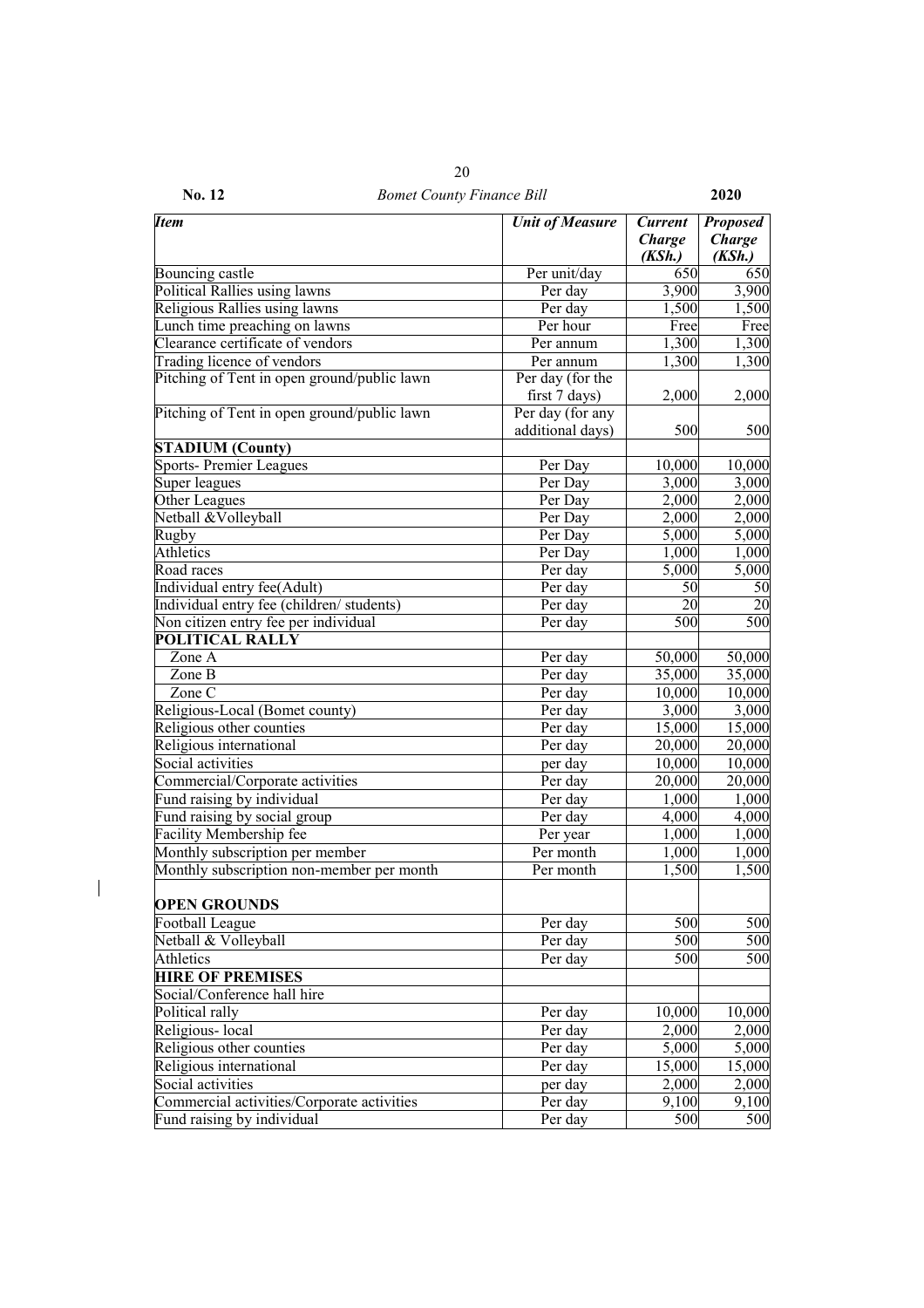| *Item* | *Unit of Measure* | *Current Charge (KSh.)* | *Proposed Charge (KSh.)* |
|---|---|---|---|
| Bouncing castle | Per unit/day | 650 | 650 |
| Political Rallies using lawns | Per day | 3,900 | 3,900 |
| Religious Rallies using lawns | Per day | 1,500 | 1,500 |
| Lunch time preaching on lawns | Per hour | Free | Free |
| Clearance certificate of vendors | Per annum | 1,300 | 1,300 |
| Trading licence of vendors | Per annum | 1,300 | 1,300 |
| Pitching of Tent in open ground/public lawn | Per day (for the first 7 days) | 2,000 | 2,000 |
| Pitching of Tent in open ground/public lawn | Per day (for any additional days) | 500 | 500 |
| **STADIUM (County)** | | | |
| Sports- Premier Leagues | Per Day | 10,000 | 10,000 |
| Super leagues | Per Day | 3,000 | 3,000 |
| Other Leagues | Per Day | 2,000 | 2,000 |
| Netball &Volleyball | Per Day | 2,000 | 2,000 |
| Rugby | Per Day | 5,000 | 5,000 |
| Athletics | Per Day | 1,000 | 1,000 |
| Road races | Per day | 5,000 | 5,000 |
| Individual entry fee(Adult) | Per day | 50 | 50 |
| Individual entry fee (children/ students) | Per day | 20 | 20 |
| Non citizen entry fee per individual | Per day | 500 | 500 |
| **POLITICAL RALLY** | | | |
| Zone A | Per day | 50,000 | 50,000 |
| Zone B | Per day | 35,000 | 35,000 |
| Zone C | Per day | 10,000 | 10,000 |
| Religious-Local (Bomet county) | Per day | 3,000 | 3,000 |
| Religious other counties | Per day | 15,000 | 15,000 |
| Religious international | Per day | 20,000 | 20,000 |
| Social activities | per day | 10,000 | 10,000 |
| Commercial/Corporate activities | Per day | 20,000 | 20,000 |
| Fund raising by individual | Per day | 1,000 | 1,000 |
| Fund raising by social group | Per day | 4,000 | 4,000 |
| Facility Membership fee | Per year | 1,000 | 1,000 |
| Monthly subscription per member | Per month | 1,000 | 1,000 |
| Monthly subscription non-member per month | Per month | 1,500 | 1,500 |
| **OPEN GROUNDS** | | | |
| Football League | Per day | 500 | 500 |
| Netball & Volleyball | Per day | 500 | 500 |
| Athletics | Per day | 500 | 500 |
| **HIRE OF PREMISES** | | | |
| Social/Conference hall hire | | | |
| Political rally | Per day | 10,000 | 10,000 |
| Religious- local | Per day | 2,000 | 2,000 |
| Religious other counties | Per day | 5,000 | 5,000 |
| Religious international | Per day | 15,000 | 15,000 |
| Social activities | per day | 2,000 | 2,000 |
| Commercial activities/Corporate activities | Per day | 9,100 | 9,100 |
| Fund raising by individual | Per day | 500 | 500 |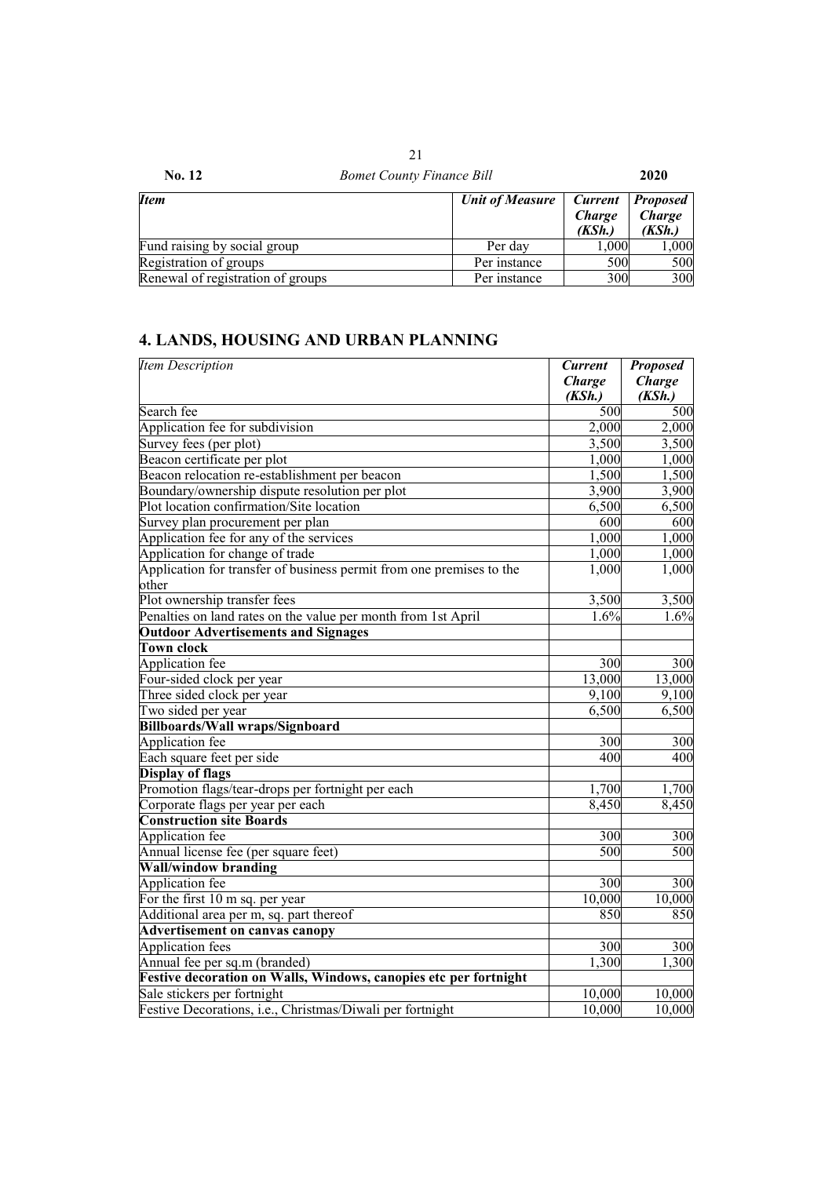| *Item* | *Unit of Measure* | *Current Charge (KSh.)* | *Proposed Charge (KSh.)* |
|---|---|---|---|
| Fund raising by social group | Per day | 1,000 | 1,000 |
| Registration of groups | Per instance | 500 | 500 |
| Renewal of registration of groups | Per instance | 300 | 300 |

## 4. LANDS, HOUSING AND URBAN PLANNING

| *Item Description* | *Current Charge (KSh.)* | *Proposed Charge (KSh.)* |
|---|---|---|
| Search fee | 500 | 500 |
| Application fee for subdivision | 2,000 | 2,000 |
| Survey fees (per plot) | 3,500 | 3,500 |
| Beacon certificate per plot | 1,000 | 1,000 |
| Beacon relocation re-establishment per beacon | 1,500 | 1,500 |
| Boundary/ownership dispute resolution per plot | 3,900 | 3,900 |
| Plot location confirmation/Site location | 6,500 | 6,500 |
| Survey plan procurement per plan | 600 | 600 |
| Application fee for any of the services | 1,000 | 1,000 |
| Application for change of trade | 1,000 | 1,000 |
| Application for transfer of business permit from one premises to the other | 1,000 | 1,000 |
| Plot ownership transfer fees | 3,500 | 3,500 |
| Penalties on land rates on the value per month from 1st April | 1.6% | 1.6% |
| **Outdoor Advertisements and Signages** | | |
| **Town clock** | | |
| Application fee | 300 | 300 |
| Four-sided clock per year | 13,000 | 13,000 |
| Three sided clock per year | 9,100 | 9,100 |
| Two sided per year | 6,500 | 6,500 |
| **Billboards/Wall wraps/Signboard** | | |
| Application fee | 300 | 300 |
| Each square feet per side | 400 | 400 |
| **Display of flags** | | |
| Promotion flags/tear-drops per fortnight per each | 1,700 | 1,700 |
| Corporate flags per year per each | 8,450 | 8,450 |
| **Construction site Boards** | | |
| Application fee | 300 | 300 |
| Annual license fee (per square feet) | 500 | 500 |
| **Wall/window branding** | | |
| Application fee | 300 | 300 |
| For the first 10 m sq. per year | 10,000 | 10,000 |
| Additional area per m, sq. part thereof | 850 | 850 |
| **Advertisement on canvas canopy** | | |
| Application fees | 300 | 300 |
| Annual fee per sq.m (branded) | 1,300 | 1,300 |
| **Festive decoration on Walls, Windows, canopies etc per fortnight** | | |
| Sale stickers per fortnight | 10,000 | 10,000 |
| Festive Decorations, i.e., Christmas/Diwali per fortnight | 10,000 | 10,000 |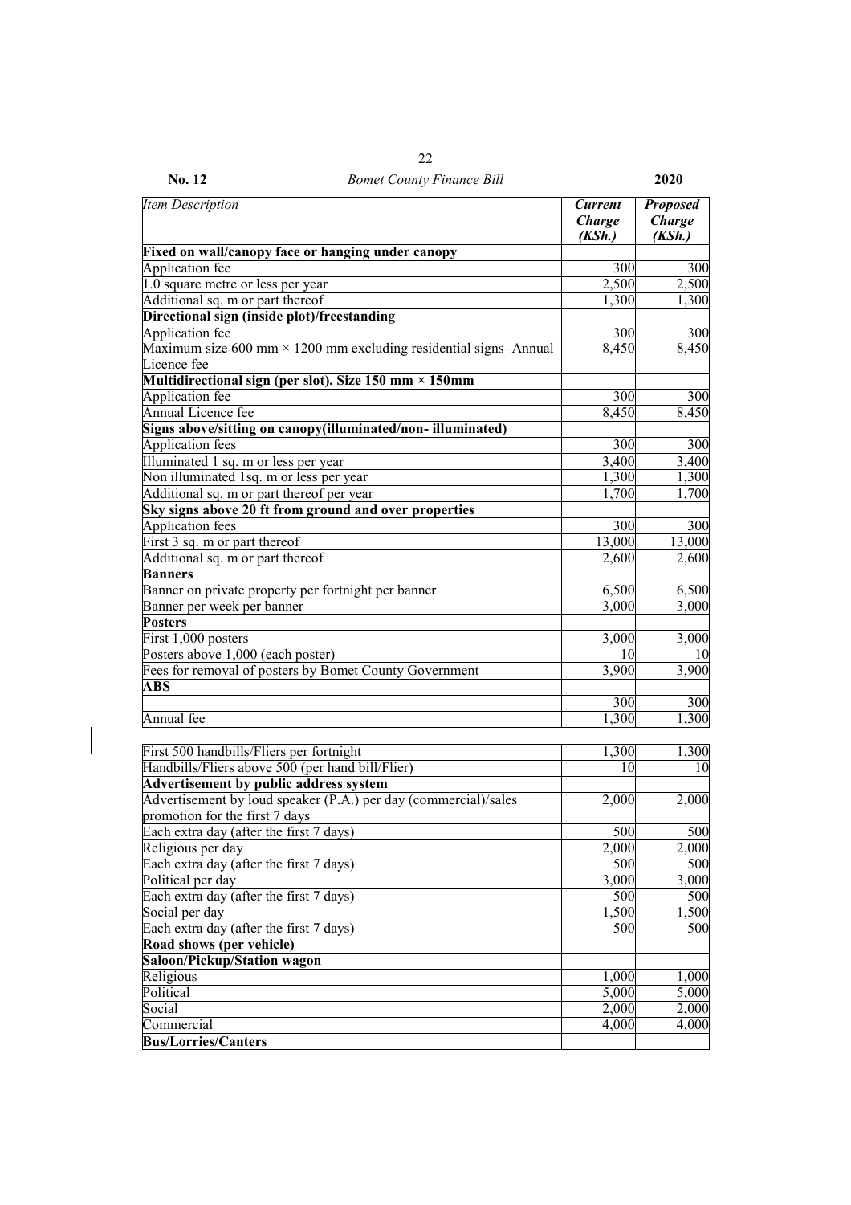| *Item Description* | ***Current Charge (KSh.)*** | ***Proposed Charge (KSh.)*** |
|---|---|---|
| **Fixed on wall/canopy face or hanging under canopy** | | |
| Application fee | 300 | 300 |
| 1.0 square metre or less per year | 2,500 | 2,500 |
| Additional sq. m or part thereof | 1,300 | 1,300 |
| **Directional sign (inside plot)/freestanding** | | |
| Application fee | 300 | 300 |
| Maximum size 600 mm × 1200 mm excluding residential signs–Annual Licence fee | 8,450 | 8,450 |
| **Multidirectional sign (per slot). Size 150 mm × 150mm** | | |
| Application fee | 300 | 300 |
| Annual Licence fee | 8,450 | 8,450 |
| **Signs above/sitting on canopy(illuminated/non- illuminated)** | | |
| Application fees | 300 | 300 |
| Illuminated 1 sq. m or less per year | 3,400 | 3,400 |
| Non illuminated 1sq. m or less per year | 1,300 | 1,300 |
| Additional sq. m or part thereof per year | 1,700 | 1,700 |
| **Sky signs above 20 ft from ground and over properties** | | |
| Application fees | 300 | 300 |
| First 3 sq. m or part thereof | 13,000 | 13,000 |
| Additional sq. m or part thereof | 2,600 | 2,600 |
| **Banners** | | |
| Banner on private property per fortnight per banner | 6,500 | 6,500 |
| Banner per week per banner | 3,000 | 3,000 |
| **Posters** | | |
| First 1,000 posters | 3,000 | 3,000 |
| Posters above 1,000 (each poster) | 10 | 10 |
| Fees for removal of posters by Bomet County Government | 3,900 | 3,900 |
| **ABS** | | |
| | 300 | 300 |
| Annual fee | 1,300 | 1,300 |
| First 500 handbills/Fliers per fortnight | 1,300 | 1,300 |
| Handbills/Fliers above 500 (per hand bill/Flier) | 10 | 10 |
| **Advertisement by public address system** | | |
| Advertisement by loud speaker (P.A.) per day (commercial)/sales promotion for the first 7 days | 2,000 | 2,000 |
| Each extra day (after the first 7 days) | 500 | 500 |
| Religious per day | 2,000 | 2,000 |
| Each extra day (after the first 7 days) | 500 | 500 |
| Political per day | 3,000 | 3,000 |
| Each extra day (after the first 7 days) | 500 | 500 |
| Social per day | 1,500 | 1,500 |
| Each extra day (after the first 7 days) | 500 | 500 |
| **Road shows (per vehicle)** | | |
| **Saloon/Pickup/Station wagon** | | |
| Religious | 1,000 | 1,000 |
| Political | 5,000 | 5,000 |
| Social | 2,000 | 2,000 |
| Commercial | 4,000 | 4,000 |
| **Bus/Lorries/Canters** | | |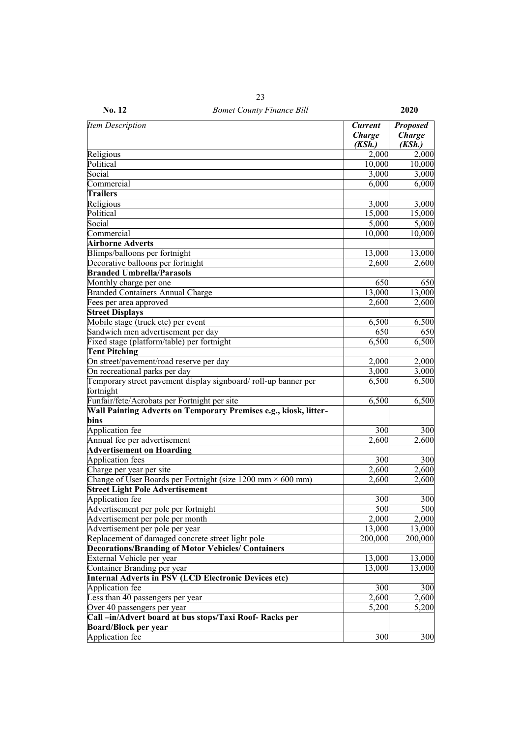| *Item Description* | ***Current Charge (KSh.)*** | ***Proposed Charge (KSh.)*** |
|---|---|---|
| Religious | 2,000 | 2,000 |
| Political | 10,000 | 10,000 |
| Social | 3,000 | 3,000 |
| Commercial | 6,000 | 6,000 |
| **Trailers** | | |
| Religious | 3,000 | 3,000 |
| Political | 15,000 | 15,000 |
| Social | 5,000 | 5,000 |
| Commercial | 10,000 | 10,000 |
| **Airborne Adverts** | | |
| Blimps/balloons per fortnight | 13,000 | 13,000 |
| Decorative balloons per fortnight | 2,600 | 2,600 |
| **Branded Umbrella/Parasols** | | |
| Monthly charge per one | 650 | 650 |
| Branded Containers Annual Charge | 13,000 | 13,000 |
| Fees per area approved | 2,600 | 2,600 |
| **Street Displays** | | |
| Mobile stage (truck etc) per event | 6,500 | 6,500 |
| Sandwich men advertisement per day | 650 | 650 |
| Fixed stage (platform/table) per fortnight | 6,500 | 6,500 |
| **Tent Pitching** | | |
| On street/pavement/road reserve per day | 2,000 | 2,000 |
| On recreational parks per day | 3,000 | 3,000 |
| Temporary street pavement display signboard/ roll-up banner per fortnight | 6,500 | 6,500 |
| Funfair/fete/Acrobats per Fortnight per site | 6,500 | 6,500 |
| **Wall Painting Adverts on Temporary Premises e.g., kiosk, litter-bins** | | |
| Application fee | 300 | 300 |
| Annual fee per advertisement | 2,600 | 2,600 |
| **Advertisement on Hoarding** | | |
| Application fees | 300 | 300 |
| Charge per year per site | 2,600 | 2,600 |
| Change of User Boards per Fortnight (size 1200 mm × 600 mm) | 2,600 | 2,600 |
| **Street Light Pole Advertisement** | | |
| Application fee | 300 | 300 |
| Advertisement per pole per fortnight | 500 | 500 |
| Advertisement per pole per month | 2,000 | 2,000 |
| Advertisement per pole per year | 13,000 | 13,000 |
| Replacement of damaged concrete street light pole | 200,000 | 200,000 |
| **Decorations/Branding of Motor Vehicles/ Containers** | | |
| External Vehicle per year | 13,000 | 13,000 |
| Container Branding per year | 13,000 | 13,000 |
| **Internal Adverts in PSV (LCD Electronic Devices etc)** | | |
| Application fee | 300 | 300 |
| Less than 40 passengers per year | 2,600 | 2,600 |
| Over 40 passengers per year | 5,200 | 5,200 |
| **Call –in/Advert board at bus stops/Taxi Roof- Racks per Board/Block per year** | | |
| Application fee | 300 | 300 |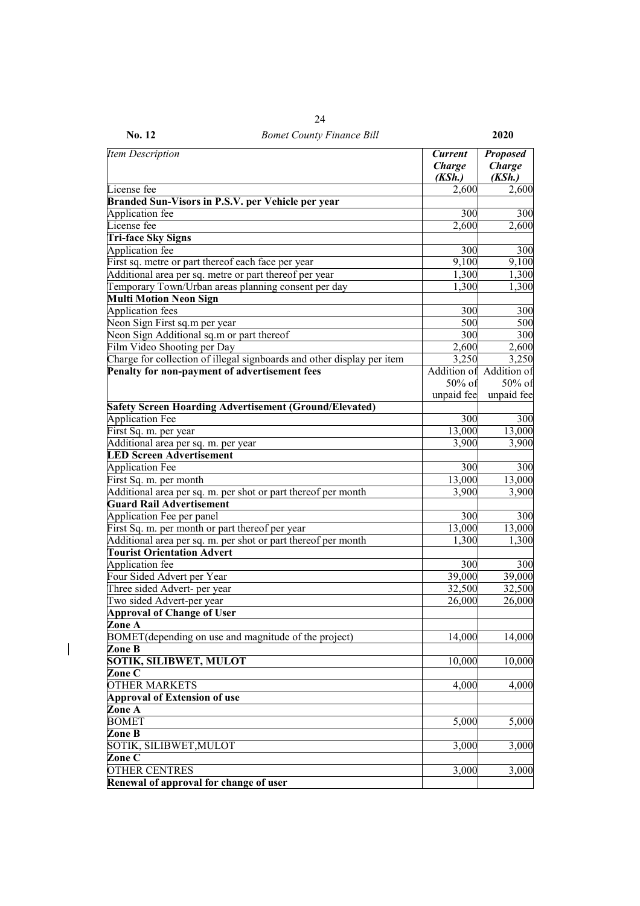| *Item Description* | ***Current Charge (KSh.)*** | ***Proposed Charge (KSh.)*** |
|---|---|---|
| License fee | 2,600 | 2,600 |
| **Branded Sun-Visors in P.S.V. per Vehicle per year** | | |
| Application fee | 300 | 300 |
| License fee | 2,600 | 2,600 |
| **Tri-face Sky Signs** | | |
| Application fee | 300 | 300 |
| First sq. metre or part thereof each face per year | 9,100 | 9,100 |
| Additional area per sq. metre or part thereof per year | 1,300 | 1,300 |
| Temporary Town/Urban areas planning consent per day | 1,300 | 1,300 |
| **Multi Motion Neon Sign** | | |
| Application fees | 300 | 300 |
| Neon Sign First sq.m per year | 500 | 500 |
| Neon Sign Additional sq.m or part thereof | 300 | 300 |
| Film Video Shooting per Day | 2,600 | 2,600 |
| Charge for collection of illegal signboards and other display per item | 3,250 | 3,250 |
| **Penalty for non-payment of advertisement fees** | Addition of 50% of unpaid fee | Addition of 50% of unpaid fee |
| **Safety Screen Hoarding Advertisement (Ground/Elevated)** | | |
| Application Fee | 300 | 300 |
| First Sq. m. per year | 13,000 | 13,000 |
| Additional area per sq. m. per year | 3,900 | 3,900 |
| **LED Screen Advertisement** | | |
| Application Fee | 300 | 300 |
| First Sq. m. per month | 13,000 | 13,000 |
| Additional area per sq. m. per shot or part thereof per month | 3,900 | 3,900 |
| **Guard Rail Advertisement** | | |
| Application Fee per panel | 300 | 300 |
| First Sq. m. per month or part thereof per year | 13,000 | 13,000 |
| Additional area per sq. m. per shot or part thereof per month | 1,300 | 1,300 |
| **Tourist Orientation Advert** | | |
| Application fee | 300 | 300 |
| Four Sided Advert per Year | 39,000 | 39,000 |
| Three sided Advert- per year | 32,500 | 32,500 |
| Two sided Advert-per year | 26,000 | 26,000 |
| **Approval of Change of User** | | |
| **Zone A** | | |
| BOMET(depending on use and magnitude of the project) | 14,000 | 14,000 |
| **Zone B** | | |
| **SOTIK, SILIBWET, MULOT** | 10,000 | 10,000 |
| **Zone C** | | |
| OTHER MARKETS | 4,000 | 4,000 |
| **Approval of Extension of use** | | |
| **Zone A** | | |
| BOMET | 5,000 | 5,000 |
| **Zone B** | | |
| SOTIK, SILIBWET,MULOT | 3,000 | 3,000 |
| **Zone C** | | |
| OTHER CENTRES | 3,000 | 3,000 |
| **Renewal of approval for change of user** | | |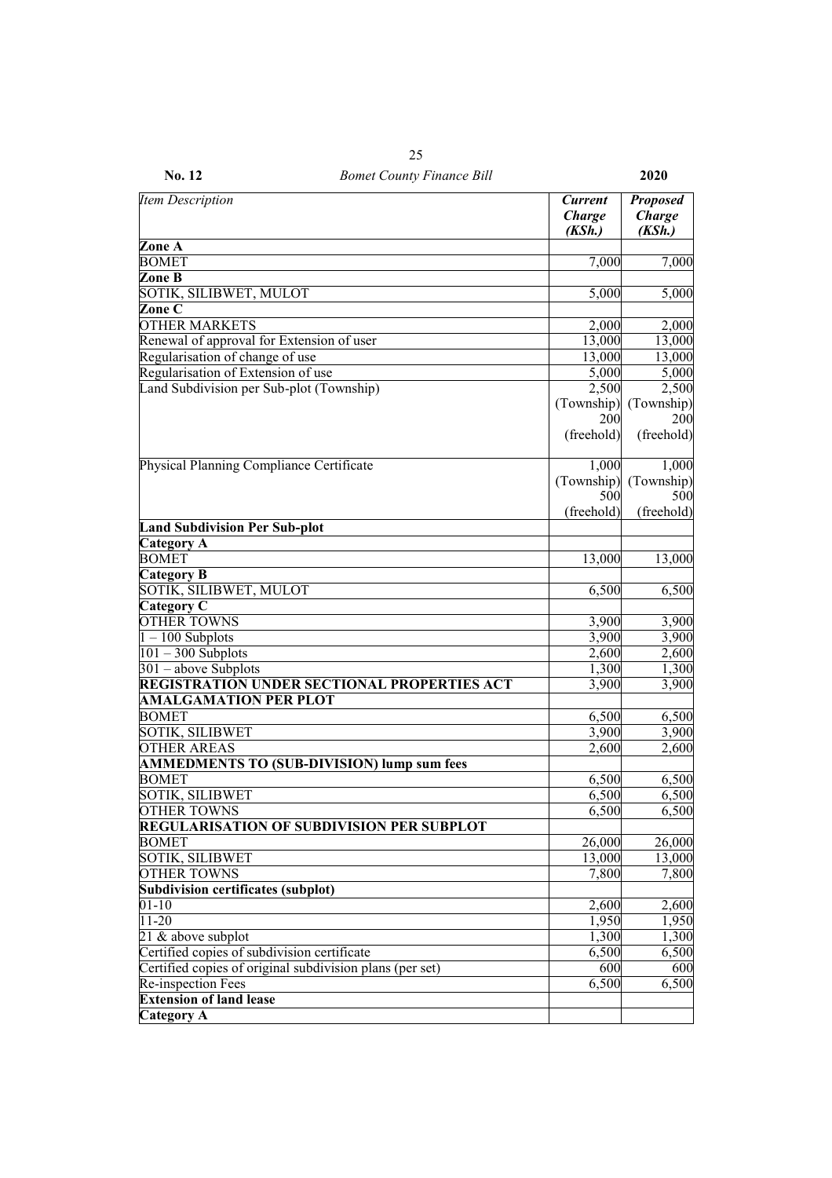| *Item Description* | ***Current Charge (KSh.)*** | ***Proposed Charge (KSh.)*** |
|---|---|---|
| **Zone A** | | |
| BOMET | 7,000 | 7,000 |
| **Zone B** | | |
| SOTIK, SILIBWET, MULOT | 5,000 | 5,000 |
| **Zone C** | | |
| OTHER MARKETS | 2,000 | 2,000 |
| Renewal of approval for Extension of user | 13,000 | 13,000 |
| Regularisation of change of use | 13,000 | 13,000 |
| Regularisation of Extension of use | 5,000 | 5,000 |
| Land Subdivision per Sub-plot (Township) | 2,500 (Township) 200 (freehold) | 2,500 (Township) 200 (freehold) |
| Physical Planning Compliance Certificate | 1,000 (Township) 500 (freehold) | 1,000 (Township) 500 (freehold) |
| **Land Subdivision Per Sub-plot** | | |
| **Category A** | | |
| BOMET | 13,000 | 13,000 |
| **Category B** | | |
| SOTIK, SILIBWET, MULOT | 6,500 | 6,500 |
| **Category C** | | |
| OTHER TOWNS | 3,900 | 3,900 |
| 1 – 100 Subplots | 3,900 | 3,900 |
| 101 – 300 Subplots | 2,600 | 2,600 |
| 301 – above Subplots | 1,300 | 1,300 |
| **REGISTRATION UNDER SECTIONAL PROPERTIES ACT** | 3,900 | 3,900 |
| **AMALGAMATION PER PLOT** | | |
| BOMET | 6,500 | 6,500 |
| SOTIK, SILIBWET | 3,900 | 3,900 |
| OTHER AREAS | 2,600 | 2,600 |
| **AMMEDMENTS TO (SUB-DIVISION) lump sum fees** | | |
| BOMET | 6,500 | 6,500 |
| SOTIK, SILIBWET | 6,500 | 6,500 |
| OTHER TOWNS | 6,500 | 6,500 |
| **REGULARISATION OF SUBDIVISION PER SUBPLOT** | | |
| BOMET | 26,000 | 26,000 |
| SOTIK, SILIBWET | 13,000 | 13,000 |
| OTHER TOWNS | 7,800 | 7,800 |
| **Subdivision certificates (subplot)** | | |
| 01-10 | 2,600 | 2,600 |
| 11-20 | 1,950 | 1,950 |
| 21 & above subplot | 1,300 | 1,300 |
| Certified copies of subdivision certificate | 6,500 | 6,500 |
| Certified copies of original subdivision plans (per set) | 600 | 600 |
| Re-inspection Fees | 6,500 | 6,500 |
| **Extension of land lease** | | |
| **Category A** | | |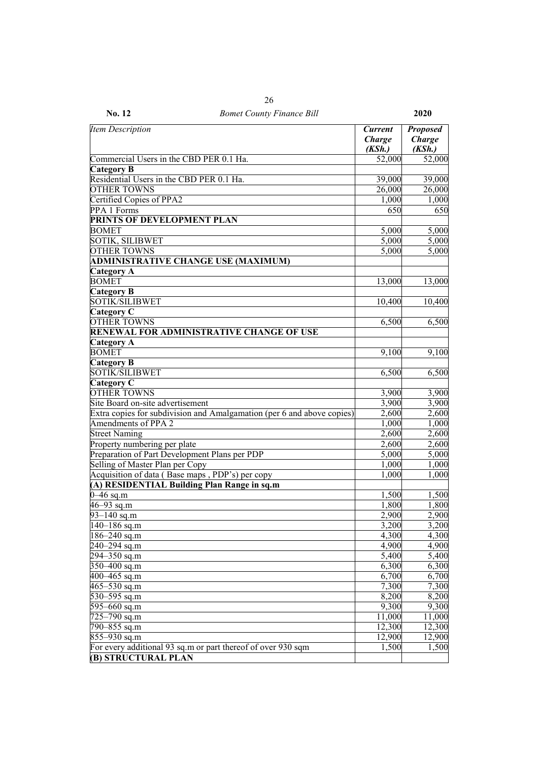| *Item Description* | ***Current Charge (KSh.)*** | ***Proposed Charge (KSh.)*** |
|---|---|---|
| Commercial Users in the CBD PER 0.1 Ha. | 52,000 | 52,000 |
| **Category B** | | |
| Residential Users in the CBD PER 0.1 Ha. | 39,000 | 39,000 |
| OTHER TOWNS | 26,000 | 26,000 |
| Certified Copies of PPA2 | 1,000 | 1,000 |
| PPA 1 Forms | 650 | 650 |
| **PRINTS OF DEVELOPMENT PLAN** | | |
| BOMET | 5,000 | 5,000 |
| SOTIK, SILIBWET | 5,000 | 5,000 |
| OTHER TOWNS | 5,000 | 5,000 |
| **ADMINISTRATIVE CHANGE USE (MAXIMUM)** | | |
| **Category A** | | |
| BOMET | 13,000 | 13,000 |
| **Category B** | | |
| SOTIK/SILIBWET | 10,400 | 10,400 |
| **Category C** | | |
| OTHER TOWNS | 6,500 | 6,500 |
| **RENEWAL FOR ADMINISTRATIVE CHANGE OF USE** | | |
| **Category A** | | |
| BOMET | 9,100 | 9,100 |
| **Category B** | | |
| SOTIK/SILIBWET | 6,500 | 6,500 |
| **Category C** | | |
| OTHER TOWNS | 3,900 | 3,900 |
| Site Board on-site advertisement | 3,900 | 3,900 |
| Extra copies for subdivision and Amalgamation (per 6 and above copies) | 2,600 | 2,600 |
| Amendments of PPA 2 | 1,000 | 1,000 |
| Street Naming | 2,600 | 2,600 |
| Property numbering per plate | 2,600 | 2,600 |
| Preparation of Part Development Plans per PDP | 5,000 | 5,000 |
| Selling of Master Plan per Copy | 1,000 | 1,000 |
| Acquisition of data ( Base maps , PDP's) per copy | 1,000 | 1,000 |
| **(A) RESIDENTIAL Building Plan Range in sq.m** | | |
| 0–46 sq.m | 1,500 | 1,500 |
| 46–93 sq.m | 1,800 | 1,800 |
| 93–140 sq.m | 2,900 | 2,900 |
| 140–186 sq.m | 3,200 | 3,200 |
| 186–240 sq.m | 4,300 | 4,300 |
| 240–294 sq.m | 4,900 | 4,900 |
| 294–350 sq.m | 5,400 | 5,400 |
| 350–400 sq.m | 6,300 | 6,300 |
| 400–465 sq.m | 6,700 | 6,700 |
| 465–530 sq.m | 7,300 | 7,300 |
| 530–595 sq.m | 8,200 | 8,200 |
| 595–660 sq.m | 9,300 | 9,300 |
| 725–790 sq.m | 11,000 | 11,000 |
| 790–855 sq.m | 12,300 | 12,300 |
| 855–930 sq.m | 12,900 | 12,900 |
| For every additional 93 sq.m or part thereof of over 930 sqm | 1,500 | 1,500 |
| **(B) STRUCTURAL PLAN** | | |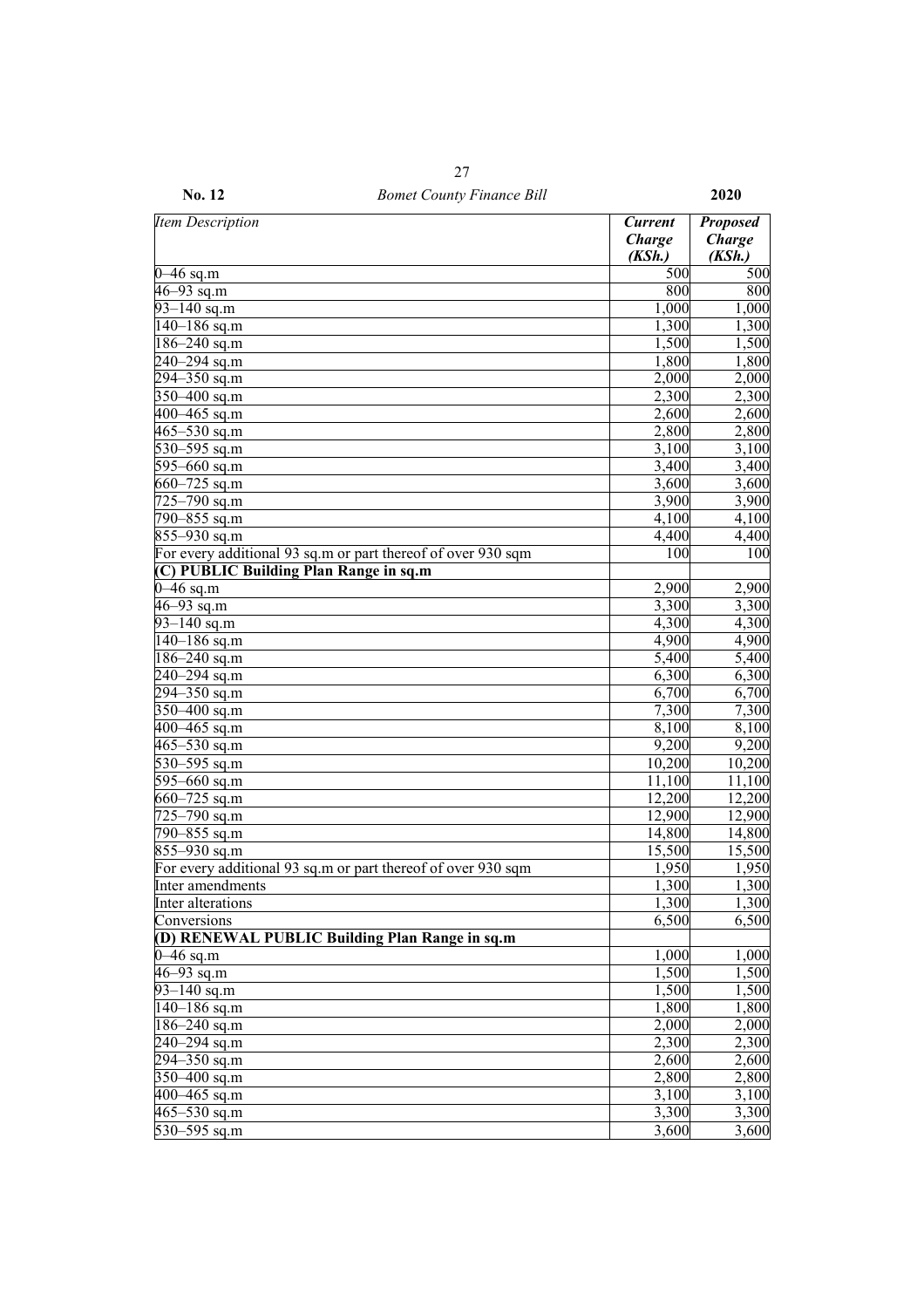| *Item Description* | ***Current Charge (KSh.)*** | ***Proposed Charge (KSh.)*** |
|---|---|---|
| 0–46 sq.m | 500 | 500 |
| 46–93 sq.m | 800 | 800 |
| 93–140 sq.m | 1,000 | 1,000 |
| 140–186 sq.m | 1,300 | 1,300 |
| 186–240 sq.m | 1,500 | 1,500 |
| 240–294 sq.m | 1,800 | 1,800 |
| 294–350 sq.m | 2,000 | 2,000 |
| 350–400 sq.m | 2,300 | 2,300 |
| 400–465 sq.m | 2,600 | 2,600 |
| 465–530 sq.m | 2,800 | 2,800 |
| 530–595 sq.m | 3,100 | 3,100 |
| 595–660 sq.m | 3,400 | 3,400 |
| 660–725 sq.m | 3,600 | 3,600 |
| 725–790 sq.m | 3,900 | 3,900 |
| 790–855 sq.m | 4,100 | 4,100 |
| 855–930 sq.m | 4,400 | 4,400 |
| For every additional 93 sq.m or part thereof of over 930 sqm | 100 | 100 |
| **(C) PUBLIC Building Plan Range in sq.m** | | |
| 0–46 sq.m | 2,900 | 2,900 |
| 46–93 sq.m | 3,300 | 3,300 |
| 93–140 sq.m | 4,300 | 4,300 |
| 140–186 sq.m | 4,900 | 4,900 |
| 186–240 sq.m | 5,400 | 5,400 |
| 240–294 sq.m | 6,300 | 6,300 |
| 294–350 sq.m | 6,700 | 6,700 |
| 350–400 sq.m | 7,300 | 7,300 |
| 400–465 sq.m | 8,100 | 8,100 |
| 465–530 sq.m | 9,200 | 9,200 |
| 530–595 sq.m | 10,200 | 10,200 |
| 595–660 sq.m | 11,100 | 11,100 |
| 660–725 sq.m | 12,200 | 12,200 |
| 725–790 sq.m | 12,900 | 12,900 |
| 790–855 sq.m | 14,800 | 14,800 |
| 855–930 sq.m | 15,500 | 15,500 |
| For every additional 93 sq.m or part thereof of over 930 sqm | 1,950 | 1,950 |
| Inter amendments | 1,300 | 1,300 |
| Inter alterations | 1,300 | 1,300 |
| Conversions | 6,500 | 6,500 |
| **(D) RENEWAL PUBLIC Building Plan Range in sq.m** | | |
| 0–46 sq.m | 1,000 | 1,000 |
| 46–93 sq.m | 1,500 | 1,500 |
| 93–140 sq.m | 1,500 | 1,500 |
| 140–186 sq.m | 1,800 | 1,800 |
| 186–240 sq.m | 2,000 | 2,000 |
| 240–294 sq.m | 2,300 | 2,300 |
| 294–350 sq.m | 2,600 | 2,600 |
| 350–400 sq.m | 2,800 | 2,800 |
| 400–465 sq.m | 3,100 | 3,100 |
| 465–530 sq.m | 3,300 | 3,300 |
| 530–595 sq.m | 3,600 | 3,600 |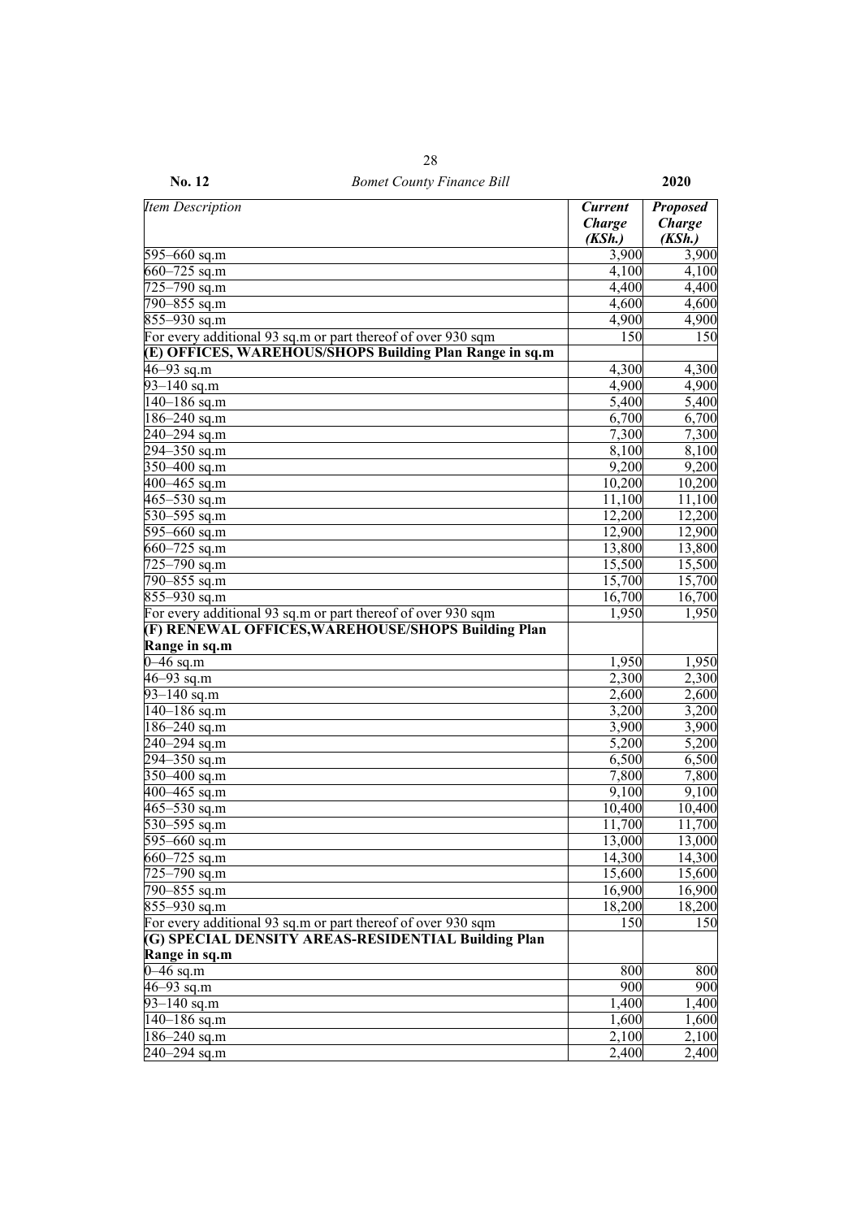| *Item Description* | ***Current Charge (KSh.)*** | ***Proposed Charge (KSh.)*** |
|---|---|---|
| 595–660 sq.m | 3,900 | 3,900 |
| 660–725 sq.m | 4,100 | 4,100 |
| 725–790 sq.m | 4,400 | 4,400 |
| 790–855 sq.m | 4,600 | 4,600 |
| 855–930 sq.m | 4,900 | 4,900 |
| For every additional 93 sq.m or part thereof of over 930 sqm | 150 | 150 |
| **(E) OFFICES, WAREHOUS/SHOPS Building Plan Range in sq.m** | | |
| 46–93 sq.m | 4,300 | 4,300 |
| 93–140 sq.m | 4,900 | 4,900 |
| 140–186 sq.m | 5,400 | 5,400 |
| 186–240 sq.m | 6,700 | 6,700 |
| 240–294 sq.m | 7,300 | 7,300 |
| 294–350 sq.m | 8,100 | 8,100 |
| 350–400 sq.m | 9,200 | 9,200 |
| 400–465 sq.m | 10,200 | 10,200 |
| 465–530 sq.m | 11,100 | 11,100 |
| 530–595 sq.m | 12,200 | 12,200 |
| 595–660 sq.m | 12,900 | 12,900 |
| 660–725 sq.m | 13,800 | 13,800 |
| 725–790 sq.m | 15,500 | 15,500 |
| 790–855 sq.m | 15,700 | 15,700 |
| 855–930 sq.m | 16,700 | 16,700 |
| For every additional 93 sq.m or part thereof of over 930 sqm | 1,950 | 1,950 |
| **(F) RENEWAL OFFICES,WAREHOUSE/SHOPS Building Plan Range in sq.m** | | |
| 0–46 sq.m | 1,950 | 1,950 |
| 46–93 sq.m | 2,300 | 2,300 |
| 93–140 sq.m | 2,600 | 2,600 |
| 140–186 sq.m | 3,200 | 3,200 |
| 186–240 sq.m | 3,900 | 3,900 |
| 240–294 sq.m | 5,200 | 5,200 |
| 294–350 sq.m | 6,500 | 6,500 |
| 350–400 sq.m | 7,800 | 7,800 |
| 400–465 sq.m | 9,100 | 9,100 |
| 465–530 sq.m | 10,400 | 10,400 |
| 530–595 sq.m | 11,700 | 11,700 |
| 595–660 sq.m | 13,000 | 13,000 |
| 660–725 sq.m | 14,300 | 14,300 |
| 725–790 sq.m | 15,600 | 15,600 |
| 790–855 sq.m | 16,900 | 16,900 |
| 855–930 sq.m | 18,200 | 18,200 |
| For every additional 93 sq.m or part thereof of over 930 sqm | 150 | 150 |
| **(G) SPECIAL DENSITY AREAS-RESIDENTIAL Building Plan Range in sq.m** | | |
| 0–46 sq.m | 800 | 800 |
| 46–93 sq.m | 900 | 900 |
| 93–140 sq.m | 1,400 | 1,400 |
| 140–186 sq.m | 1,600 | 1,600 |
| 186–240 sq.m | 2,100 | 2,100 |
| 240–294 sq.m | 2,400 | 2,400 |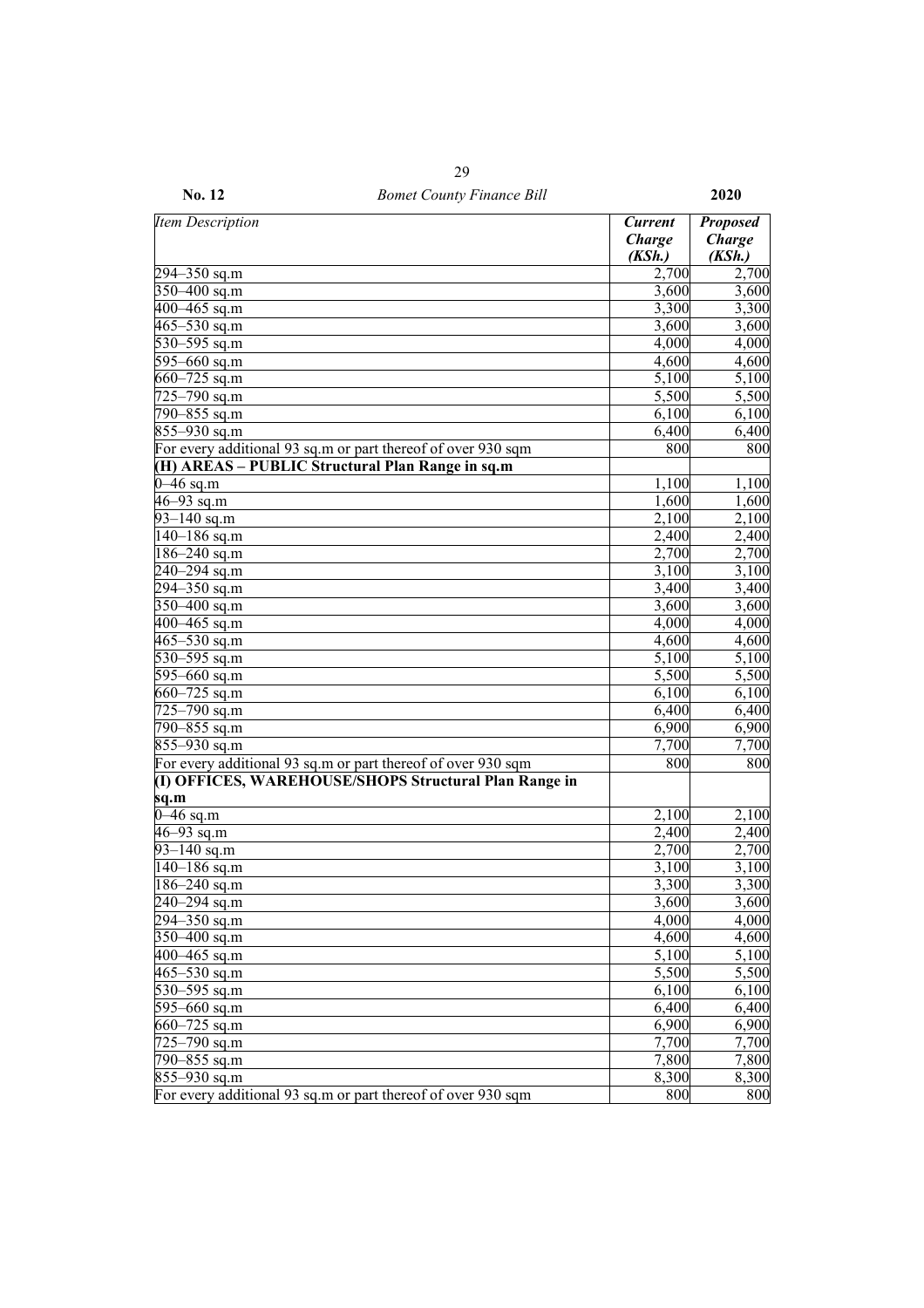| *Item Description* | ***Current Charge (KSh.)*** | ***Proposed Charge (KSh.)*** |
|---|---|---|
| 294–350 sq.m | 2,700 | 2,700 |
| 350–400 sq.m | 3,600 | 3,600 |
| 400–465 sq.m | 3,300 | 3,300 |
| 465–530 sq.m | 3,600 | 3,600 |
| 530–595 sq.m | 4,000 | 4,000 |
| 595–660 sq.m | 4,600 | 4,600 |
| 660–725 sq.m | 5,100 | 5,100 |
| 725–790 sq.m | 5,500 | 5,500 |
| 790–855 sq.m | 6,100 | 6,100 |
| 855–930 sq.m | 6,400 | 6,400 |
| For every additional 93 sq.m or part thereof of over 930 sqm | 800 | 800 |
| **(H) AREAS – PUBLIC Structural Plan Range in sq.m** | | |
| 0–46 sq.m | 1,100 | 1,100 |
| 46–93 sq.m | 1,600 | 1,600 |
| 93–140 sq.m | 2,100 | 2,100 |
| 140–186 sq.m | 2,400 | 2,400 |
| 186–240 sq.m | 2,700 | 2,700 |
| 240–294 sq.m | 3,100 | 3,100 |
| 294–350 sq.m | 3,400 | 3,400 |
| 350–400 sq.m | 3,600 | 3,600 |
| 400–465 sq.m | 4,000 | 4,000 |
| 465–530 sq.m | 4,600 | 4,600 |
| 530–595 sq.m | 5,100 | 5,100 |
| 595–660 sq.m | 5,500 | 5,500 |
| 660–725 sq.m | 6,100 | 6,100 |
| 725–790 sq.m | 6,400 | 6,400 |
| 790–855 sq.m | 6,900 | 6,900 |
| 855–930 sq.m | 7,700 | 7,700 |
| For every additional 93 sq.m or part thereof of over 930 sqm | 800 | 800 |
| **(I) OFFICES, WAREHOUSE/SHOPS Structural Plan Range in sq.m** | | |
| 0–46 sq.m | 2,100 | 2,100 |
| 46–93 sq.m | 2,400 | 2,400 |
| 93–140 sq.m | 2,700 | 2,700 |
| 140–186 sq.m | 3,100 | 3,100 |
| 186–240 sq.m | 3,300 | 3,300 |
| 240–294 sq.m | 3,600 | 3,600 |
| 294–350 sq.m | 4,000 | 4,000 |
| 350–400 sq.m | 4,600 | 4,600 |
| 400–465 sq.m | 5,100 | 5,100 |
| 465–530 sq.m | 5,500 | 5,500 |
| 530–595 sq.m | 6,100 | 6,100 |
| 595–660 sq.m | 6,400 | 6,400 |
| 660–725 sq.m | 6,900 | 6,900 |
| 725–790 sq.m | 7,700 | 7,700 |
| 790–855 sq.m | 7,800 | 7,800 |
| 855–930 sq.m | 8,300 | 8,300 |
| For every additional 93 sq.m or part thereof of over 930 sqm | 800 | 800 |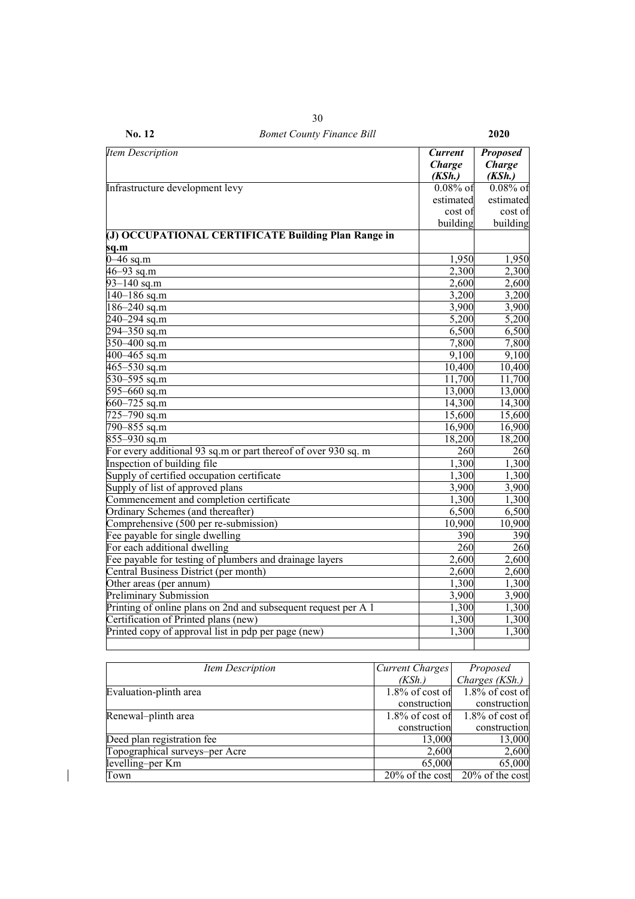| *Item Description* | ***Current Charge (KSh.)*** | ***Proposed Charge (KSh.)*** |
|---|---|---|
| Infrastructure development levy | 0.08% of estimated cost of building | 0.08% of estimated cost of building |
| **(J) OCCUPATIONAL CERTIFICATE Building Plan Range in sq.m** | | |
| 0–46 sq.m | 1,950 | 1,950 |
| 46–93 sq.m | 2,300 | 2,300 |
| 93–140 sq.m | 2,600 | 2,600 |
| 140–186 sq.m | 3,200 | 3,200 |
| 186–240 sq.m | 3,900 | 3,900 |
| 240–294 sq.m | 5,200 | 5,200 |
| 294–350 sq.m | 6,500 | 6,500 |
| 350–400 sq.m | 7,800 | 7,800 |
| 400–465 sq.m | 9,100 | 9,100 |
| 465–530 sq.m | 10,400 | 10,400 |
| 530–595 sq.m | 11,700 | 11,700 |
| 595–660 sq.m | 13,000 | 13,000 |
| 660–725 sq.m | 14,300 | 14,300 |
| 725–790 sq.m | 15,600 | 15,600 |
| 790–855 sq.m | 16,900 | 16,900 |
| 855–930 sq.m | 18,200 | 18,200 |
| For every additional 93 sq.m or part thereof of over 930 sq. m | 260 | 260 |
| Inspection of building file | 1,300 | 1,300 |
| Supply of certified occupation certificate | 1,300 | 1,300 |
| Supply of list of approved plans | 3,900 | 3,900 |
| Commencement and completion certificate | 1,300 | 1,300 |
| Ordinary Schemes (and thereafter) | 6,500 | 6,500 |
| Comprehensive (500 per re-submission) | 10,900 | 10,900 |
| Fee payable for single dwelling | 390 | 390 |
| For each additional dwelling | 260 | 260 |
| Fee payable for testing of plumbers and drainage layers | 2,600 | 2,600 |
| Central Business District (per month) | 2,600 | 2,600 |
| Other areas (per annum) | 1,300 | 1,300 |
| Preliminary Submission | 3,900 | 3,900 |
| Printing of online plans on 2nd and subsequent request per A 1 | 1,300 | 1,300 |
| Certification of Printed plans (new) | 1,300 | 1,300 |
| Printed copy of approval list in pdp per page (new) | 1,300 | 1,300 |
| | | |

| *Item Description* | *Current Charges (KSh.)* | *Proposed Charges (KSh.)* |
|---|---|---|
| Evaluation-plinth area | 1.8% of cost of construction | 1.8% of cost of construction |
| Renewal–plinth area | 1.8% of cost of construction | 1.8% of cost of construction |
| Deed plan registration fee | 13,000 | 13,000 |
| Topographical surveys–per Acre | 2,600 | 2,600 |
| levelling–per Km | 65,000 | 65,000 |
| Town | 20% of the cost | 20% of the cost |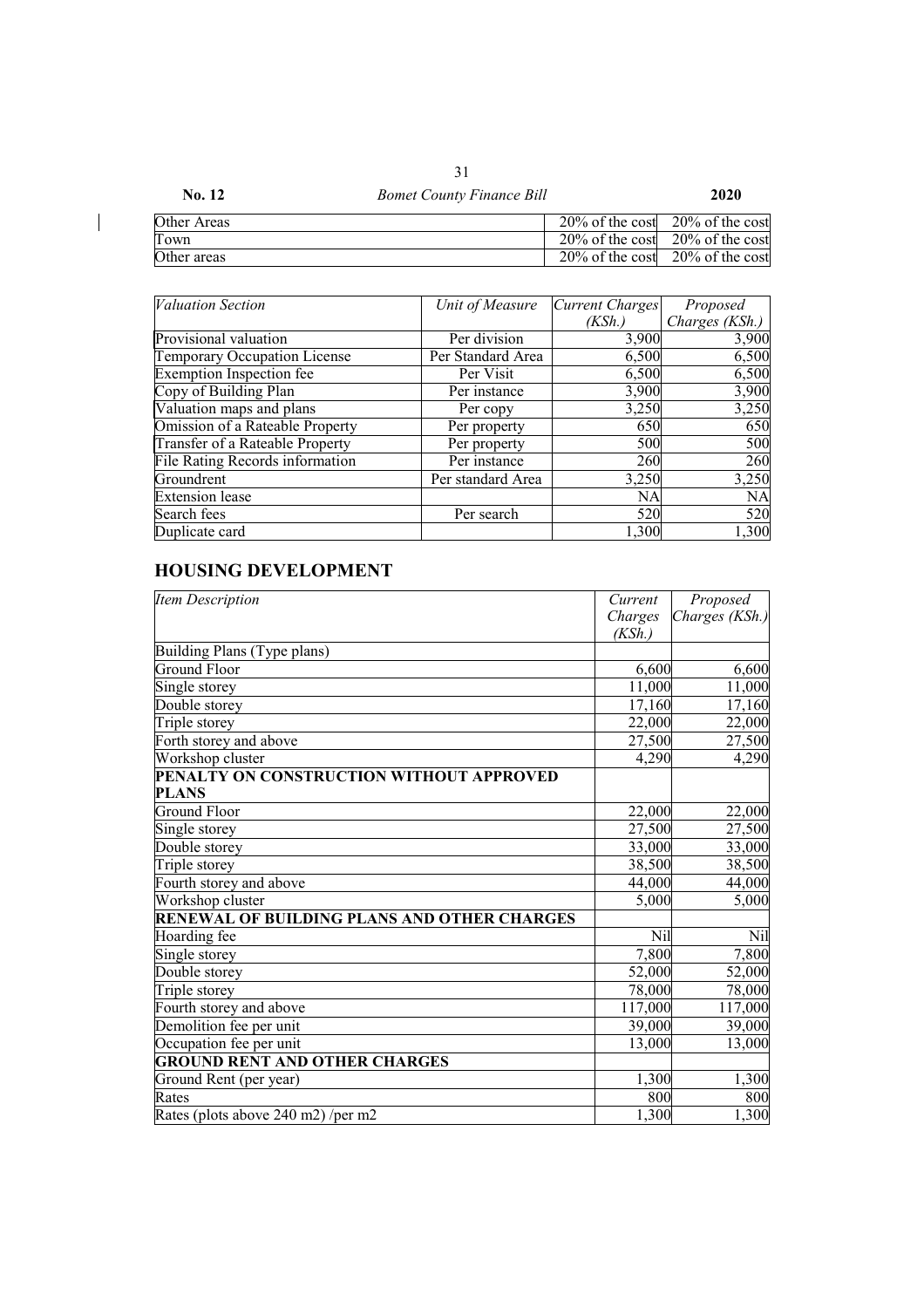| | | |
|---|---|---|
| Other Areas | 20% of the cost | 20% of the cost |
| Town | 20% of the cost | 20% of the cost |
| Other areas | 20% of the cost | 20% of the cost |

| *Valuation Section* | *Unit of Measure* | *Current Charges (KSh.)* | *Proposed Charges (KSh.)* |
|---|---|---|---|
| Provisional valuation | Per division | 3,900 | 3,900 |
| Temporary Occupation License | Per Standard Area | 6,500 | 6,500 |
| Exemption Inspection fee | Per Visit | 6,500 | 6,500 |
| Copy of Building Plan | Per instance | 3,900 | 3,900 |
| Valuation maps and plans | Per copy | 3,250 | 3,250 |
| Omission of a Rateable Property | Per property | 650 | 650 |
| Transfer of a Rateable Property | Per property | 500 | 500 |
| File Rating Records information | Per instance | 260 | 260 |
| Groundrent | Per standard Area | 3,250 | 3,250 |
| Extension lease | | NA | NA |
| Search fees | Per search | 520 | 520 |
| Duplicate card | | 1,300 | 1,300 |

## HOUSING DEVELOPMENT

| *Item Description* | *Current Charges (KSh.)* | *Proposed Charges (KSh.)* |
|---|---|---|
| Building Plans (Type plans) | | |
| Ground Floor | 6,600 | 6,600 |
| Single storey | 11,000 | 11,000 |
| Double storey | 17,160 | 17,160 |
| Triple storey | 22,000 | 22,000 |
| Forth storey and above | 27,500 | 27,500 |
| Workshop cluster | 4,290 | 4,290 |
| **PENALTY ON CONSTRUCTION WITHOUT APPROVED PLANS** | | |
| Ground Floor | 22,000 | 22,000 |
| Single storey | 27,500 | 27,500 |
| Double storey | 33,000 | 33,000 |
| Triple storey | 38,500 | 38,500 |
| Fourth storey and above | 44,000 | 44,000 |
| Workshop cluster | 5,000 | 5,000 |
| **RENEWAL OF BUILDING PLANS AND OTHER CHARGES** | | |
| Hoarding fee | Nil | Nil |
| Single storey | 7,800 | 7,800 |
| Double storey | 52,000 | 52,000 |
| Triple storey | 78,000 | 78,000 |
| Fourth storey and above | 117,000 | 117,000 |
| Demolition fee per unit | 39,000 | 39,000 |
| Occupation fee per unit | 13,000 | 13,000 |
| **GROUND RENT AND OTHER CHARGES** | | |
| Ground Rent (per year) | 1,300 | 1,300 |
| Rates | 800 | 800 |
| Rates (plots above 240 m2) /per m2 | 1,300 | 1,300 |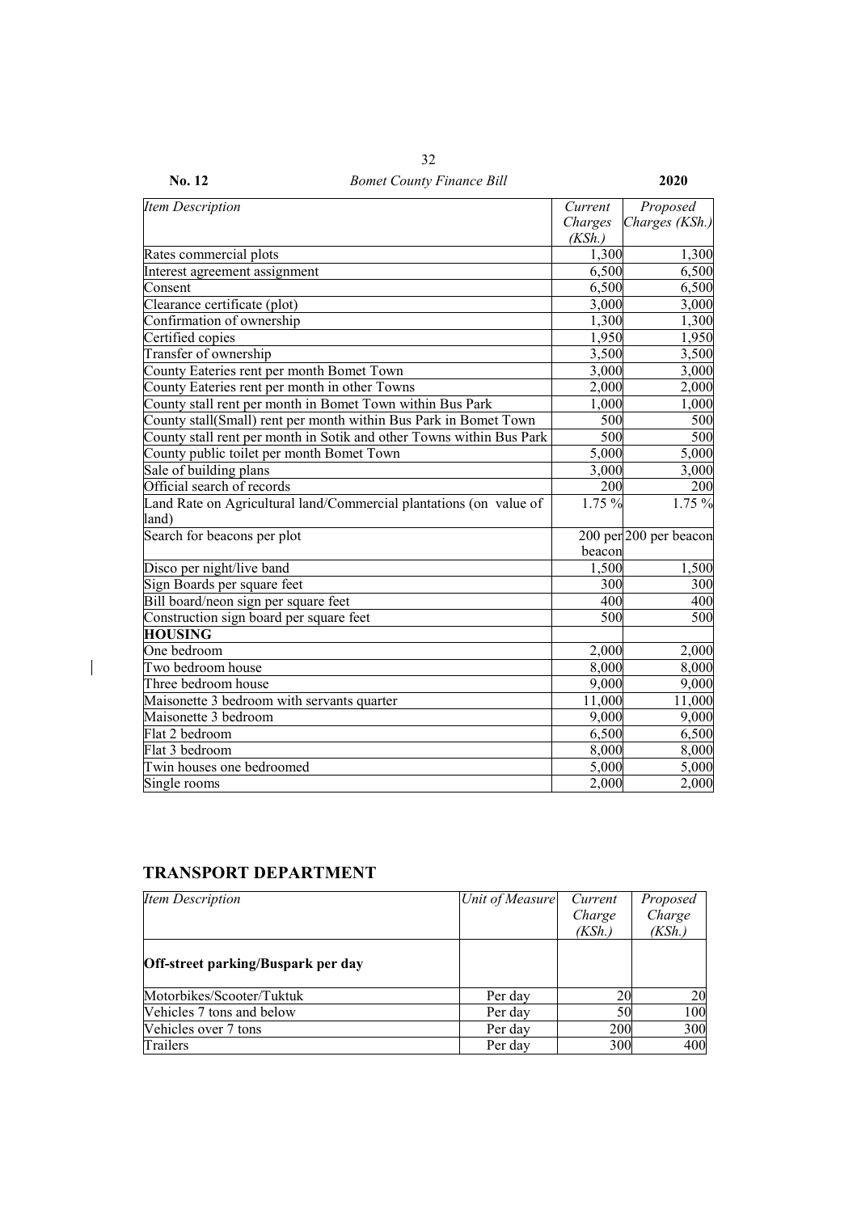| *Item Description* | *Current Charges (KSh.)* | *Proposed Charges (KSh.)* |
|---|---|---|
| Rates commercial plots | 1,300 | 1,300 |
| Interest agreement assignment | 6,500 | 6,500 |
| Consent | 6,500 | 6,500 |
| Clearance certificate (plot) | 3,000 | 3,000 |
| Confirmation of ownership | 1,300 | 1,300 |
| Certified copies | 1,950 | 1,950 |
| Transfer of ownership | 3,500 | 3,500 |
| County Eateries rent per month Bomet Town | 3,000 | 3,000 |
| County Eateries rent per month in other Towns | 2,000 | 2,000 |
| County stall rent per month in Bomet Town within Bus Park | 1,000 | 1,000 |
| County stall(Small) rent per month within Bus Park in Bomet Town | 500 | 500 |
| County stall rent per month in Sotik and other Towns within Bus Park | 500 | 500 |
| County public toilet per month Bomet Town | 5,000 | 5,000 |
| Sale of building plans | 3,000 | 3,000 |
| Official search of records | 200 | 200 |
| Land Rate on Agricultural land/Commercial plantations (on value of land) | 1.75 % | 1.75 % |
| Search for beacons per plot | 200 per beacon | 200 per beacon |
| Disco per night/live band | 1,500 | 1,500 |
| Sign Boards per square feet | 300 | 300 |
| Bill board/neon sign per square feet | 400 | 400 |
| Construction sign board per square feet | 500 | 500 |
| **HOUSING** | | |
| One bedroom | 2,000 | 2,000 |
| Two bedroom house | 8,000 | 8,000 |
| Three bedroom house | 9,000 | 9,000 |
| Maisonette 3 bedroom with servants quarter | 11,000 | 11,000 |
| Maisonette 3 bedroom | 9,000 | 9,000 |
| Flat 2 bedroom | 6,500 | 6,500 |
| Flat 3 bedroom | 8,000 | 8,000 |
| Twin houses one bedroomed | 5,000 | 5,000 |
| Single rooms | 2,000 | 2,000 |

## TRANSPORT DEPARTMENT

| *Item Description* | *Unit of Measure* | *Current Charge (KSh.)* | *Proposed Charge (KSh.)* |
|---|---|---|---|
| **Off-street parking/Buspark per day** | | | |
| Motorbikes/Scooter/Tuktuk | Per day | 20 | 20 |
| Vehicles 7 tons and below | Per day | 50 | 100 |
| Vehicles over 7 tons | Per day | 200 | 300 |
| Trailers | Per day | 300 | 400 |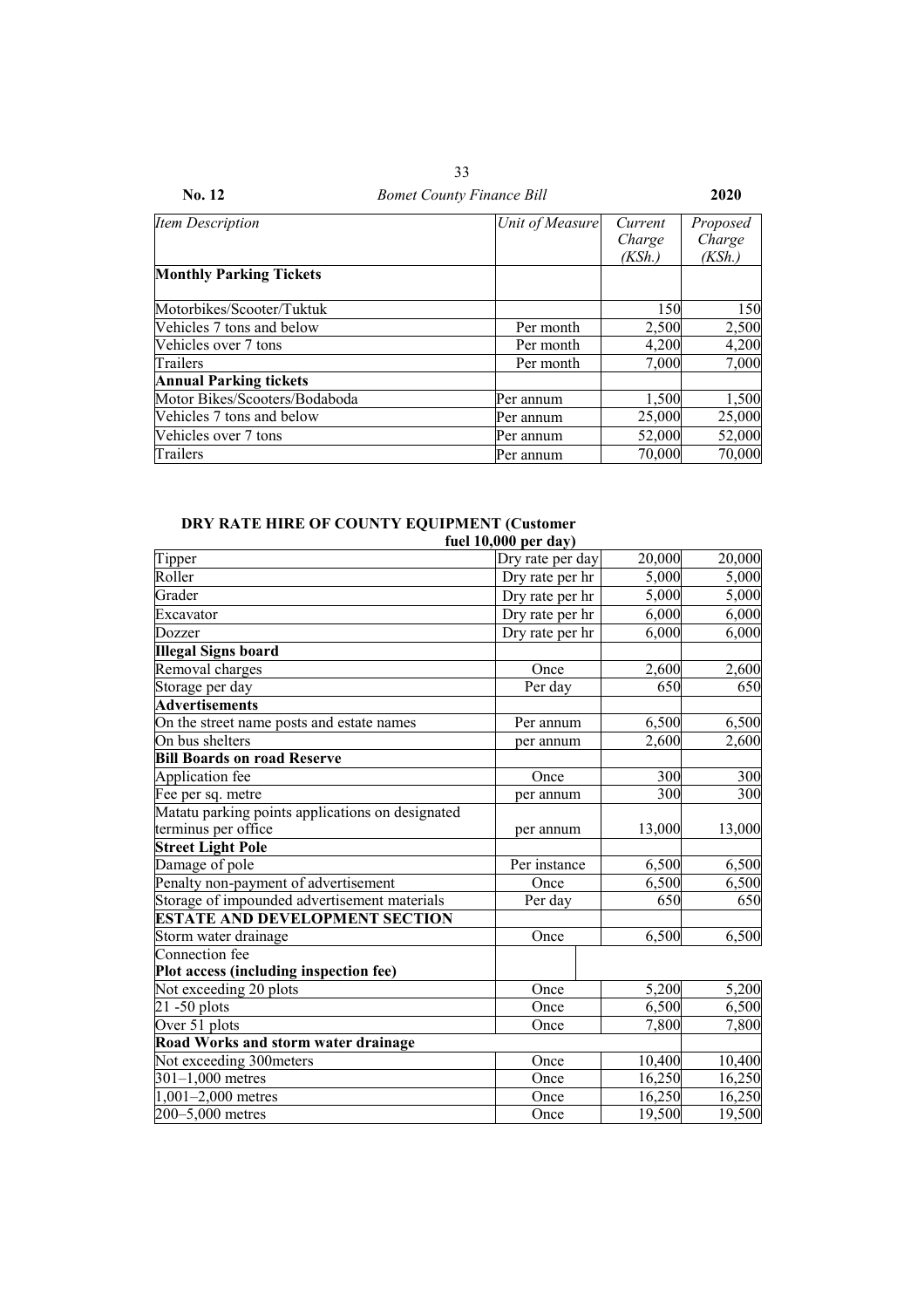| *Item Description* | *Unit of Measure* | *Current Charge (KSh.)* | *Proposed Charge (KSh.)* |
|---|---|---|---|
| **Monthly Parking Tickets** | | | |
| Motorbikes/Scooter/Tuktuk | | 150 | 150 |
| Vehicles 7 tons and below | Per month | 2,500 | 2,500 |
| Vehicles over 7 tons | Per month | 4,200 | 4,200 |
| Trailers | Per month | 7,000 | 7,000 |
| **Annual Parking tickets** | | | |
| Motor Bikes/Scooters/Bodaboda | Per annum | 1,500 | 1,500 |
| Vehicles 7 tons and below | Per annum | 25,000 | 25,000 |
| Vehicles over 7 tons | Per annum | 52,000 | 52,000 |
| Trailers | Per annum | 70,000 | 70,000 |

**DRY RATE HIRE OF COUNTY EQUIPMENT (Customer fuel 10,000 per day)**

| | | | |
|---|---|---|---|
| Tipper | Dry rate per day | 20,000 | 20,000 |
| Roller | Dry rate per hr | 5,000 | 5,000 |
| Grader | Dry rate per hr | 5,000 | 5,000 |
| Excavator | Dry rate per hr | 6,000 | 6,000 |
| Dozzer | Dry rate per hr | 6,000 | 6,000 |
| **Illegal Signs board** | | | |
| Removal charges | Once | 2,600 | 2,600 |
| Storage per day | Per day | 650 | 650 |
| **Advertisements** | | | |
| On the street name posts and estate names | Per annum | 6,500 | 6,500 |
| On bus shelters | per annum | 2,600 | 2,600 |
| **Bill Boards on road Reserve** | | | |
| Application fee | Once | 300 | 300 |
| Fee per sq. metre | per annum | 300 | 300 |
| Matatu parking points applications on designated terminus per office | per annum | 13,000 | 13,000 |
| **Street Light Pole** | | | |
| Damage of pole | Per instance | 6,500 | 6,500 |
| Penalty non-payment of advertisement | Once | 6,500 | 6,500 |
| Storage of impounded advertisement materials | Per day | 650 | 650 |
| **ESTATE AND DEVELOPMENT SECTION** | | | |
| Storm water drainage | Once | 6,500 | 6,500 |
| Connection fee **Plot access (including inspection fee)** | | | |
| Not exceeding 20 plots | Once | 5,200 | 5,200 |
| 21 -50 plots | Once | 6,500 | 6,500 |
| Over 51 plots | Once | 7,800 | 7,800 |
| **Road Works and storm water drainage** | | | |
| Not exceeding 300meters | Once | 10,400 | 10,400 |
| 301–1,000 metres | Once | 16,250 | 16,250 |
| 1,001–2,000 metres | Once | 16,250 | 16,250 |
| 200–5,000 metres | Once | 19,500 | 19,500 |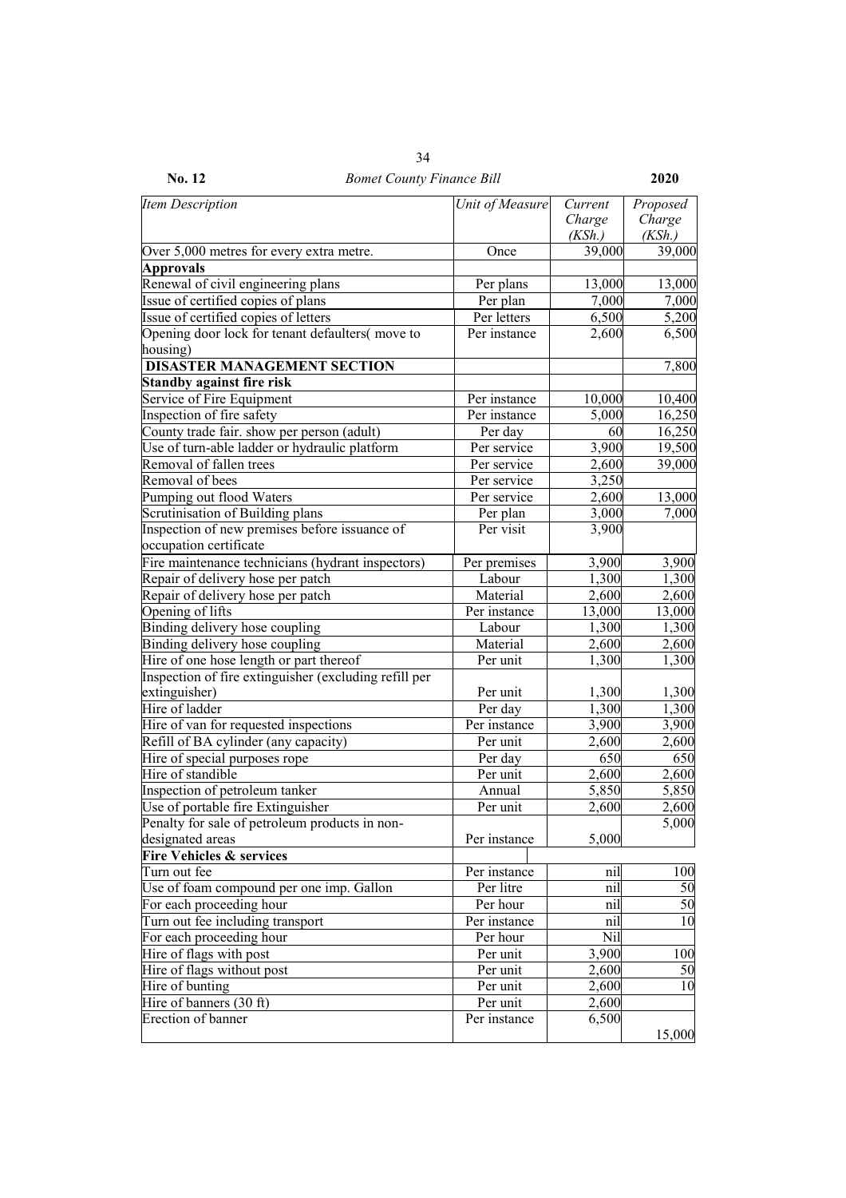| *Item Description* | *Unit of Measure* | *Current Charge (KSh.)* | *Proposed Charge (KSh.)* |
|---|---|---|---|
| Over 5,000 metres for every extra metre. | Once | 39,000 | 39,000 |
| **Approvals** | | | |
| Renewal of civil engineering plans | Per plans | 13,000 | 13,000 |
| Issue of certified copies of plans | Per plan | 7,000 | 7,000 |
| Issue of certified copies of letters | Per letters | 6,500 | 5,200 |
| Opening door lock for tenant defaulters( move to housing) | Per instance | 2,600 | 6,500 |
| **DISASTER MANAGEMENT SECTION** | | | 7,800 |
| **Standby against fire risk** | | | |
| Service of Fire Equipment | Per instance | 10,000 | 10,400 |
| Inspection of fire safety | Per instance | 5,000 | 16,250 |
| County trade fair. show per person (adult) | Per day | 60 | 16,250 |
| Use of turn-able ladder or hydraulic platform | Per service | 3,900 | 19,500 |
| Removal of fallen trees | Per service | 2,600 | 39,000 |
| Removal of bees | Per service | 3,250 | |
| Pumping out flood Waters | Per service | 2,600 | 13,000 |
| Scrutinisation of Building plans | Per plan | 3,000 | 7,000 |
| Inspection of new premises before issuance of occupation certificate | Per visit | 3,900 | |
| Fire maintenance technicians (hydrant inspectors) | Per premises | 3,900 | 3,900 |
| Repair of delivery hose per patch | Labour | 1,300 | 1,300 |
| Repair of delivery hose per patch | Material | 2,600 | 2,600 |
| Opening of lifts | Per instance | 13,000 | 13,000 |
| Binding delivery hose coupling | Labour | 1,300 | 1,300 |
| Binding delivery hose coupling | Material | 2,600 | 2,600 |
| Hire of one hose length or part thereof | Per unit | 1,300 | 1,300 |
| Inspection of fire extinguisher (excluding refill per extinguisher) | Per unit | 1,300 | 1,300 |
| Hire of ladder | Per day | 1,300 | 1,300 |
| Hire of van for requested inspections | Per instance | 3,900 | 3,900 |
| Refill of BA cylinder (any capacity) | Per unit | 2,600 | 2,600 |
| Hire of special purposes rope | Per day | 650 | 650 |
| Hire of standible | Per unit | 2,600 | 2,600 |
| Inspection of petroleum tanker | Annual | 5,850 | 5,850 |
| Use of portable fire Extinguisher | Per unit | 2,600 | 2,600 |
| Penalty for sale of petroleum products in non-designated areas | Per instance | 5,000 | 5,000 |
| **Fire Vehicles & services** | | | |
| Turn out fee | Per instance | nil | 100 |
| Use of foam compound per one imp. Gallon | Per litre | nil | 50 |
| For each proceeding hour | Per hour | nil | 50 |
| Turn out fee including transport | Per instance | nil | 10 |
| For each proceeding hour | Per hour | Nil | |
| Hire of flags with post | Per unit | 3,900 | 100 |
| Hire of flags without post | Per unit | 2,600 | 50 |
| Hire of bunting | Per unit | 2,600 | 10 |
| Hire of banners (30 ft) | Per unit | 2,600 | |
| Erection of banner | Per instance | 6,500 | 15,000 |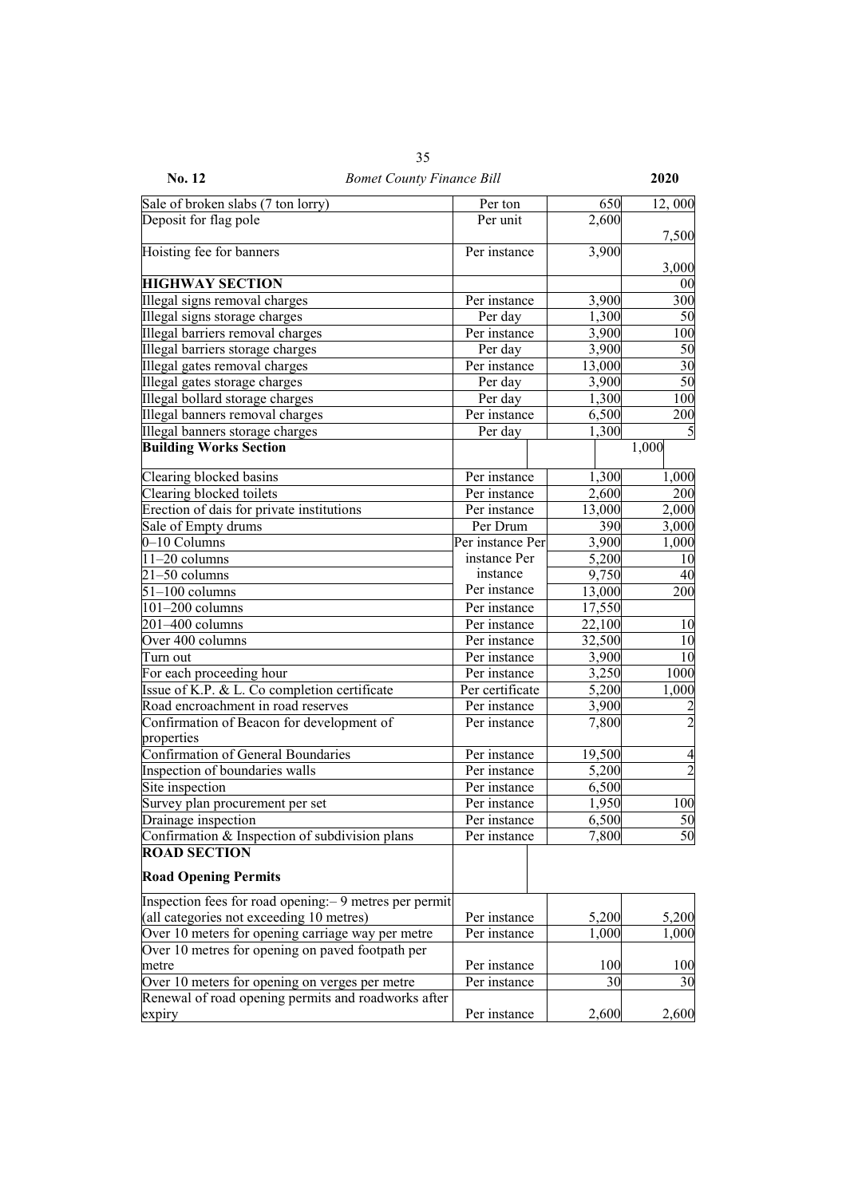| Sale of broken slabs (7 ton lorry) | Per ton | 650 | 12, 000 |
|---|---|---|---|
| Deposit for flag pole | Per unit | 2,600 | 7,500 |
| Hoisting fee for banners | Per instance | 3,900 | 3,000 |
| **HIGHWAY SECTION** | | | 00 |
| Illegal signs removal charges | Per instance | 3,900 | 300 |
| Illegal signs storage charges | Per day | 1,300 | 50 |
| Illegal barriers removal charges | Per instance | 3,900 | 100 |
| Illegal barriers storage charges | Per day | 3,900 | 50 |
| Illegal gates removal charges | Per instance | 13,000 | 30 |
| Illegal gates storage charges | Per day | 3,900 | 50 |
| Illegal bollard storage charges | Per day | 1,300 | 100 |
| Illegal banners removal charges | Per instance | 6,500 | 200 |
| Illegal banners storage charges | Per day | 1,300 | 5 |
| **Building Works Section** | | | 1,000 |
| Clearing blocked basins | Per instance | 1,300 | 1,000 |
| Clearing blocked toilets | Per instance | 2,600 | 200 |
| Erection of dais for private institutions | Per instance | 13,000 | 2,000 |
| Sale of Empty drums | Per Drum | 390 | 3,000 |
| 0–10 Columns | Per instance Per | 3,900 | 1,000 |
| 11–20 columns | instance Per | 5,200 | 10 |
| 21–50 columns | instance | 9,750 | 40 |
| 51–100 columns | Per instance | 13,000 | 200 |
| 101–200 columns | Per instance | 17,550 | |
| 201–400 columns | Per instance | 22,100 | 10 |
| Over 400 columns | Per instance | 32,500 | 10 |
| Turn out | Per instance | 3,900 | 10 |
| For each proceeding hour | Per instance | 3,250 | 1000 |
| Issue of K.P. & L. Co completion certificate | Per certificate | 5,200 | 1,000 |
| Road encroachment in road reserves | Per instance | 3,900 | 2 |
| Confirmation of Beacon for development of properties | Per instance | 7,800 | 2 |
| Confirmation of General Boundaries | Per instance | 19,500 | 4 |
| Inspection of boundaries walls | Per instance | 5,200 | 2 |
| Site inspection | Per instance | 6,500 | |
| Survey plan procurement per set | Per instance | 1,950 | 100 |
| Drainage inspection | Per instance | 6,500 | 50 |
| Confirmation & Inspection of subdivision plans | Per instance | 7,800 | 50 |
| **ROAD SECTION**<br>**Road Opening Permits** | | | |
| Inspection fees for road opening:– 9 metres per permit (all categories not exceeding 10 metres) | Per instance | 5,200 | 5,200 |
| Over 10 meters for opening carriage way per metre | Per instance | 1,000 | 1,000 |
| Over 10 metres for opening on paved footpath per metre | Per instance | 100 | 100 |
| Over 10 meters for opening on verges per metre | Per instance | 30 | 30 |
| Renewal of road opening permits and roadworks after expiry | Per instance | 2,600 | 2,600 |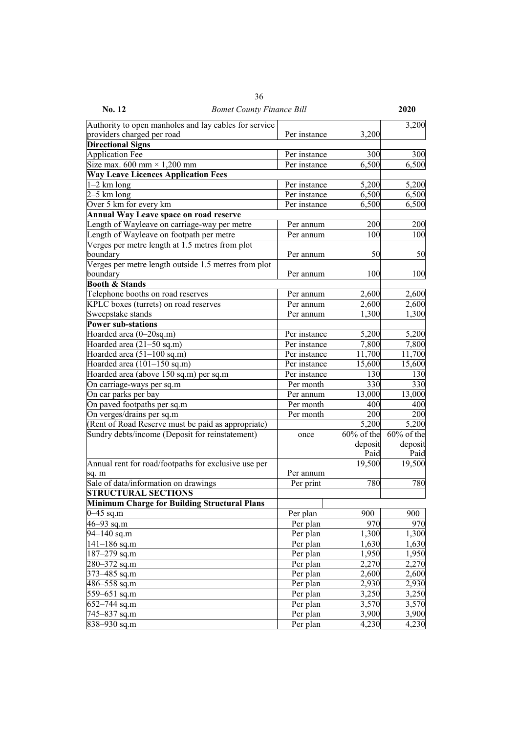| | | | |
|---|---|---|---|
| Authority to open manholes and lay cables for service providers charged per road | Per instance | 3,200 | 3,200 |
| **Directional Signs** | | | |
| Application Fee | Per instance | 300 | 300 |
| Size max. 600 mm × 1,200 mm | Per instance | 6,500 | 6,500 |
| **Way Leave Licences Application Fees** | | | |
| 1–2 km long | Per instance | 5,200 | 5,200 |
| 2–5 km long | Per instance | 6,500 | 6,500 |
| Over 5 km for every km | Per instance | 6,500 | 6,500 |
| **Annual Way Leave space on road reserve** | | | |
| Length of Wayleave on carriage-way per metre | Per annum | 200 | 200 |
| Length of Wayleave on footpath per metre | Per annum | 100 | 100 |
| Verges per metre length at 1.5 metres from plot boundary | Per annum | 50 | 50 |
| Verges per metre length outside 1.5 metres from plot boundary | Per annum | 100 | 100 |
| **Booth & Stands** | | | |
| Telephone booths on road reserves | Per annum | 2,600 | 2,600 |
| KPLC boxes (turrets) on road reserves | Per annum | 2,600 | 2,600 |
| Sweepstake stands | Per annum | 1,300 | 1,300 |
| **Power sub-stations** | | | |
| Hoarded area (0–20sq.m) | Per instance | 5,200 | 5,200 |
| Hoarded area (21–50 sq.m) | Per instance | 7,800 | 7,800 |
| Hoarded area (51–100 sq.m) | Per instance | 11,700 | 11,700 |
| Hoarded area (101–150 sq.m) | Per instance | 15,600 | 15,600 |
| Hoarded area (above 150 sq.m) per sq.m | Per instance | 130 | 130 |
| On carriage-ways per sq.m | Per month | 330 | 330 |
| On car parks per bay | Per annum | 13,000 | 13,000 |
| On paved footpaths per sq.m | Per month | 400 | 400 |
| On verges/drains per sq.m | Per month | 200 | 200 |
| (Rent of Road Reserve must be paid as appropriate) | | 5,200 | 5,200 |
| Sundry debts/income (Deposit for reinstatement) | once | 60% of the deposit Paid | 60% of the deposit Paid |
| Annual rent for road/footpaths for exclusive use per sq. m | Per annum | 19,500 | 19,500 |
| Sale of data/information on drawings | Per print | 780 | 780 |
| **STRUCTURAL SECTIONS** | | | |
| **Minimum Charge for Building Structural Plans** | | | |
| 0–45 sq.m | Per plan | 900 | 900 |
| 46–93 sq.m | Per plan | 970 | 970 |
| 94–140 sq.m | Per plan | 1,300 | 1,300 |
| 141–186 sq.m | Per plan | 1,630 | 1,630 |
| 187–279 sq.m | Per plan | 1,950 | 1,950 |
| 280–372 sq.m | Per plan | 2,270 | 2,270 |
| 373–485 sq.m | Per plan | 2,600 | 2,600 |
| 486–558 sq.m | Per plan | 2,930 | 2,930 |
| 559–651 sq.m | Per plan | 3,250 | 3,250 |
| 652–744 sq.m | Per plan | 3,570 | 3,570 |
| 745–837 sq.m | Per plan | 3,900 | 3,900 |
| 838–930 sq.m | Per plan | 4,230 | 4,230 |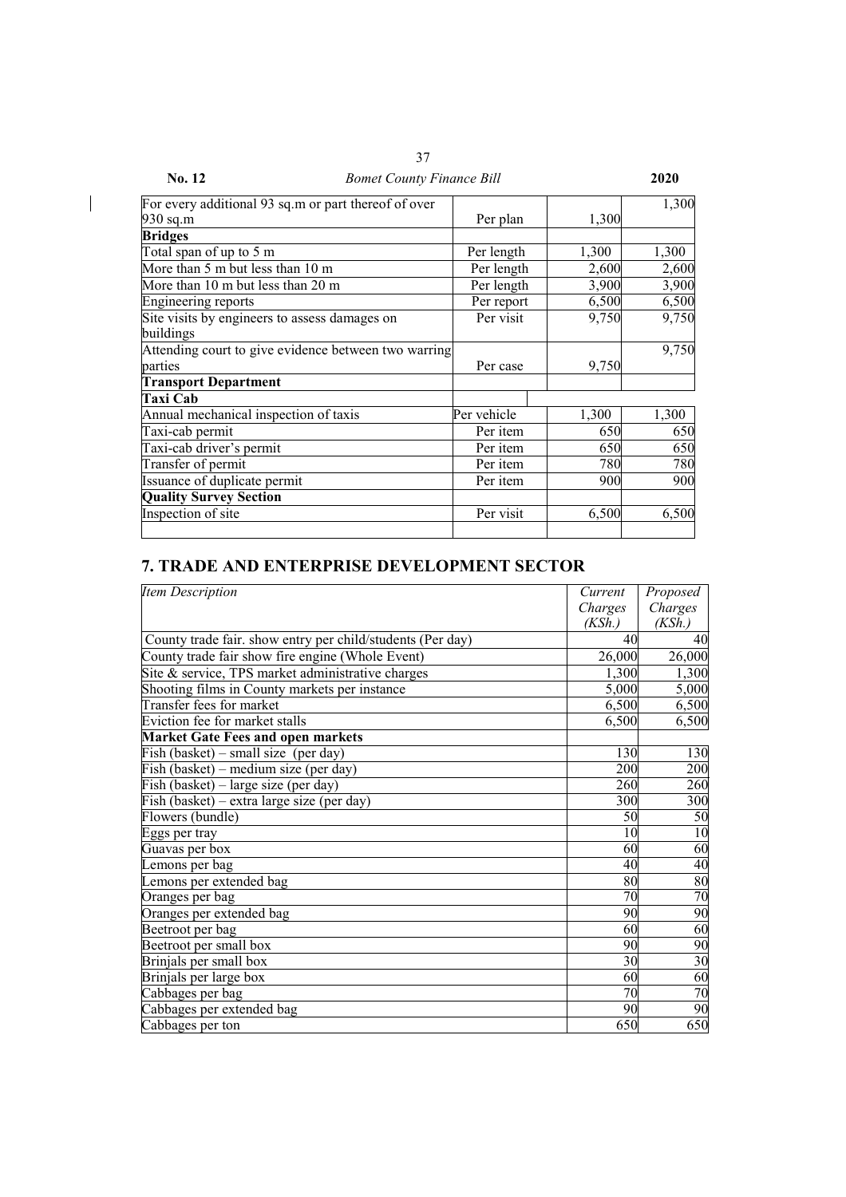| | | | |
|---|---|---|---|
| For every additional 93 sq.m or part thereof of over 930 sq.m | Per plan | 1,300 | 1,300 |
| **Bridges** | | | |
| Total span of up to 5 m | Per length | 1,300 | 1,300 |
| More than 5 m but less than 10 m | Per length | 2,600 | 2,600 |
| More than 10 m but less than 20 m | Per length | 3,900 | 3,900 |
| Engineering reports | Per report | 6,500 | 6,500 |
| Site visits by engineers to assess damages on buildings | Per visit | 9,750 | 9,750 |
| Attending court to give evidence between two warring parties | Per case | 9,750 | 9,750 |
| **Transport Department** | | | |
| **Taxi Cab** | | | |
| Annual mechanical inspection of taxis | Per vehicle | 1,300 | 1,300 |
| Taxi-cab permit | Per item | 650 | 650 |
| Taxi-cab driver's permit | Per item | 650 | 650 |
| Transfer of permit | Per item | 780 | 780 |
| Issuance of duplicate permit | Per item | 900 | 900 |
| **Quality Survey Section** | | | |
| Inspection of site | Per visit | 6,500 | 6,500 |

## 7. TRADE AND ENTERPRISE DEVELOPMENT SECTOR

| *Item Description* | *Current Charges (KSh.)* | *Proposed Charges (KSh.)* |
|---|---|---|
| County trade fair. show entry per child/students (Per day) | 40 | 40 |
| County trade fair show fire engine (Whole Event) | 26,000 | 26,000 |
| Site & service, TPS market administrative charges | 1,300 | 1,300 |
| Shooting films in County markets per instance | 5,000 | 5,000 |
| Transfer fees for market | 6,500 | 6,500 |
| Eviction fee for market stalls | 6,500 | 6,500 |
| **Market Gate Fees and open markets** | | |
| Fish (basket) – small size (per day) | 130 | 130 |
| Fish (basket) – medium size (per day) | 200 | 200 |
| Fish (basket) – large size (per day) | 260 | 260 |
| Fish (basket) – extra large size (per day) | 300 | 300 |
| Flowers (bundle) | 50 | 50 |
| Eggs per tray | 10 | 10 |
| Guavas per box | 60 | 60 |
| Lemons per bag | 40 | 40 |
| Lemons per extended bag | 80 | 80 |
| Oranges per bag | 70 | 70 |
| Oranges per extended bag | 90 | 90 |
| Beetroot per bag | 60 | 60 |
| Beetroot per small box | 90 | 90 |
| Brinjals per small box | 30 | 30 |
| Brinjals per large box | 60 | 60 |
| Cabbages per bag | 70 | 70 |
| Cabbages per extended bag | 90 | 90 |
| Cabbages per ton | 650 | 650 |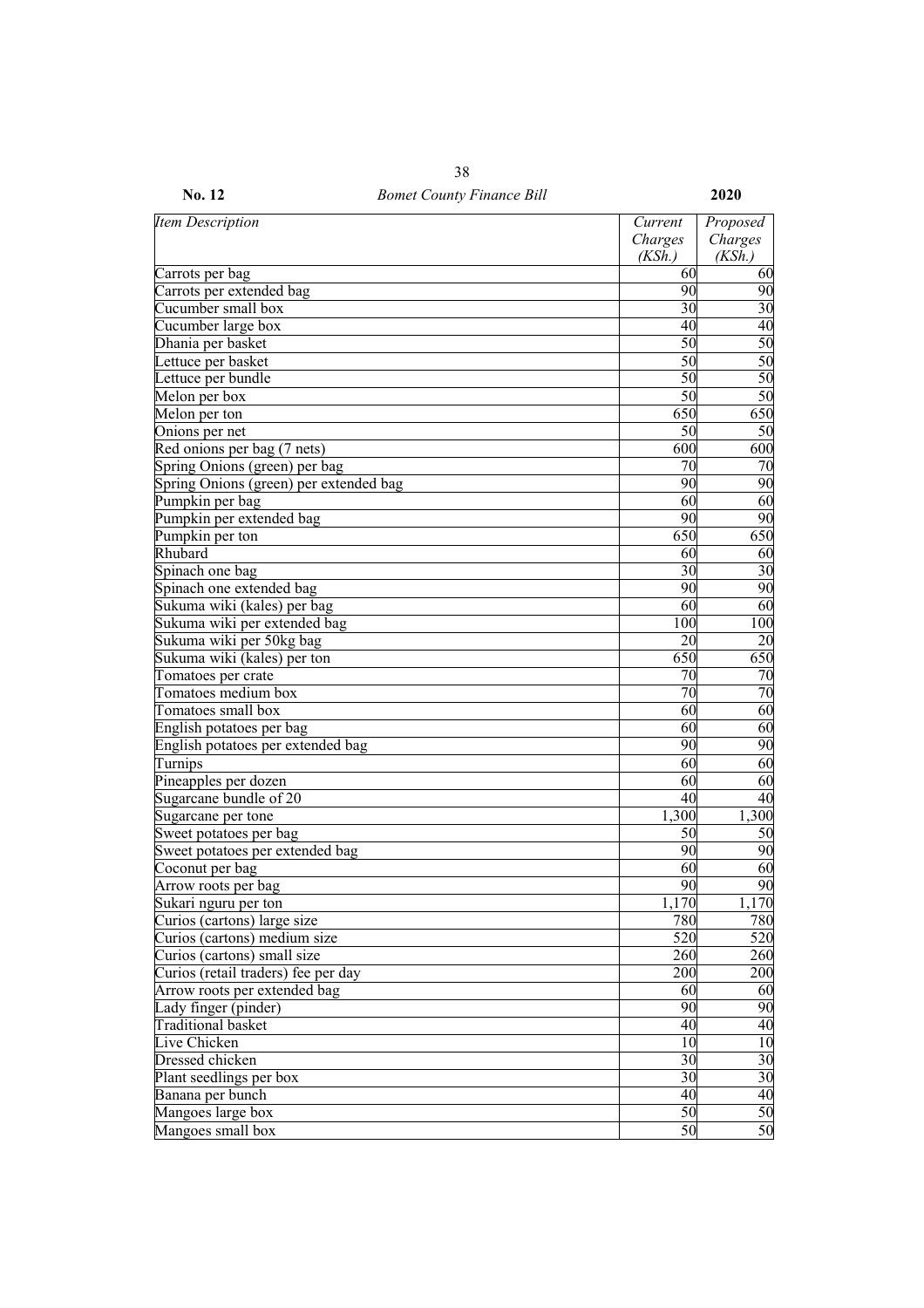| *Item Description* | *Current Charges (KSh.)* | *Proposed Charges (KSh.)* |
|---|---|---|
| Carrots per bag | 60 | 60 |
| Carrots per extended bag | 90 | 90 |
| Cucumber small box | 30 | 30 |
| Cucumber large box | 40 | 40 |
| Dhania per basket | 50 | 50 |
| Lettuce per basket | 50 | 50 |
| Lettuce per bundle | 50 | 50 |
| Melon per box | 50 | 50 |
| Melon per ton | 650 | 650 |
| Onions per net | 50 | 50 |
| Red onions per bag (7 nets) | 600 | 600 |
| Spring Onions (green) per bag | 70 | 70 |
| Spring Onions (green) per extended bag | 90 | 90 |
| Pumpkin per bag | 60 | 60 |
| Pumpkin per extended bag | 90 | 90 |
| Pumpkin per ton | 650 | 650 |
| Rhubard | 60 | 60 |
| Spinach one bag | 30 | 30 |
| Spinach one extended bag | 90 | 90 |
| Sukuma wiki (kales) per bag | 60 | 60 |
| Sukuma wiki per extended bag | 100 | 100 |
| Sukuma wiki per 50kg bag | 20 | 20 |
| Sukuma wiki (kales) per ton | 650 | 650 |
| Tomatoes per crate | 70 | 70 |
| Tomatoes medium box | 70 | 70 |
| Tomatoes small box | 60 | 60 |
| English potatoes per bag | 60 | 60 |
| English potatoes per extended bag | 90 | 90 |
| Turnips | 60 | 60 |
| Pineapples per dozen | 60 | 60 |
| Sugarcane bundle of 20 | 40 | 40 |
| Sugarcane per tone | 1,300 | 1,300 |
| Sweet potatoes per bag | 50 | 50 |
| Sweet potatoes per extended bag | 90 | 90 |
| Coconut per bag | 60 | 60 |
| Arrow roots per bag | 90 | 90 |
| Sukari nguru per ton | 1,170 | 1,170 |
| Curios (cartons) large size | 780 | 780 |
| Curios (cartons) medium size | 520 | 520 |
| Curios (cartons) small size | 260 | 260 |
| Curios (retail traders) fee per day | 200 | 200 |
| Arrow roots per extended bag | 60 | 60 |
| Lady finger (pinder) | 90 | 90 |
| Traditional basket | 40 | 40 |
| Live Chicken | 10 | 10 |
| Dressed chicken | 30 | 30 |
| Plant seedlings per box | 30 | 30 |
| Banana per bunch | 40 | 40 |
| Mangoes large box | 50 | 50 |
| Mangoes small box | 50 | 50 |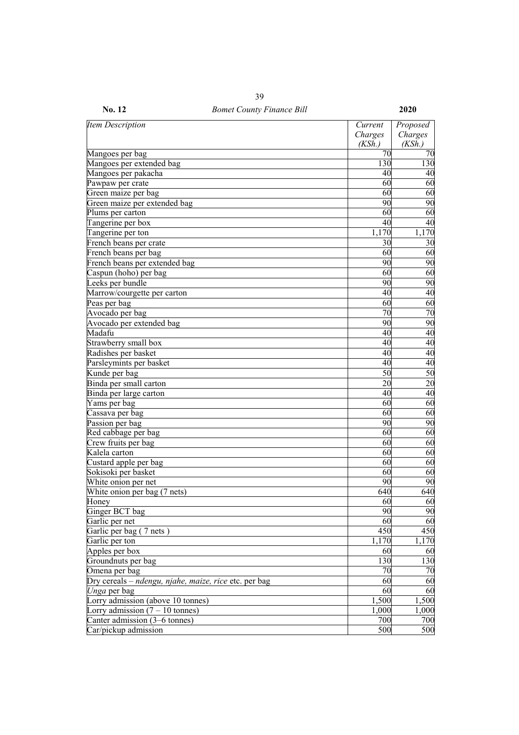| *Item Description* | *Current Charges (KSh.)* | *Proposed Charges (KSh.)* |
|---|---|---|
| Mangoes per bag | 70 | 70 |
| Mangoes per extended bag | 130 | 130 |
| Mangoes per pakacha | 40 | 40 |
| Pawpaw per crate | 60 | 60 |
| Green maize per bag | 60 | 60 |
| Green maize per extended bag | 90 | 90 |
| Plums per carton | 60 | 60 |
| Tangerine per box | 40 | 40 |
| Tangerine per ton | 1,170 | 1,170 |
| French beans per crate | 30 | 30 |
| French beans per bag | 60 | 60 |
| French beans per extended bag | 90 | 90 |
| Caspun (hoho) per bag | 60 | 60 |
| Leeks per bundle | 90 | 90 |
| Marrow/courgette per carton | 40 | 40 |
| Peas per bag | 60 | 60 |
| Avocado per bag | 70 | 70 |
| Avocado per extended bag | 90 | 90 |
| Madafu | 40 | 40 |
| Strawberry small box | 40 | 40 |
| Radishes per basket | 40 | 40 |
| Parsleymints per basket | 40 | 40 |
| Kunde per bag | 50 | 50 |
| Binda per small carton | 20 | 20 |
| Binda per large carton | 40 | 40 |
| Yams per bag | 60 | 60 |
| Cassava per bag | 60 | 60 |
| Passion per bag | 90 | 90 |
| Red cabbage per bag | 60 | 60 |
| Crew fruits per bag | 60 | 60 |
| Kalela carton | 60 | 60 |
| Custard apple per bag | 60 | 60 |
| Sokisoki per basket | 60 | 60 |
| White onion per net | 90 | 90 |
| White onion per bag (7 nets) | 640 | 640 |
| Honey | 60 | 60 |
| Ginger BCT bag | 90 | 90 |
| Garlic per net | 60 | 60 |
| Garlic per bag ( 7 nets ) | 450 | 450 |
| Garlic per ton | 1,170 | 1,170 |
| Apples per box | 60 | 60 |
| Groundnuts per bag | 130 | 130 |
| Omena per bag | 70 | 70 |
| Dry cereals – *ndengu, njahe, maize, rice* etc. per bag | 60 | 60 |
| *Unga* per bag | 60 | 60 |
| Lorry admission (above 10 tonnes) | 1,500 | 1,500 |
| Lorry admission (7 – 10 tonnes) | 1,000 | 1,000 |
| Canter admission (3–6 tonnes) | 700 | 700 |
| Car/pickup admission | 500 | 500 |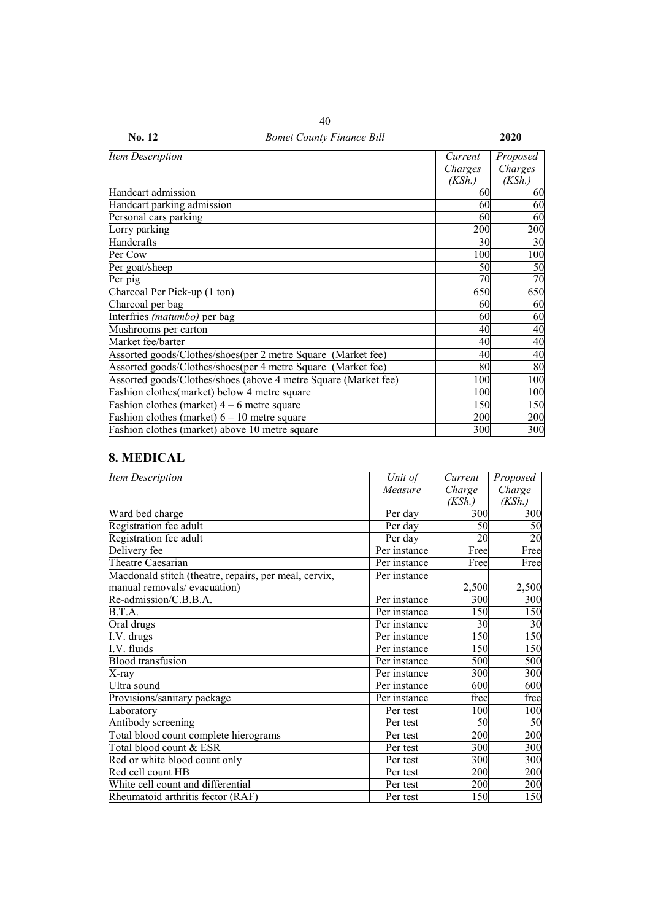| *Item Description* | *Current Charges (KSh.)* | *Proposed Charges (KSh.)* |
|---|---|---|
| Handcart admission | 60 | 60 |
| Handcart parking admission | 60 | 60 |
| Personal cars parking | 60 | 60 |
| Lorry parking | 200 | 200 |
| Handcrafts | 30 | 30 |
| Per Cow | 100 | 100 |
| Per goat/sheep | 50 | 50 |
| Per pig | 70 | 70 |
| Charcoal Per Pick-up (1 ton) | 650 | 650 |
| Charcoal per bag | 60 | 60 |
| Interfries *(matumbo)* per bag | 60 | 60 |
| Mushrooms per carton | 40 | 40 |
| Market fee/barter | 40 | 40 |
| Assorted goods/Clothes/shoes(per 2 metre Square (Market fee) | 40 | 40 |
| Assorted goods/Clothes/shoes(per 4 metre Square (Market fee) | 80 | 80 |
| Assorted goods/Clothes/shoes (above 4 metre Square (Market fee) | 100 | 100 |
| Fashion clothes(market) below 4 metre square | 100 | 100 |
| Fashion clothes (market) 4 – 6 metre square | 150 | 150 |
| Fashion clothes (market) 6 – 10 metre square | 200 | 200 |
| Fashion clothes (market) above 10 metre square | 300 | 300 |

## 8. MEDICAL

| *Item Description* | *Unit of Measure* | *Current Charge (KSh.)* | *Proposed Charge (KSh.)* |
|---|---|---|---|
| Ward bed charge | Per day | 300 | 300 |
| Registration fee adult | Per day | 50 | 50 |
| Registration fee adult | Per day | 20 | 20 |
| Delivery fee | Per instance | Free | Free |
| Theatre Caesarian | Per instance | Free | Free |
| Macdonald stitch (theatre, repairs, per meal, cervix, manual removals/ evacuation) | Per instance | 2,500 | 2,500 |
| Re-admission/C.B.B.A. | Per instance | 300 | 300 |
| B.T.A. | Per instance | 150 | 150 |
| Oral drugs | Per instance | 30 | 30 |
| I.V. drugs | Per instance | 150 | 150 |
| I.V. fluids | Per instance | 150 | 150 |
| Blood transfusion | Per instance | 500 | 500 |
| X-ray | Per instance | 300 | 300 |
| Ultra sound | Per instance | 600 | 600 |
| Provisions/sanitary package | Per instance | free | free |
| Laboratory | Per test | 100 | 100 |
| Antibody screening | Per test | 50 | 50 |
| Total blood count complete hierograms | Per test | 200 | 200 |
| Total blood count & ESR | Per test | 300 | 300 |
| Red or white blood count only | Per test | 300 | 300 |
| Red cell count HB | Per test | 200 | 200 |
| White cell count and differential | Per test | 200 | 200 |
| Rheumatoid arthritis fector (RAF) | Per test | 150 | 150 |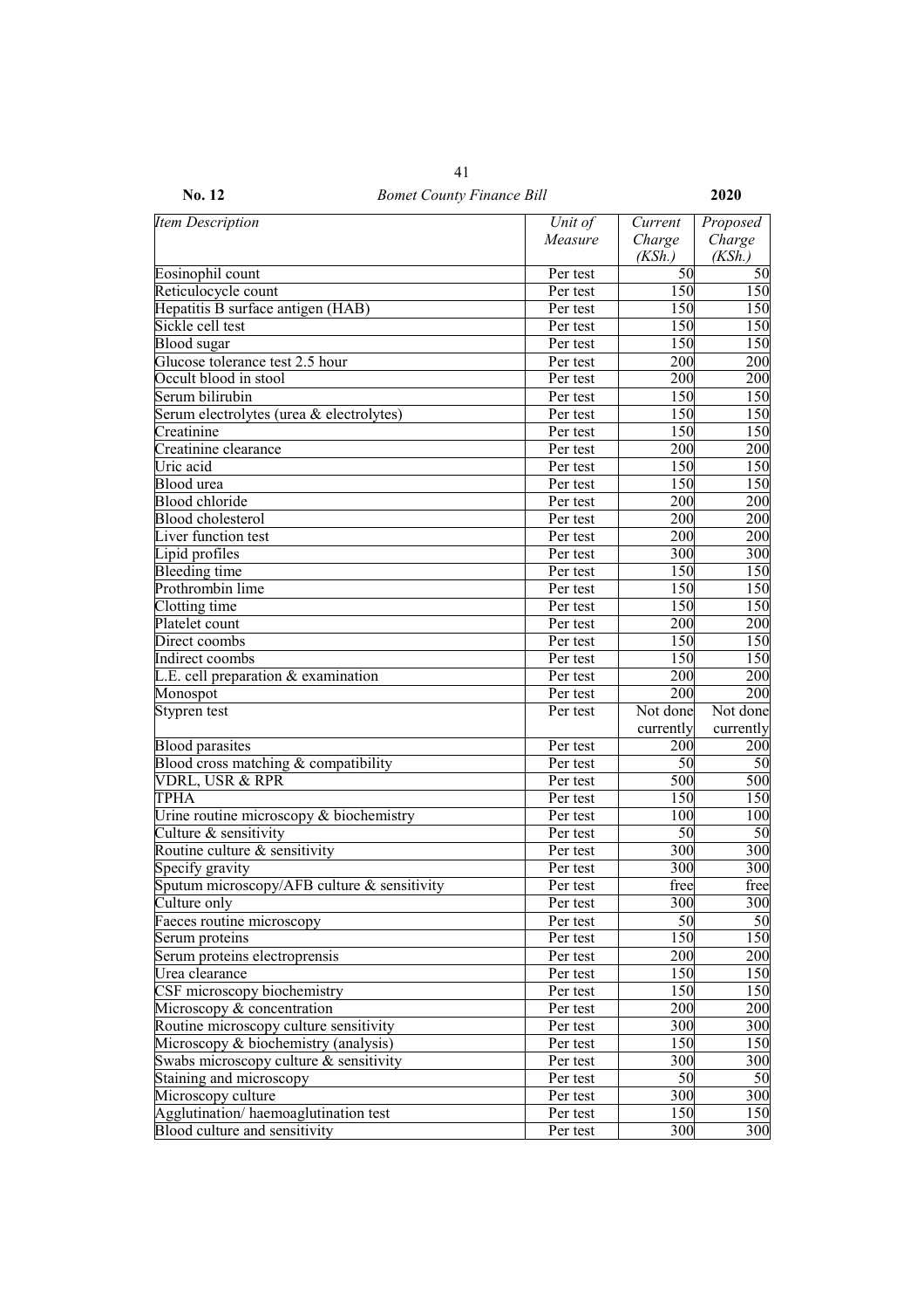| *Item Description* | *Unit of Measure* | *Current Charge (KSh.)* | *Proposed Charge (KSh.)* |
|---|---|---|---|
| Eosinophil count | Per test | 50 | 50 |
| Reticulocycle count | Per test | 150 | 150 |
| Hepatitis B surface antigen (HAB) | Per test | 150 | 150 |
| Sickle cell test | Per test | 150 | 150 |
| Blood sugar | Per test | 150 | 150 |
| Glucose tolerance test 2.5 hour | Per test | 200 | 200 |
| Occult blood in stool | Per test | 200 | 200 |
| Serum bilirubin | Per test | 150 | 150 |
| Serum electrolytes (urea & electrolytes) | Per test | 150 | 150 |
| Creatinine | Per test | 150 | 150 |
| Creatinine clearance | Per test | 200 | 200 |
| Uric acid | Per test | 150 | 150 |
| Blood urea | Per test | 150 | 150 |
| Blood chloride | Per test | 200 | 200 |
| Blood cholesterol | Per test | 200 | 200 |
| Liver function test | Per test | 200 | 200 |
| Lipid profiles | Per test | 300 | 300 |
| Bleeding time | Per test | 150 | 150 |
| Prothrombin lime | Per test | 150 | 150 |
| Clotting time | Per test | 150 | 150 |
| Platelet count | Per test | 200 | 200 |
| Direct coombs | Per test | 150 | 150 |
| Indirect coombs | Per test | 150 | 150 |
| L.E. cell preparation & examination | Per test | 200 | 200 |
| Monospot | Per test | 200 | 200 |
| Stypren test | Per test | Not done currently | Not done currently |
| Blood parasites | Per test | 200 | 200 |
| Blood cross matching & compatibility | Per test | 50 | 50 |
| VDRL, USR & RPR | Per test | 500 | 500 |
| TPHA | Per test | 150 | 150 |
| Urine routine microscopy & biochemistry | Per test | 100 | 100 |
| Culture & sensitivity | Per test | 50 | 50 |
| Routine culture & sensitivity | Per test | 300 | 300 |
| Specify gravity | Per test | 300 | 300 |
| Sputum microscopy/AFB culture & sensitivity | Per test | free | free |
| Culture only | Per test | 300 | 300 |
| Faeces routine microscopy | Per test | 50 | 50 |
| Serum proteins | Per test | 150 | 150 |
| Serum proteins electroprensis | Per test | 200 | 200 |
| Urea clearance | Per test | 150 | 150 |
| CSF microscopy biochemistry | Per test | 150 | 150 |
| Microscopy & concentration | Per test | 200 | 200 |
| Routine microscopy culture sensitivity | Per test | 300 | 300 |
| Microscopy & biochemistry (analysis) | Per test | 150 | 150 |
| Swabs microscopy culture & sensitivity | Per test | 300 | 300 |
| Staining and microscopy | Per test | 50 | 50 |
| Microscopy culture | Per test | 300 | 300 |
| Agglutination/ haemoaglutination test | Per test | 150 | 150 |
| Blood culture and sensitivity | Per test | 300 | 300 |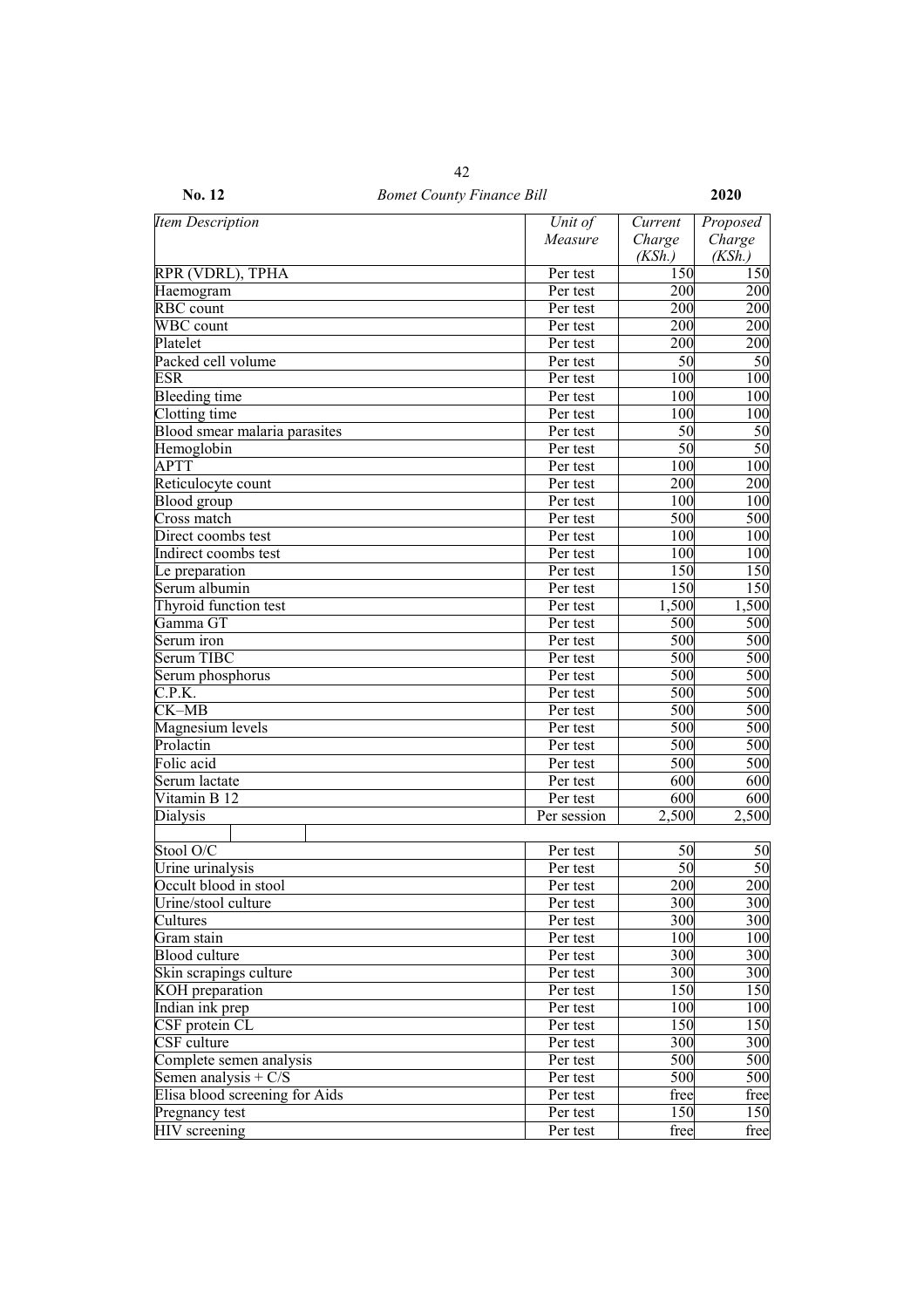| *Item Description* | *Unit of Measure* | *Current Charge (KSh.)* | *Proposed Charge (KSh.)* |
|---|---|---|---|
| RPR (VDRL), TPHA | Per test | 150 | 150 |
| Haemogram | Per test | 200 | 200 |
| RBC count | Per test | 200 | 200 |
| WBC count | Per test | 200 | 200 |
| Platelet | Per test | 200 | 200 |
| Packed cell volume | Per test | 50 | 50 |
| ESR | Per test | 100 | 100 |
| Bleeding time | Per test | 100 | 100 |
| Clotting time | Per test | 100 | 100 |
| Blood smear malaria parasites | Per test | 50 | 50 |
| Hemoglobin | Per test | 50 | 50 |
| APTT | Per test | 100 | 100 |
| Reticulocyte count | Per test | 200 | 200 |
| Blood group | Per test | 100 | 100 |
| Cross match | Per test | 500 | 500 |
| Direct coombs test | Per test | 100 | 100 |
| Indirect coombs test | Per test | 100 | 100 |
| Le preparation | Per test | 150 | 150 |
| Serum albumin | Per test | 150 | 150 |
| Thyroid function test | Per test | 1,500 | 1,500 |
| Gamma GT | Per test | 500 | 500 |
| Serum iron | Per test | 500 | 500 |
| Serum TIBC | Per test | 500 | 500 |
| Serum phosphorus | Per test | 500 | 500 |
| C.P.K. | Per test | 500 | 500 |
| CK–MB | Per test | 500 | 500 |
| Magnesium levels | Per test | 500 | 500 |
| Prolactin | Per test | 500 | 500 |
| Folic acid | Per test | 500 | 500 |
| Serum lactate | Per test | 600 | 600 |
| Vitamin B 12 | Per test | 600 | 600 |
| Dialysis | Per session | 2,500 | 2,500 |
| | | | |
| Stool O/C | Per test | 50 | 50 |
| Urine urinalysis | Per test | 50 | 50 |
| Occult blood in stool | Per test | 200 | 200 |
| Urine/stool culture | Per test | 300 | 300 |
| Cultures | Per test | 300 | 300 |
| Gram stain | Per test | 100 | 100 |
| Blood culture | Per test | 300 | 300 |
| Skin scrapings culture | Per test | 300 | 300 |
| KOH preparation | Per test | 150 | 150 |
| Indian ink prep | Per test | 100 | 100 |
| CSF protein CL | Per test | 150 | 150 |
| CSF culture | Per test | 300 | 300 |
| Complete semen analysis | Per test | 500 | 500 |
| Semen analysis + C/S | Per test | 500 | 500 |
| Elisa blood screening for Aids | Per test | free | free |
| Pregnancy test | Per test | 150 | 150 |
| HIV screening | Per test | free | free |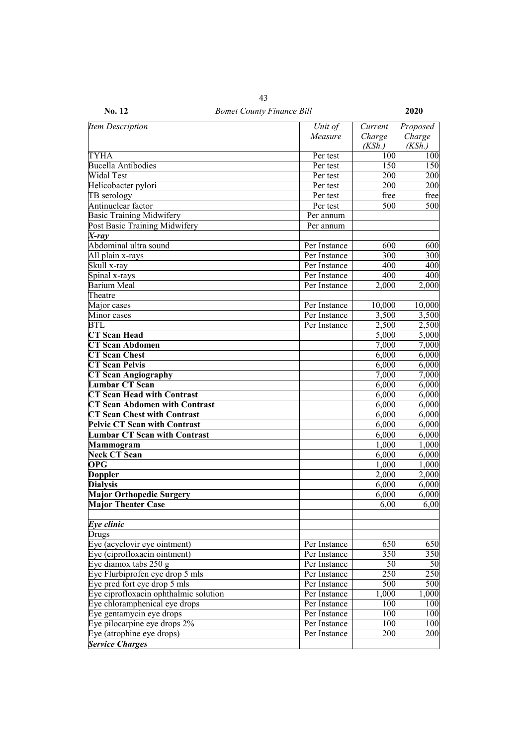| *Item Description* | *Unit of Measure* | *Current Charge (KSh.)* | *Proposed Charge (KSh.)* |
|---|---|---|---|
| TYHA | Per test | 100 | 100 |
| Bucella Antibodies | Per test | 150 | 150 |
| Widal Test | Per test | 200 | 200 |
| Helicobacter pylori | Per test | 200 | 200 |
| TB serology | Per test | free | free |
| Antinuclear factor | Per test | 500 | 500 |
| Basic Training Midwifery | Per annum | | |
| Post Basic Training Midwifery | Per annum | | |
| ***X-ray*** | | | |
| Abdominal ultra sound | Per Instance | 600 | 600 |
| All plain x-rays | Per Instance | 300 | 300 |
| Skull x-ray | Per Instance | 400 | 400 |
| Spinal x-rays | Per Instance | 400 | 400 |
| Barium Meal | Per Instance | 2,000 | 2,000 |
| Theatre | | | |
| Major cases | Per Instance | 10,000 | 10,000 |
| Minor cases | Per Instance | 3,500 | 3,500 |
| BTL | Per Instance | 2,500 | 2,500 |
| **CT Scan Head** | | 5,000 | 5,000 |
| **CT Scan Abdomen** | | 7,000 | 7,000 |
| **CT Scan Chest** | | 6,000 | 6,000 |
| **CT Scan Pelvis** | | 6,000 | 6,000 |
| **CT Scan Angiography** | | 7,000 | 7,000 |
| **Lumbar CT Scan** | | 6,000 | 6,000 |
| **CT Scan Head with Contrast** | | 6,000 | 6,000 |
| **CT Scan Abdomen with Contrast** | | 6,000 | 6,000 |
| **CT Scan Chest with Contrast** | | 6,000 | 6,000 |
| **Pelvic CT Scan with Contrast** | | 6,000 | 6,000 |
| **Lumbar CT Scan with Contrast** | | 6,000 | 6,000 |
| **Mammogram** | | 1,000 | 1,000 |
| **Neck CT Scan** | | 6,000 | 6,000 |
| **OPG** | | 1,000 | 1,000 |
| **Doppler** | | 2,000 | 2,000 |
| **Dialysis** | | 6,000 | 6,000 |
| **Major Orthopedic Surgery** | | 6,000 | 6,000 |
| **Major Theater Case** | | 6,00 | 6,00 |
| | | | |
| ***Eye clinic*** | | | |
| Drugs | | | |
| Eye (acyclovir eye ointment) | Per Instance | 650 | 650 |
| Eye (ciprofloxacin ointment) | Per Instance | 350 | 350 |
| Eye diamox tabs 250 g | Per Instance | 50 | 50 |
| Eye Flurbiprofen eye drop 5 mls | Per Instance | 250 | 250 |
| Eye pred fort eye drop 5 mls | Per Instance | 500 | 500 |
| Eye ciprofloxacin ophthalmic solution | Per Instance | 1,000 | 1,000 |
| Eye chloramphenical eye drops | Per Instance | 100 | 100 |
| Eye gentamycin eye drops | Per Instance | 100 | 100 |
| Eye pilocarpine eye drops 2% | Per Instance | 100 | 100 |
| Eye (atrophine eye drops) | Per Instance | 200 | 200 |
| ***Service Charges*** | | | |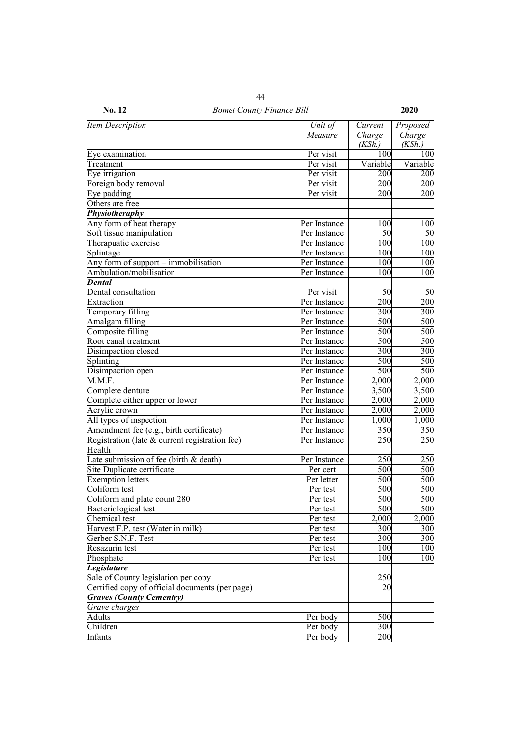| *Item Description* | *Unit of Measure* | *Current Charge (KSh.)* | *Proposed Charge (KSh.)* |
|---|---|---|---|
| Eye examination | Per visit | 100 | 100 |
| Treatment | Per visit | Variable | Variable |
| Eye irrigation | Per visit | 200 | 200 |
| Foreign body removal | Per visit | 200 | 200 |
| Eye padding | Per visit | 200 | 200 |
| Others are free | | | |
| ***Physiotheraphy*** | | | |
| Any form of heat therapy | Per Instance | 100 | 100 |
| Soft tissue manipulation | Per Instance | 50 | 50 |
| Therapuatic exercise | Per Instance | 100 | 100 |
| Splintage | Per Instance | 100 | 100 |
| Any form of support – immobilisation | Per Instance | 100 | 100 |
| Ambulation/mobilisation | Per Instance | 100 | 100 |
| ***Dental*** | | | |
| Dental consultation | Per visit | 50 | 50 |
| Extraction | Per Instance | 200 | 200 |
| Temporary filling | Per Instance | 300 | 300 |
| Amalgam filling | Per Instance | 500 | 500 |
| Composite filling | Per Instance | 500 | 500 |
| Root canal treatment | Per Instance | 500 | 500 |
| Disimpaction closed | Per Instance | 300 | 300 |
| Splinting | Per Instance | 500 | 500 |
| Disimpaction open | Per Instance | 500 | 500 |
| M.M.F. | Per Instance | 2,000 | 2,000 |
| Complete denture | Per Instance | 3,500 | 3,500 |
| Complete either upper or lower | Per Instance | 2,000 | 2,000 |
| Acrylic crown | Per Instance | 2,000 | 2,000 |
| All types of inspection | Per Instance | 1,000 | 1,000 |
| Amendment fee (e.g., birth certificate) | Per Instance | 350 | 350 |
| Registration (late & current registration fee) | Per Instance | 250 | 250 |
| Health | | | |
| Late submission of fee (birth & death) | Per Instance | 250 | 250 |
| Site Duplicate certificate | Per cert | 500 | 500 |
| Exemption letters | Per letter | 500 | 500 |
| Coliform test | Per test | 500 | 500 |
| Coliform and plate count 280 | Per test | 500 | 500 |
| Bacteriological test | Per test | 500 | 500 |
| Chemical test | Per test | 2,000 | 2,000 |
| Harvest F.P. test (Water in milk) | Per test | 300 | 300 |
| Gerber S.N.F. Test | Per test | 300 | 300 |
| Resazurin test | Per test | 100 | 100 |
| Phosphate | Per test | 100 | 100 |
| ***Legislature*** | | | |
| Sale of County legislation per copy | | 250 | |
| Certified copy of official documents (per page) | | 20 | |
| ***Graves (County Cementry)*** | | | |
| *Grave charges* | | | |
| Adults | Per body | 500 | |
| Children | Per body | 300 | |
| Infants | Per body | 200 | |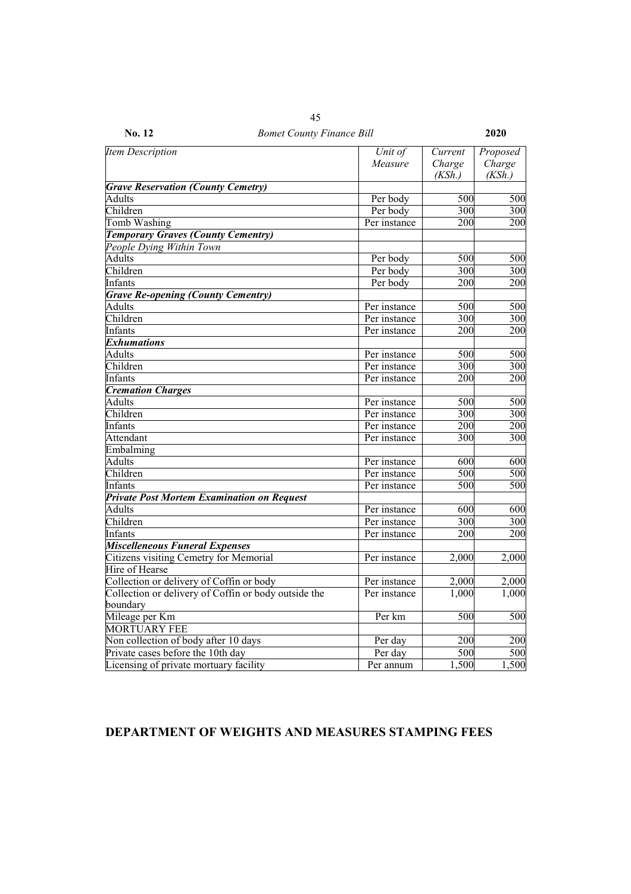| *Item Description* | *Unit of Measure* | *Current Charge (KSh.)* | *Proposed Charge (KSh.)* |
|---|---|---|---|
| ***Grave Reservation (County Cemetry)*** | | | |
| Adults | Per body | 500 | 500 |
| Children | Per body | 300 | 300 |
| Tomb Washing | Per instance | 200 | 200 |
| ***Temporary Graves (County Cementry)*** | | | |
| *People Dying Within Town* | | | |
| Adults | Per body | 500 | 500 |
| Children | Per body | 300 | 300 |
| Infants | Per body | 200 | 200 |
| ***Grave Re-opening (County Cementry)*** | | | |
| Adults | Per instance | 500 | 500 |
| Children | Per instance | 300 | 300 |
| Infants | Per instance | 200 | 200 |
| ***Exhumations*** | | | |
| Adults | Per instance | 500 | 500 |
| Children | Per instance | 300 | 300 |
| Infants | Per instance | 200 | 200 |
| ***Cremation Charges*** | | | |
| Adults | Per instance | 500 | 500 |
| Children | Per instance | 300 | 300 |
| Infants | Per instance | 200 | 200 |
| Attendant | Per instance | 300 | 300 |
| Embalming | | | |
| Adults | Per instance | 600 | 600 |
| Children | Per instance | 500 | 500 |
| Infants | Per instance | 500 | 500 |
| ***Private Post Mortem Examination on Request*** | | | |
| Adults | Per instance | 600 | 600 |
| Children | Per instance | 300 | 300 |
| Infants | Per instance | 200 | 200 |
| ***Miscelleneous Funeral Expenses*** | | | |
| Citizens visiting Cemetry for Memorial | Per instance | 2,000 | 2,000 |
| Hire of Hearse | | | |
| Collection or delivery of Coffin or body | Per instance | 2,000 | 2,000 |
| Collection or delivery of Coffin or body outside the boundary | Per instance | 1,000 | 1,000 |
| Mileage per Km | Per km | 500 | 500 |
| MORTUARY FEE | | | |
| Non collection of body after 10 days | Per day | 200 | 200 |
| Private cases before the 10th day | Per day | 500 | 500 |
| Licensing of private mortuary facility | Per annum | 1,500 | 1,500 |

## DEPARTMENT OF WEIGHTS AND MEASURES STAMPING FEES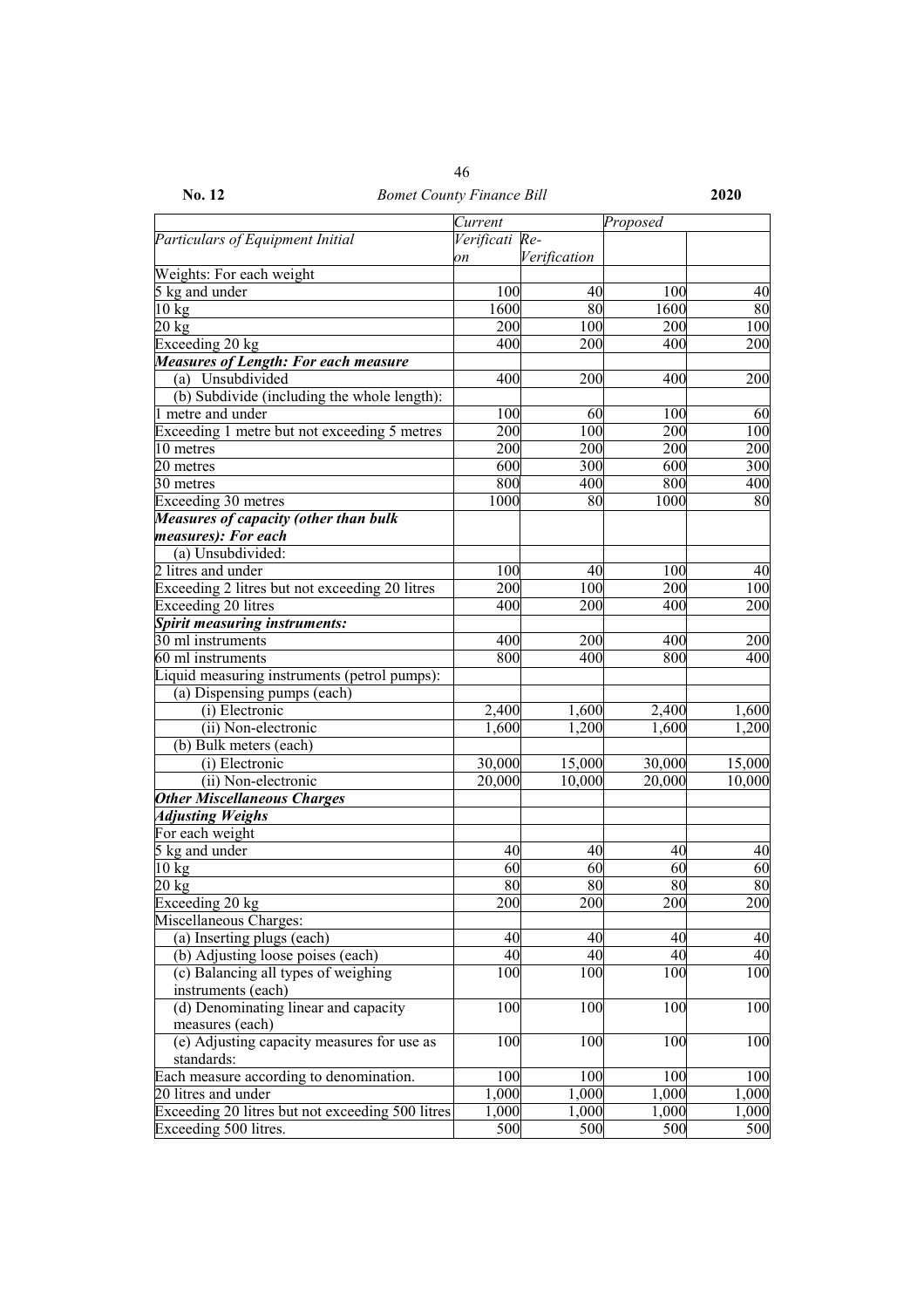| | Current | | Proposed | |
|---|---|---|---|---|
| *Particulars of Equipment Initial* | *Verification* | *Re-Verification* | | |
| Weights: For each weight | | | | |
| 5 kg and under | 100 | 40 | 100 | 40 |
| 10 kg | 1600 | 80 | 1600 | 80 |
| 20 kg | 200 | 100 | 200 | 100 |
| Exceeding 20 kg | 400 | 200 | 400 | 200 |
| ***Measures of Length: For each measure*** | | | | |
| (a) Unsubdivided | 400 | 200 | 400 | 200 |
| (b) Subdivide (including the whole length): | | | | |
| 1 metre and under | 100 | 60 | 100 | 60 |
| Exceeding 1 metre but not exceeding 5 metres | 200 | 100 | 200 | 100 |
| 10 metres | 200 | 200 | 200 | 200 |
| 20 metres | 600 | 300 | 600 | 300 |
| 30 metres | 800 | 400 | 800 | 400 |
| Exceeding 30 metres | 1000 | 80 | 1000 | 80 |
| ***Measures of capacity (other than bulk measures): For each*** | | | | |
| (a) Unsubdivided: | | | | |
| 2 litres and under | 100 | 40 | 100 | 40 |
| Exceeding 2 litres but not exceeding 20 litres | 200 | 100 | 200 | 100 |
| Exceeding 20 litres | 400 | 200 | 400 | 200 |
| ***Spirit measuring instruments:*** | | | | |
| 30 ml instruments | 400 | 200 | 400 | 200 |
| 60 ml instruments | 800 | 400 | 800 | 400 |
| Liquid measuring instruments (petrol pumps): | | | | |
| (a) Dispensing pumps (each) | | | | |
| (i) Electronic | 2,400 | 1,600 | 2,400 | 1,600 |
| (ii) Non-electronic | 1,600 | 1,200 | 1,600 | 1,200 |
| (b) Bulk meters (each) | | | | |
| (i) Electronic | 30,000 | 15,000 | 30,000 | 15,000 |
| (ii) Non-electronic | 20,000 | 10,000 | 20,000 | 10,000 |
| ***Other Miscellaneous Charges*** | | | | |
| ***Adjusting Weighs*** | | | | |
| For each weight | | | | |
| 5 kg and under | 40 | 40 | 40 | 40 |
| 10 kg | 60 | 60 | 60 | 60 |
| 20 kg | 80 | 80 | 80 | 80 |
| Exceeding 20 kg | 200 | 200 | 200 | 200 |
| Miscellaneous Charges: | | | | |
| (a) Inserting plugs (each) | 40 | 40 | 40 | 40 |
| (b) Adjusting loose poises (each) | 40 | 40 | 40 | 40 |
| (c) Balancing all types of weighing instruments (each) | 100 | 100 | 100 | 100 |
| (d) Denominating linear and capacity measures (each) | 100 | 100 | 100 | 100 |
| (e) Adjusting capacity measures for use as standards: | 100 | 100 | 100 | 100 |
| Each measure according to denomination. | 100 | 100 | 100 | 100 |
| 20 litres and under | 1,000 | 1,000 | 1,000 | 1,000 |
| Exceeding 20 litres but not exceeding 500 litres | 1,000 | 1,000 | 1,000 | 1,000 |
| Exceeding 500 litres. | 500 | 500 | 500 | 500 |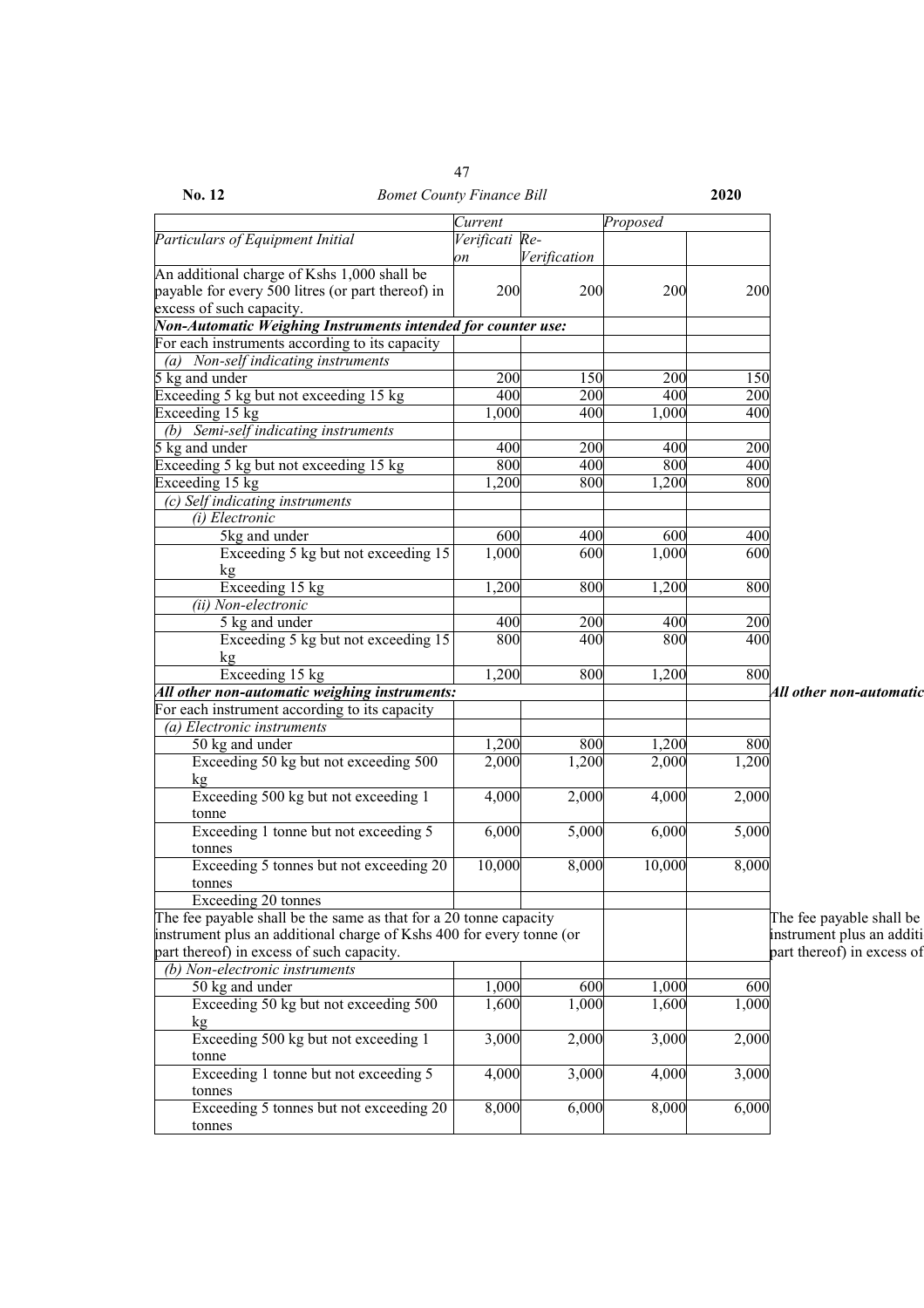| | Current | | Proposed | |
|---|---|---|---|---|
| *Particulars of Equipment Initial* | *Verification* | *Re-Verification* | | |
| An additional charge of Kshs 1,000 shall be payable for every 500 litres (or part thereof) in excess of such capacity. | 200 | 200 | 200 | 200 |
| ***Non-Automatic Weighing Instruments intended for counter use:*** | | | | |
| For each instruments according to its capacity | | | | |
| *(a) Non-self indicating instruments* | | | | |
| 5 kg and under | 200 | 150 | 200 | 150 |
| Exceeding 5 kg but not exceeding 15 kg | 400 | 200 | 400 | 200 |
| Exceeding 15 kg | 1,000 | 400 | 1,000 | 400 |
| *(b) Semi-self indicating instruments* | | | | |
| 5 kg and under | 400 | 200 | 400 | 200 |
| Exceeding 5 kg but not exceeding 15 kg | 800 | 400 | 800 | 400 |
| Exceeding 15 kg | 1,200 | 800 | 1,200 | 800 |
| *(c) Self indicating instruments* | | | | |
| *(i) Electronic* | | | | |
| 5kg and under | 600 | 400 | 600 | 400 |
| Exceeding 5 kg but not exceeding 15 kg | 1,000 | 600 | 1,000 | 600 |
| Exceeding 15 kg | 1,200 | 800 | 1,200 | 800 |
| *(ii) Non-electronic* | | | | |
| 5 kg and under | 400 | 200 | 400 | 200 |
| Exceeding 5 kg but not exceeding 15 kg | 800 | 400 | 800 | 400 |
| Exceeding 15 kg | 1,200 | 800 | 1,200 | 800 |
| ***All other non-automatic weighing instruments:*** | | | | |
| For each instrument according to its capacity | | | | |
| *(a) Electronic instruments* | | | | |
| 50 kg and under | 1,200 | 800 | 1,200 | 800 |
| Exceeding 50 kg but not exceeding 500 kg | 2,000 | 1,200 | 2,000 | 1,200 |
| Exceeding 500 kg but not exceeding 1 tonne | 4,000 | 2,000 | 4,000 | 2,000 |
| Exceeding 1 tonne but not exceeding 5 tonnes | 6,000 | 5,000 | 6,000 | 5,000 |
| Exceeding 5 tonnes but not exceeding 20 tonnes | 10,000 | 8,000 | 10,000 | 8,000 |
| Exceeding 20 tonnes | | | | |
| The fee payable shall be the same as that for a 20 tonne capacity instrument plus an additional charge of Kshs 400 for every tonne (or part thereof) in excess of such capacity. | | | | |
| *(b) Non-electronic instruments* | | | | |
| 50 kg and under | 1,000 | 600 | 1,000 | 600 |
| Exceeding 50 kg but not exceeding 500 kg | 1,600 | 1,000 | 1,600 | 1,000 |
| Exceeding 500 kg but not exceeding 1 tonne | 3,000 | 2,000 | 3,000 | 2,000 |
| Exceeding 1 tonne but not exceeding 5 tonnes | 4,000 | 3,000 | 4,000 | 3,000 |
| Exceeding 5 tonnes but not exceeding 20 tonnes | 8,000 | 6,000 | 8,000 | 6,000 |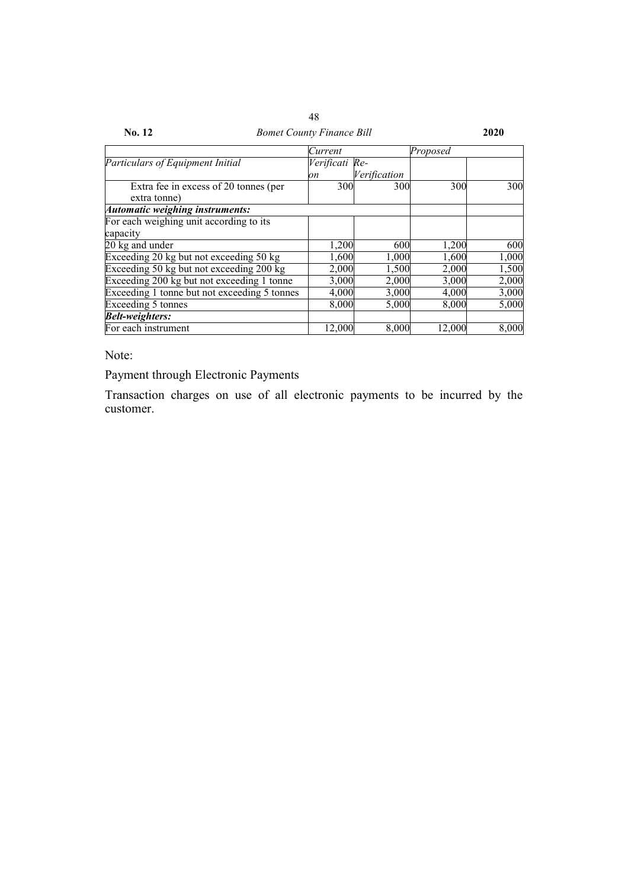| | *Current* | | *Proposed* | |
|---|---|---|---|---|
| *Particulars of Equipment Initial* | *Verification* | *Re-Verification* | | |
| Extra fee in excess of 20 tonnes (per extra tonne) | 300 | 300 | 300 | 300 |
| ***Automatic weighing instruments:*** | | | | |
| For each weighing unit according to its capacity | | | | |
| 20 kg and under | 1,200 | 600 | 1,200 | 600 |
| Exceeding 20 kg but not exceeding 50 kg | 1,600 | 1,000 | 1,600 | 1,000 |
| Exceeding 50 kg but not exceeding 200 kg | 2,000 | 1,500 | 2,000 | 1,500 |
| Exceeding 200 kg but not exceeding 1 tonne | 3,000 | 2,000 | 3,000 | 2,000 |
| Exceeding 1 tonne but not exceeding 5 tonnes | 4,000 | 3,000 | 4,000 | 3,000 |
| Exceeding 5 tonnes | 8,000 | 5,000 | 8,000 | 5,000 |
| ***Belt-weighters:*** | | | | |
| For each instrument | 12,000 | 8,000 | 12,000 | 8,000 |

Note:

Payment through Electronic Payments

Transaction charges on use of all electronic payments to be incurred by the customer.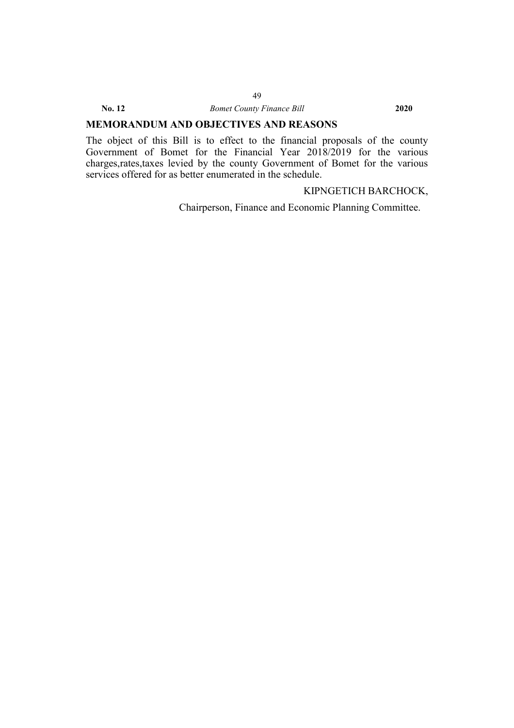## MEMORANDUM AND OBJECTIVES AND REASONS

The object of this Bill is to effect to the financial proposals of the county Government of Bomet for the Financial Year 2018/2019 for the various charges,rates,taxes levied by the county Government of Bomet for the various services offered for as better enumerated in the schedule.

KIPNGETICH BARCHOCK,

Chairperson, Finance and Economic Planning Committee.